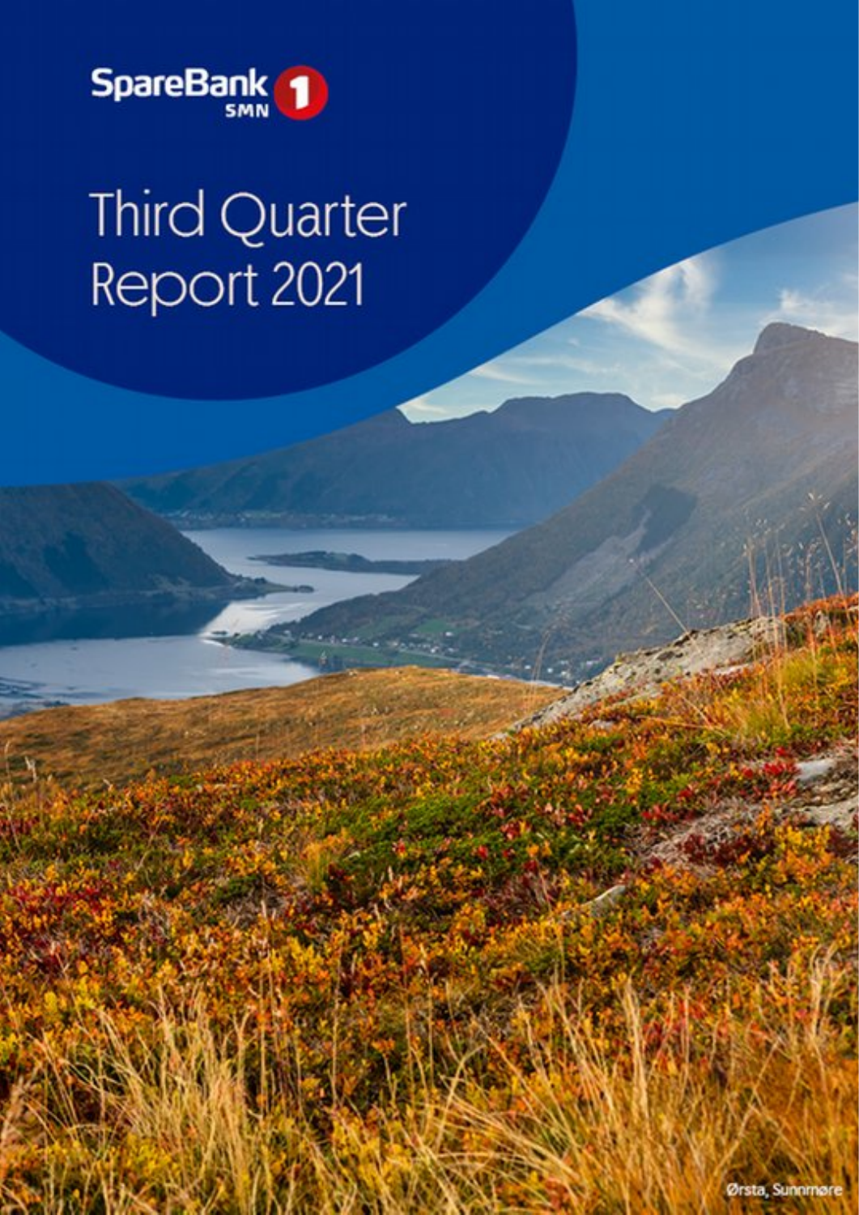SpareBank 1 SMN

# Third Quarter Report 2021

Ørsta, Sunnmøre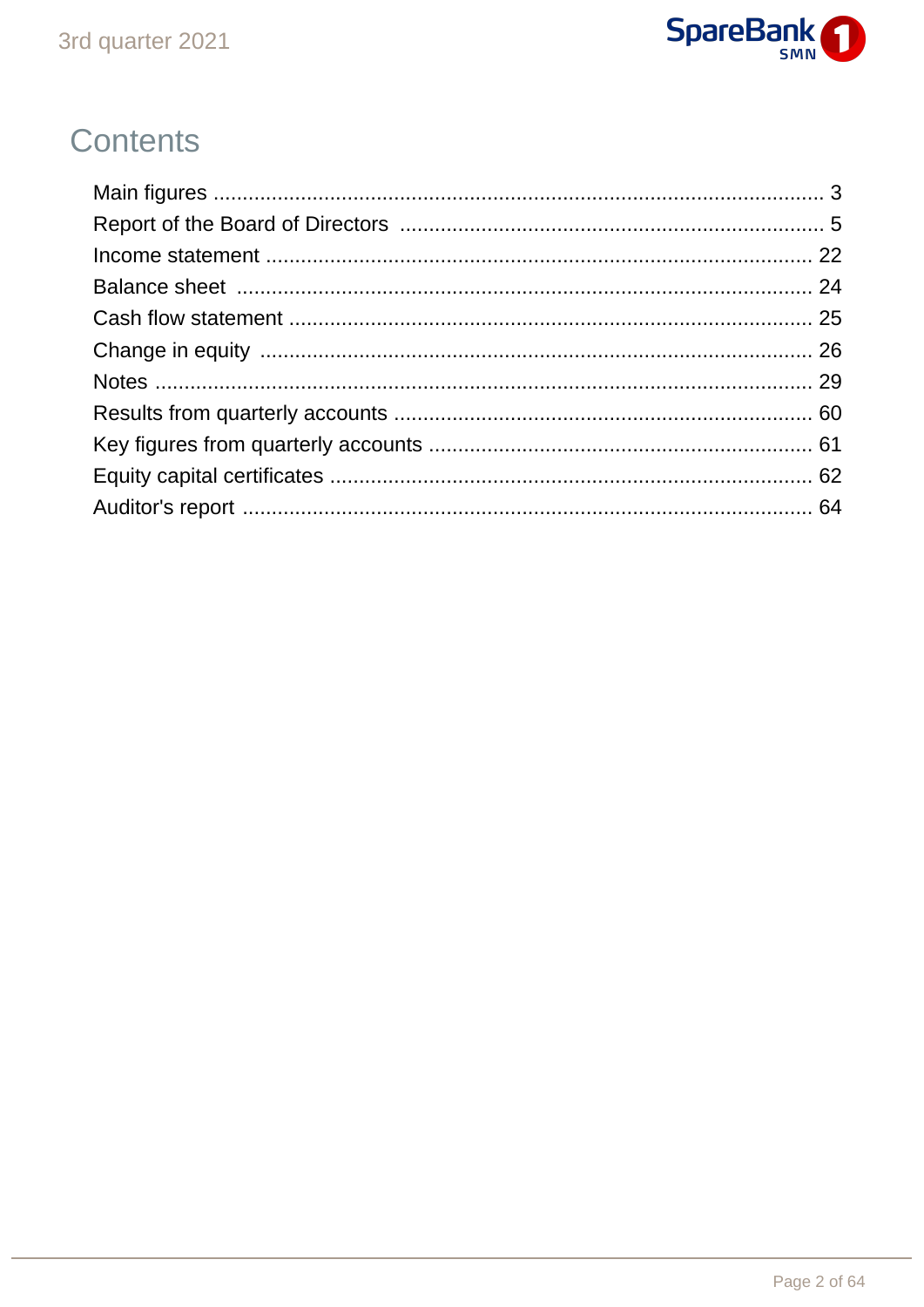# Contents

| | |
|---|---|
| Main figures | 3 |
| Report of the Board of Directors | 5 |
| Income statement | 22 |
| Balance sheet | 24 |
| Cash flow statement | 25 |
| Change in equity | 26 |
| Notes | 29 |
| Results from quarterly accounts | 60 |
| Key figures from quarterly accounts | 61 |
| Equity capital certificates | 62 |
| Auditor's report | 64 |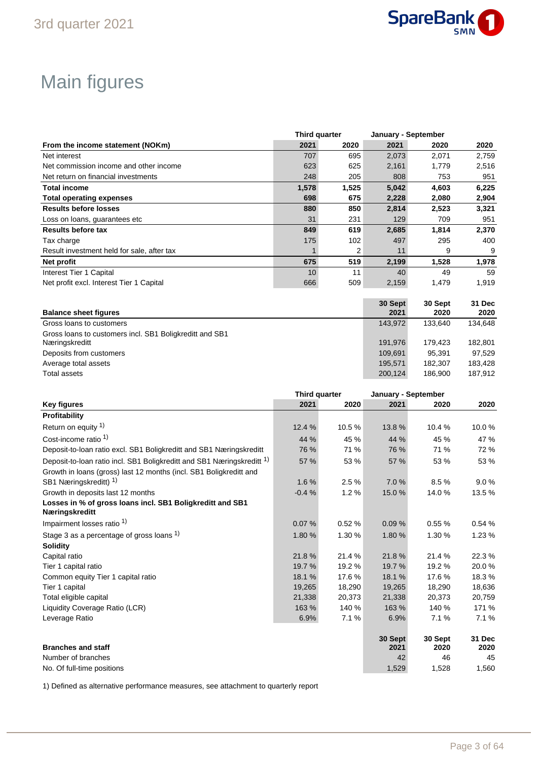# Main figures

| From the income statement (NOKm) | Third quarter 2021 | Third quarter 2020 | January - September 2021 | January - September 2020 | 2020 |
|---|---|---|---|---|---|
| Net interest | 707 | 695 | 2,073 | 2,071 | 2,759 |
| Net commission income and other income | 623 | 625 | 2,161 | 1,779 | 2,516 |
| Net return on financial investments | 248 | 205 | 808 | 753 | 951 |
| **Total income** | **1,578** | **1,525** | **5,042** | **4,603** | **6,225** |
| **Total operating expenses** | **698** | **675** | **2,228** | **2,080** | **2,904** |
| **Results before losses** | **880** | **850** | **2,814** | **2,523** | **3,321** |
| Loss on loans, guarantees etc | 31 | 231 | 129 | 709 | 951 |
| **Results before tax** | **849** | **619** | **2,685** | **1,814** | **2,370** |
| Tax charge | 175 | 102 | 497 | 295 | 400 |
| Result investment held for sale, after tax | 1 | 2 | 11 | 9 | 9 |
| **Net profit** | **675** | **519** | **2,199** | **1,528** | **1,978** |
| Interest Tier 1 Capital | 10 | 11 | 40 | 49 | 59 |
| Net profit excl. Interest Tier 1 Capital | 666 | 509 | 2,159 | 1,479 | 1,919 |

| Balance sheet figures | 30 Sept 2021 | 30 Sept 2020 | 31 Dec 2020 |
|---|---|---|---|
| Gross loans to customers | 143,972 | 133,640 | 134,648 |
| Gross loans to customers incl. SB1 Boligkreditt and SB1 Næringskreditt | 191,976 | 179,423 | 182,801 |
| Deposits from customers | 109,691 | 95,391 | 97,529 |
| Average total assets | 195,571 | 182,307 | 183,428 |
| Total assets | 200,124 | 186,900 | 187,912 |

| Key figures | Third quarter 2021 | Third quarter 2020 | January - September 2021 | January - September 2020 | 2020 |
|---|---|---|---|---|---|
| **Profitability** | | | | | |
| Return on equity 1) | 12.4 % | 10.5 % | 13.8 % | 10.4 % | 10.0 % |
| Cost-income ratio 1) | 44 % | 45 % | 44 % | 45 % | 47 % |
| Deposit-to-loan ratio excl. SB1 Boligkreditt and SB1 Næringskreditt | 76 % | 71 % | 76 % | 71 % | 72 % |
| Deposit-to-loan ratio incl. SB1 Boligkreditt and SB1 Næringskreditt 1) | 57 % | 53 % | 57 % | 53 % | 53 % |
| Growth in loans (gross) last 12 months (incl. SB1 Boligkreditt and SB1 Næringskreditt) 1) | 1.6 % | 2.5 % | 7.0 % | 8.5 % | 9.0 % |
| Growth in deposits last 12 months | -0.4 % | 1.2 % | 15.0 % | 14.0 % | 13.5 % |
| **Losses in % of gross loans incl. SB1 Boligkreditt and SB1 Næringskreditt** | | | | | |
| Impairment losses ratio 1) | 0.07 % | 0.52 % | 0.09 % | 0.55 % | 0.54 % |
| Stage 3 as a percentage of gross loans 1) | 1.80 % | 1.30 % | 1.80 % | 1.30 % | 1.23 % |
| **Solidity** | | | | | |
| Capital ratio | 21.8 % | 21.4 % | 21.8 % | 21.4 % | 22.3 % |
| Tier 1 capital ratio | 19.7 % | 19.2 % | 19.7 % | 19.2 % | 20.0 % |
| Common equity Tier 1 capital ratio | 18.1 % | 17.6 % | 18.1 % | 17.6 % | 18.3 % |
| Tier 1 capital | 19,265 | 18,290 | 19,265 | 18,290 | 18,636 |
| Total eligible capital | 21,338 | 20,373 | 21,338 | 20,373 | 20,759 |
| Liquidity Coverage Ratio (LCR) | 163 % | 140 % | 163 % | 140 % | 171 % |
| Leverage Ratio | 6.9% | 7.1 % | 6.9% | 7.1 % | 7.1 % |

| Branches and staff | 30 Sept 2021 | 30 Sept 2020 | 31 Dec 2020 |
|---|---|---|---|
| Number of branches | 42 | 46 | 45 |
| No. Of full-time positions | 1,529 | 1,528 | 1,560 |

1) Defined as alternative performance measures, see attachment to quarterly report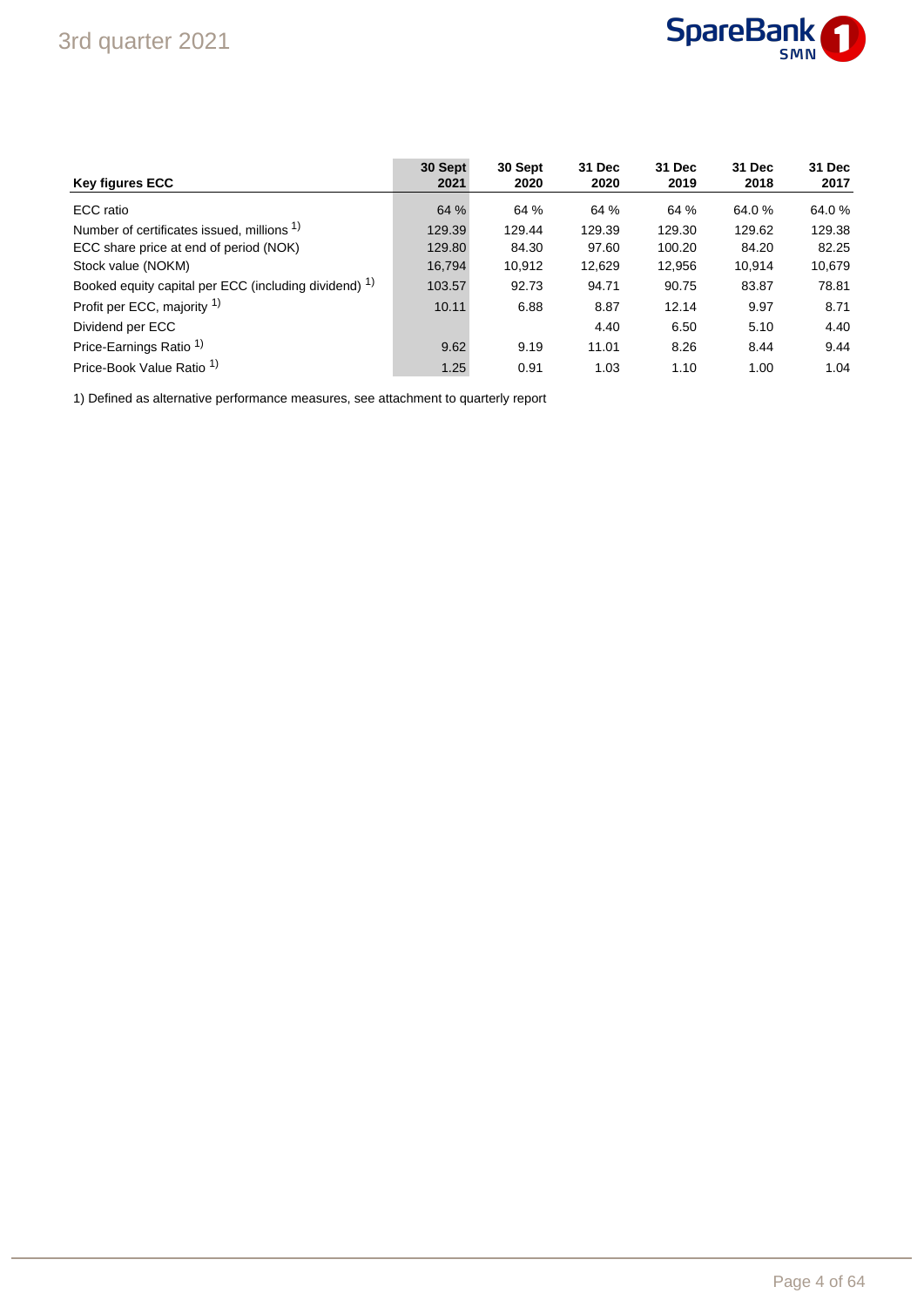| Key figures ECC | 30 Sept 2021 | 30 Sept 2020 | 31 Dec 2020 | 31 Dec 2019 | 31 Dec 2018 | 31 Dec 2017 |
|---|---|---|---|---|---|---|
| ECC ratio | 64 % | 64 % | 64 % | 64 % | 64.0 % | 64.0 % |
| Number of certificates issued, millions [1)] | 129.39 | 129.44 | 129.39 | 129.30 | 129.62 | 129.38 |
| ECC share price at end of period (NOK) | 129.80 | 84.30 | 97.60 | 100.20 | 84.20 | 82.25 |
| Stock value (NOKM) | 16,794 | 10,912 | 12,629 | 12,956 | 10,914 | 10,679 |
| Booked equity capital per ECC (including dividend) [1)] | 103.57 | 92.73 | 94.71 | 90.75 | 83.87 | 78.81 |
| Profit per ECC, majority [1)] | 10.11 | 6.88 | 8.87 | 12.14 | 9.97 | 8.71 |
| Dividend per ECC | | | 4.40 | 6.50 | 5.10 | 4.40 |
| Price-Earnings Ratio [1)] | 9.62 | 9.19 | 11.01 | 8.26 | 8.44 | 9.44 |
| Price-Book Value Ratio [1)] | 1.25 | 0.91 | 1.03 | 1.10 | 1.00 | 1.04 |

1) Defined as alternative performance measures, see attachment to quarterly report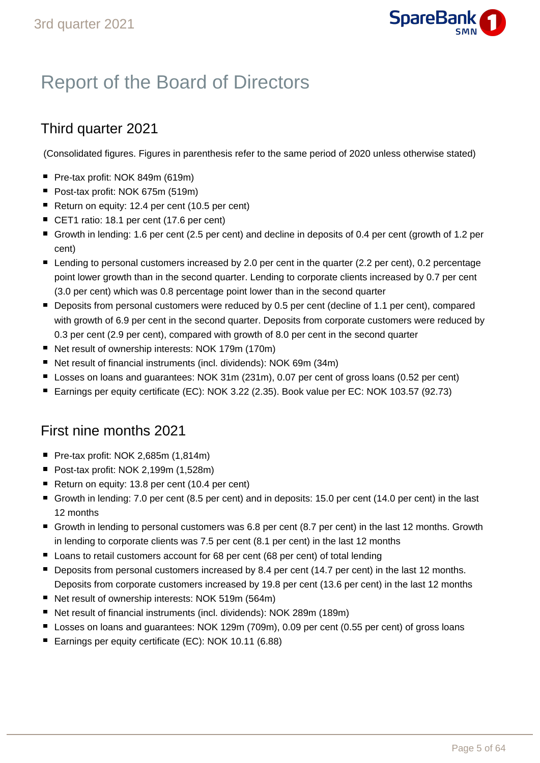# Report of the Board of Directors

## Third quarter 2021

(Consolidated figures. Figures in parenthesis refer to the same period of 2020 unless otherwise stated)

- Pre-tax profit: NOK 849m (619m)
- Post-tax profit: NOK 675m (519m)
- Return on equity: 12.4 per cent (10.5 per cent)
- CET1 ratio: 18.1 per cent (17.6 per cent)
- Growth in lending: 1.6 per cent (2.5 per cent) and decline in deposits of 0.4 per cent (growth of 1.2 per cent)
- Lending to personal customers increased by 2.0 per cent in the quarter (2.2 per cent), 0.2 percentage point lower growth than in the second quarter. Lending to corporate clients increased by 0.7 per cent (3.0 per cent) which was 0.8 percentage point lower than in the second quarter
- Deposits from personal customers were reduced by 0.5 per cent (decline of 1.1 per cent), compared with growth of 6.9 per cent in the second quarter. Deposits from corporate customers were reduced by 0.3 per cent (2.9 per cent), compared with growth of 8.0 per cent in the second quarter
- Net result of ownership interests: NOK 179m (170m)
- Net result of financial instruments (incl. dividends): NOK 69m (34m)
- Losses on loans and guarantees: NOK 31m (231m), 0.07 per cent of gross loans (0.52 per cent)
- Earnings per equity certificate (EC): NOK 3.22 (2.35). Book value per EC: NOK 103.57 (92.73)

## First nine months 2021

- Pre-tax profit: NOK 2,685m (1,814m)
- Post-tax profit: NOK 2,199m (1,528m)
- Return on equity: 13.8 per cent (10.4 per cent)
- Growth in lending: 7.0 per cent (8.5 per cent) and in deposits: 15.0 per cent (14.0 per cent) in the last 12 months
- Growth in lending to personal customers was 6.8 per cent (8.7 per cent) in the last 12 months. Growth in lending to corporate clients was 7.5 per cent (8.1 per cent) in the last 12 months
- Loans to retail customers account for 68 per cent (68 per cent) of total lending
- Deposits from personal customers increased by 8.4 per cent (14.7 per cent) in the last 12 months. Deposits from corporate customers increased by 19.8 per cent (13.6 per cent) in the last 12 months
- Net result of ownership interests: NOK 519m (564m)
- Net result of financial instruments (incl. dividends): NOK 289m (189m)
- Losses on loans and guarantees: NOK 129m (709m), 0.09 per cent (0.55 per cent) of gross loans
- Earnings per equity certificate (EC): NOK 10.11 (6.88)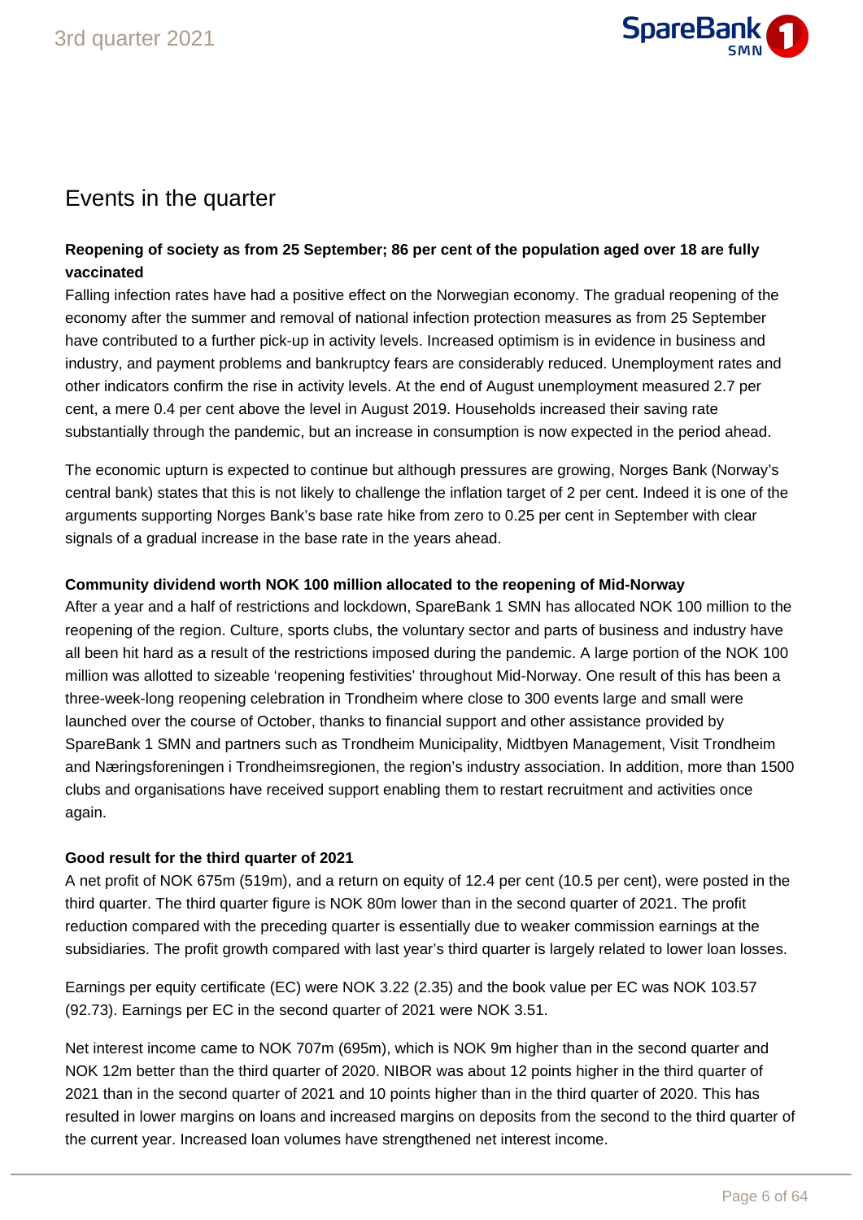# Events in the quarter

**Reopening of society as from 25 September; 86 per cent of the population aged over 18 are fully vaccinated**

Falling infection rates have had a positive effect on the Norwegian economy. The gradual reopening of the economy after the summer and removal of national infection protection measures as from 25 September have contributed to a further pick-up in activity levels. Increased optimism is in evidence in business and industry, and payment problems and bankruptcy fears are considerably reduced. Unemployment rates and other indicators confirm the rise in activity levels. At the end of August unemployment measured 2.7 per cent, a mere 0.4 per cent above the level in August 2019. Households increased their saving rate substantially through the pandemic, but an increase in consumption is now expected in the period ahead.

The economic upturn is expected to continue but although pressures are growing, Norges Bank (Norway's central bank) states that this is not likely to challenge the inflation target of 2 per cent. Indeed it is one of the arguments supporting Norges Bank's base rate hike from zero to 0.25 per cent in September with clear signals of a gradual increase in the base rate in the years ahead.

**Community dividend worth NOK 100 million allocated to the reopening of Mid-Norway**

After a year and a half of restrictions and lockdown, SpareBank 1 SMN has allocated NOK 100 million to the reopening of the region. Culture, sports clubs, the voluntary sector and parts of business and industry have all been hit hard as a result of the restrictions imposed during the pandemic. A large portion of the NOK 100 million was allotted to sizeable 'reopening festivities' throughout Mid-Norway. One result of this has been a three-week-long reopening celebration in Trondheim where close to 300 events large and small were launched over the course of October, thanks to financial support and other assistance provided by SpareBank 1 SMN and partners such as Trondheim Municipality, Midtbyen Management, Visit Trondheim and Næringsforeningen i Trondheimsregionen, the region's industry association. In addition, more than 1500 clubs and organisations have received support enabling them to restart recruitment and activities once again.

**Good result for the third quarter of 2021**

A net profit of NOK 675m (519m), and a return on equity of 12.4 per cent (10.5 per cent), were posted in the third quarter. The third quarter figure is NOK 80m lower than in the second quarter of 2021. The profit reduction compared with the preceding quarter is essentially due to weaker commission earnings at the subsidiaries. The profit growth compared with last year's third quarter is largely related to lower loan losses.

Earnings per equity certificate (EC) were NOK 3.22 (2.35) and the book value per EC was NOK 103.57 (92.73). Earnings per EC in the second quarter of 2021 were NOK 3.51.

Net interest income came to NOK 707m (695m), which is NOK 9m higher than in the second quarter and NOK 12m better than the third quarter of 2020. NIBOR was about 12 points higher in the third quarter of 2021 than in the second quarter of 2021 and 10 points higher than in the third quarter of 2020. This has resulted in lower margins on loans and increased margins on deposits from the second to the third quarter of the current year. Increased loan volumes have strengthened net interest income.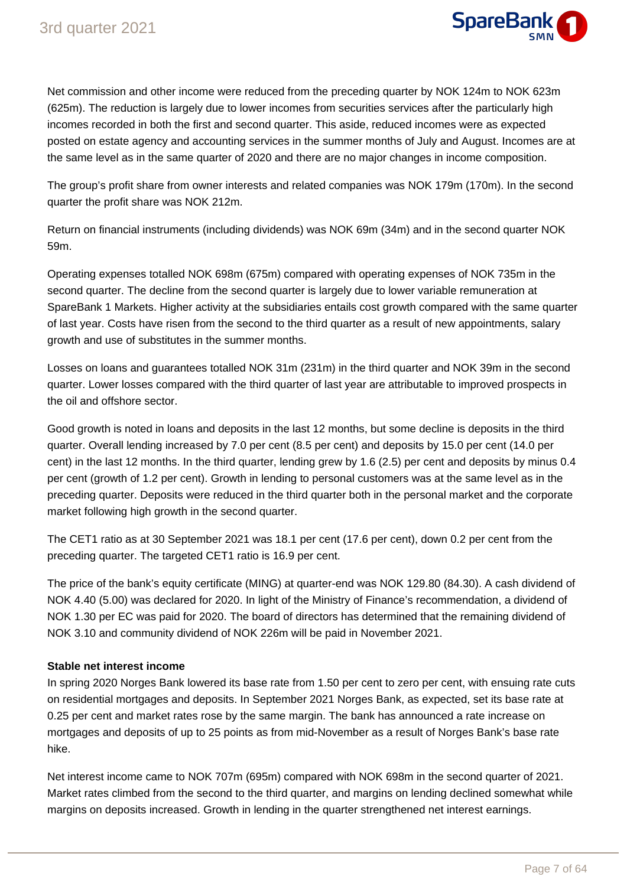Net commission and other income were reduced from the preceding quarter by NOK 124m to NOK 623m (625m). The reduction is largely due to lower incomes from securities services after the particularly high incomes recorded in both the first and second quarter. This aside, reduced incomes were as expected posted on estate agency and accounting services in the summer months of July and August. Incomes are at the same level as in the same quarter of 2020 and there are no major changes in income composition.

The group's profit share from owner interests and related companies was NOK 179m (170m). In the second quarter the profit share was NOK 212m.

Return on financial instruments (including dividends) was NOK 69m (34m) and in the second quarter NOK 59m.

Operating expenses totalled NOK 698m (675m) compared with operating expenses of NOK 735m in the second quarter. The decline from the second quarter is largely due to lower variable remuneration at SpareBank 1 Markets. Higher activity at the subsidiaries entails cost growth compared with the same quarter of last year. Costs have risen from the second to the third quarter as a result of new appointments, salary growth and use of substitutes in the summer months.

Losses on loans and guarantees totalled NOK 31m (231m) in the third quarter and NOK 39m in the second quarter. Lower losses compared with the third quarter of last year are attributable to improved prospects in the oil and offshore sector.

Good growth is noted in loans and deposits in the last 12 months, but some decline is deposits in the third quarter. Overall lending increased by 7.0 per cent (8.5 per cent) and deposits by 15.0 per cent (14.0 per cent) in the last 12 months. In the third quarter, lending grew by 1.6 (2.5) per cent and deposits by minus 0.4 per cent (growth of 1.2 per cent). Growth in lending to personal customers was at the same level as in the preceding quarter. Deposits were reduced in the third quarter both in the personal market and the corporate market following high growth in the second quarter.

The CET1 ratio as at 30 September 2021 was 18.1 per cent (17.6 per cent), down 0.2 per cent from the preceding quarter. The targeted CET1 ratio is 16.9 per cent.

The price of the bank's equity certificate (MING) at quarter-end was NOK 129.80 (84.30). A cash dividend of NOK 4.40 (5.00) was declared for 2020. In light of the Ministry of Finance's recommendation, a dividend of NOK 1.30 per EC was paid for 2020. The board of directors has determined that the remaining dividend of NOK 3.10 and community dividend of NOK 226m will be paid in November 2021.

**Stable net interest income**

In spring 2020 Norges Bank lowered its base rate from 1.50 per cent to zero per cent, with ensuing rate cuts on residential mortgages and deposits. In September 2021 Norges Bank, as expected, set its base rate at 0.25 per cent and market rates rose by the same margin. The bank has announced a rate increase on mortgages and deposits of up to 25 points as from mid-November as a result of Norges Bank's base rate hike.

Net interest income came to NOK 707m (695m) compared with NOK 698m in the second quarter of 2021. Market rates climbed from the second to the third quarter, and margins on lending declined somewhat while margins on deposits increased. Growth in lending in the quarter strengthened net interest earnings.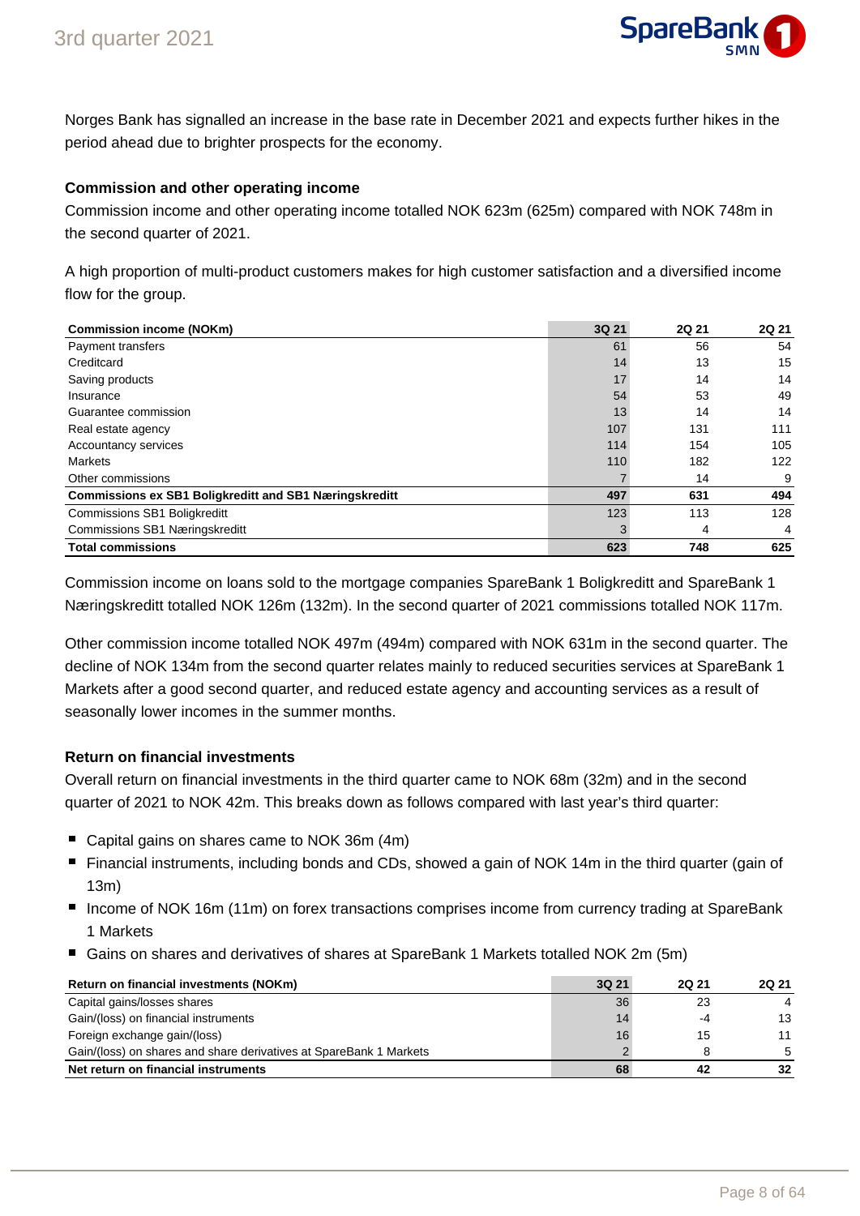Norges Bank has signalled an increase in the base rate in December 2021 and expects further hikes in the period ahead due to brighter prospects for the economy.

### Commission and other operating income

Commission income and other operating income totalled NOK 623m (625m) compared with NOK 748m in the second quarter of 2021.

A high proportion of multi-product customers makes for high customer satisfaction and a diversified income flow for the group.

| Commission income (NOKm) | 3Q 21 | 2Q 21 | 2Q 21 |
|---|---|---|---|
| Payment transfers | 61 | 56 | 54 |
| Creditcard | 14 | 13 | 15 |
| Saving products | 17 | 14 | 14 |
| Insurance | 54 | 53 | 49 |
| Guarantee commission | 13 | 14 | 14 |
| Real estate agency | 107 | 131 | 111 |
| Accountancy services | 114 | 154 | 105 |
| Markets | 110 | 182 | 122 |
| Other commissions | 7 | 14 | 9 |
| **Commissions ex SB1 Boligkreditt and SB1 Næringskreditt** | **497** | **631** | **494** |
| Commissions SB1 Boligkreditt | 123 | 113 | 128 |
| Commissions SB1 Næringskreditt | 3 | 4 | 4 |
| **Total commissions** | **623** | **748** | **625** |

Commission income on loans sold to the mortgage companies SpareBank 1 Boligkreditt and SpareBank 1 Næringskreditt totalled NOK 126m (132m). In the second quarter of 2021 commissions totalled NOK 117m.

Other commission income totalled NOK 497m (494m) compared with NOK 631m in the second quarter. The decline of NOK 134m from the second quarter relates mainly to reduced securities services at SpareBank 1 Markets after a good second quarter, and reduced estate agency and accounting services as a result of seasonally lower incomes in the summer months.

### Return on financial investments

Overall return on financial investments in the third quarter came to NOK 68m (32m) and in the second quarter of 2021 to NOK 42m. This breaks down as follows compared with last year's third quarter:

- Capital gains on shares came to NOK 36m (4m)
- Financial instruments, including bonds and CDs, showed a gain of NOK 14m in the third quarter (gain of 13m)
- Income of NOK 16m (11m) on forex transactions comprises income from currency trading at SpareBank 1 Markets
- Gains on shares and derivatives of shares at SpareBank 1 Markets totalled NOK 2m (5m)

| Return on financial investments (NOKm) | 3Q 21 | 2Q 21 | 2Q 21 |
|---|---|---|---|
| Capital gains/losses shares | 36 | 23 | 4 |
| Gain/(loss) on financial instruments | 14 | -4 | 13 |
| Foreign exchange gain/(loss) | 16 | 15 | 11 |
| Gain/(loss) on shares and share derivatives at SpareBank 1 Markets | 2 | 8 | 5 |
| **Net return on financial instruments** | **68** | **42** | **32** |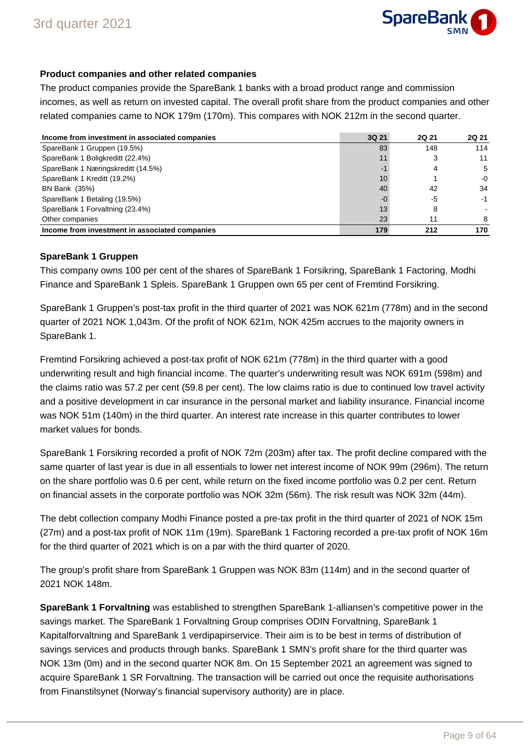## Product companies and other related companies

The product companies provide the SpareBank 1 banks with a broad product range and commission incomes, as well as return on invested capital. The overall profit share from the product companies and other related companies came to NOK 179m (170m). This compares with NOK 212m in the second quarter.

| Income from investment in associated companies | 3Q 21 | 2Q 21 | 2Q 21 |
|---|---|---|---|
| SpareBank 1 Gruppen (19.5%) | 83 | 148 | 114 |
| SpareBank 1 Boligkreditt (22.4%) | 11 | 3 | 11 |
| SpareBank 1 Næringskreditt (14.5%) | -1 | 4 | 5 |
| SpareBank 1 Kreditt (19.2%) | 10 | 1 | -0 |
| BN Bank (35%) | 40 | 42 | 34 |
| SpareBank 1 Betaling (19.5%) | -0 | -5 | -1 |
| SpareBank 1 Forvaltning (23.4%) | 13 | 8 | - |
| Other companies | 23 | 11 | 8 |
| **Income from investment in associated companies** | **179** | **212** | **170** |

### SpareBank 1 Gruppen

This company owns 100 per cent of the shares of SpareBank 1 Forsikring, SpareBank 1 Factoring, Modhi Finance and SpareBank 1 Spleis. SpareBank 1 Gruppen own 65 per cent of Fremtind Forsikring.

SpareBank 1 Gruppen's post-tax profit in the third quarter of 2021 was NOK 621m (778m) and in the second quarter of 2021 NOK 1,043m. Of the profit of NOK 621m, NOK 425m accrues to the majority owners in SpareBank 1.

Fremtind Forsikring achieved a post-tax profit of NOK 621m (778m) in the third quarter with a good underwriting result and high financial income. The quarter's underwriting result was NOK 691m (598m) and the claims ratio was 57.2 per cent (59.8 per cent). The low claims ratio is due to continued low travel activity and a positive development in car insurance in the personal market and liability insurance. Financial income was NOK 51m (140m) in the third quarter. An interest rate increase in this quarter contributes to lower market values for bonds.

SpareBank 1 Forsikring recorded a profit of NOK 72m (203m) after tax. The profit decline compared with the same quarter of last year is due in all essentials to lower net interest income of NOK 99m (296m). The return on the share portfolio was 0.6 per cent, while return on the fixed income portfolio was 0.2 per cent. Return on financial assets in the corporate portfolio was NOK 32m (56m). The risk result was NOK 32m (44m).

The debt collection company Modhi Finance posted a pre-tax profit in the third quarter of 2021 of NOK 15m (27m) and a post-tax profit of NOK 11m (19m). SpareBank 1 Factoring recorded a pre-tax profit of NOK 16m for the third quarter of 2021 which is on a par with the third quarter of 2020.

The group's profit share from SpareBank 1 Gruppen was NOK 83m (114m) and in the second quarter of 2021 NOK 148m.

**SpareBank 1 Forvaltning** was established to strengthen SpareBank 1-alliansen's competitive power in the savings market. The SpareBank 1 Forvaltning Group comprises ODIN Forvaltning, SpareBank 1 Kapitalforvaltning and SpareBank 1 verdipapirservice. Their aim is to be best in terms of distribution of savings services and products through banks. SpareBank 1 SMN's profit share for the third quarter was NOK 13m (0m) and in the second quarter NOK 8m. On 15 September 2021 an agreement was signed to acquire SpareBank 1 SR Forvaltning. The transaction will be carried out once the requisite authorisations from Finanstilsynet (Norway's financial supervisory authority) are in place.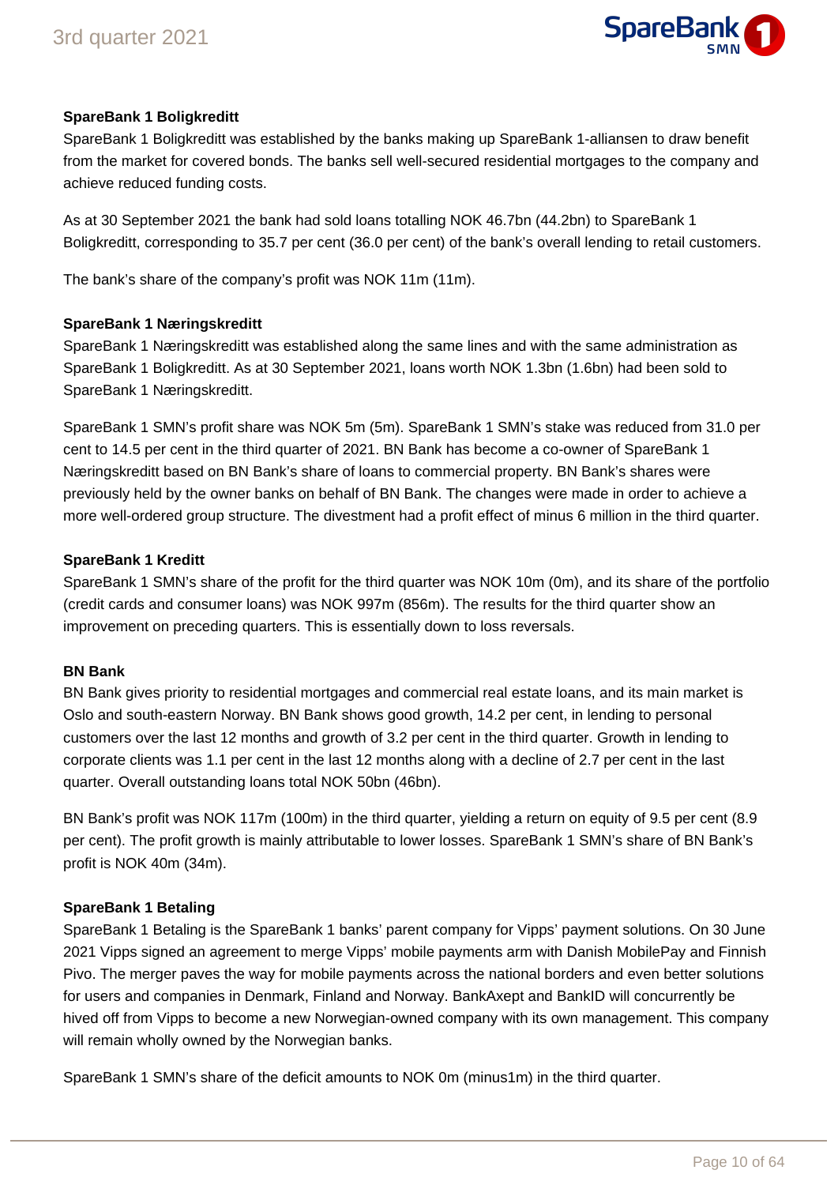**SpareBank 1 Boligkreditt**

SpareBank 1 Boligkreditt was established by the banks making up SpareBank 1-alliansen to draw benefit from the market for covered bonds. The banks sell well-secured residential mortgages to the company and achieve reduced funding costs.

As at 30 September 2021 the bank had sold loans totalling NOK 46.7bn (44.2bn) to SpareBank 1 Boligkreditt, corresponding to 35.7 per cent (36.0 per cent) of the bank's overall lending to retail customers.

The bank's share of the company's profit was NOK 11m (11m).

**SpareBank 1 Næringskreditt**

SpareBank 1 Næringskreditt was established along the same lines and with the same administration as SpareBank 1 Boligkreditt. As at 30 September 2021, loans worth NOK 1.3bn (1.6bn) had been sold to SpareBank 1 Næringskreditt.

SpareBank 1 SMN's profit share was NOK 5m (5m). SpareBank 1 SMN's stake was reduced from 31.0 per cent to 14.5 per cent in the third quarter of 2021. BN Bank has become a co-owner of SpareBank 1 Næringskreditt based on BN Bank's share of loans to commercial property. BN Bank's shares were previously held by the owner banks on behalf of BN Bank. The changes were made in order to achieve a more well-ordered group structure. The divestment had a profit effect of minus 6 million in the third quarter.

**SpareBank 1 Kreditt**

SpareBank 1 SMN's share of the profit for the third quarter was NOK 10m (0m), and its share of the portfolio (credit cards and consumer loans) was NOK 997m (856m). The results for the third quarter show an improvement on preceding quarters. This is essentially down to loss reversals.

**BN Bank**

BN Bank gives priority to residential mortgages and commercial real estate loans, and its main market is Oslo and south-eastern Norway. BN Bank shows good growth, 14.2 per cent, in lending to personal customers over the last 12 months and growth of 3.2 per cent in the third quarter. Growth in lending to corporate clients was 1.1 per cent in the last 12 months along with a decline of 2.7 per cent in the last quarter. Overall outstanding loans total NOK 50bn (46bn).

BN Bank's profit was NOK 117m (100m) in the third quarter, yielding a return on equity of 9.5 per cent (8.9 per cent). The profit growth is mainly attributable to lower losses. SpareBank 1 SMN's share of BN Bank's profit is NOK 40m (34m).

**SpareBank 1 Betaling**

SpareBank 1 Betaling is the SpareBank 1 banks' parent company for Vipps' payment solutions. On 30 June 2021 Vipps signed an agreement to merge Vipps' mobile payments arm with Danish MobilePay and Finnish Pivo. The merger paves the way for mobile payments across the national borders and even better solutions for users and companies in Denmark, Finland and Norway. BankAxept and BankID will concurrently be hived off from Vipps to become a new Norwegian-owned company with its own management. This company will remain wholly owned by the Norwegian banks.

SpareBank 1 SMN's share of the deficit amounts to NOK 0m (minus1m) in the third quarter.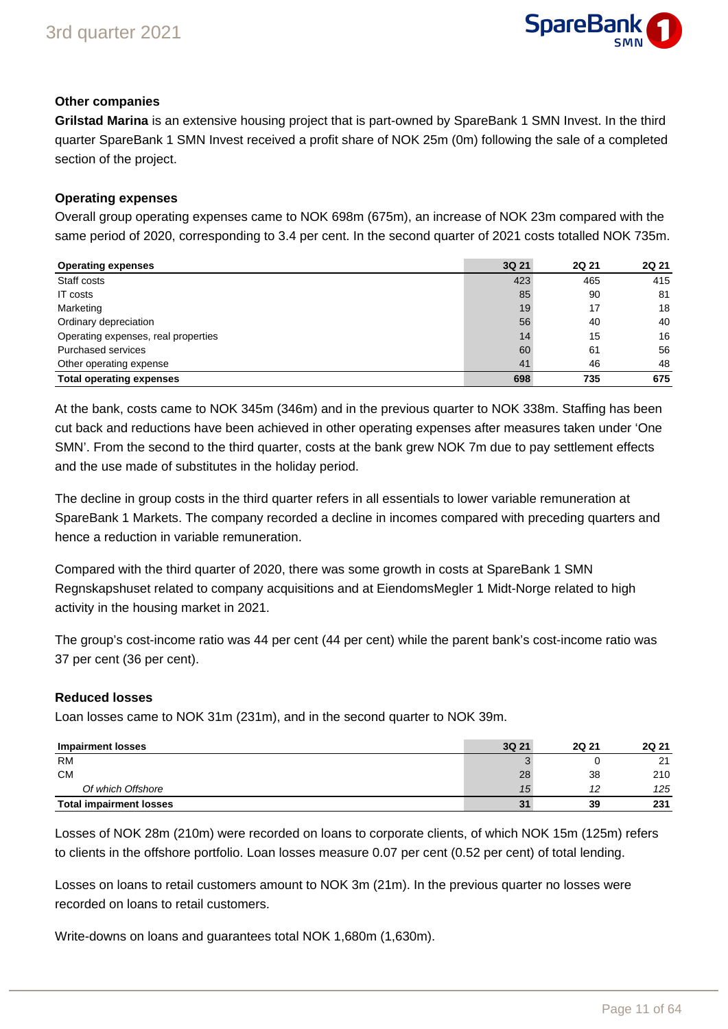### Other companies

**Grilstad Marina** is an extensive housing project that is part-owned by SpareBank 1 SMN Invest. In the third quarter SpareBank 1 SMN Invest received a profit share of NOK 25m (0m) following the sale of a completed section of the project.

### Operating expenses

Overall group operating expenses came to NOK 698m (675m), an increase of NOK 23m compared with the same period of 2020, corresponding to 3.4 per cent. In the second quarter of 2021 costs totalled NOK 735m.

| Operating expenses | 3Q 21 | 2Q 21 | 2Q 21 |
|---|---|---|---|
| Staff costs | 423 | 465 | 415 |
| IT costs | 85 | 90 | 81 |
| Marketing | 19 | 17 | 18 |
| Ordinary depreciation | 56 | 40 | 40 |
| Operating expenses, real properties | 14 | 15 | 16 |
| Purchased services | 60 | 61 | 56 |
| Other operating expense | 41 | 46 | 48 |
| **Total operating expenses** | **698** | **735** | **675** |

At the bank, costs came to NOK 345m (346m) and in the previous quarter to NOK 338m. Staffing has been cut back and reductions have been achieved in other operating expenses after measures taken under 'One SMN'. From the second to the third quarter, costs at the bank grew NOK 7m due to pay settlement effects and the use made of substitutes in the holiday period.

The decline in group costs in the third quarter refers in all essentials to lower variable remuneration at SpareBank 1 Markets. The company recorded a decline in incomes compared with preceding quarters and hence a reduction in variable remuneration.

Compared with the third quarter of 2020, there was some growth in costs at SpareBank 1 SMN Regnskapshuset related to company acquisitions and at EiendomsMegler 1 Midt-Norge related to high activity in the housing market in 2021.

The group's cost-income ratio was 44 per cent (44 per cent) while the parent bank's cost-income ratio was 37 per cent (36 per cent).

### Reduced losses

Loan losses came to NOK 31m (231m), and in the second quarter to NOK 39m.

| Impairment losses | 3Q 21 | 2Q 21 | 2Q 21 |
|---|---|---|---|
| RM | 3 | 0 | 21 |
| CM | 28 | 38 | 210 |
| *Of which Offshore* | *15* | *12* | *125* |
| **Total impairment losses** | **31** | **39** | **231** |

Losses of NOK 28m (210m) were recorded on loans to corporate clients, of which NOK 15m (125m) refers to clients in the offshore portfolio. Loan losses measure 0.07 per cent (0.52 per cent) of total lending.

Losses on loans to retail customers amount to NOK 3m (21m). In the previous quarter no losses were recorded on loans to retail customers.

Write-downs on loans and guarantees total NOK 1,680m (1,630m).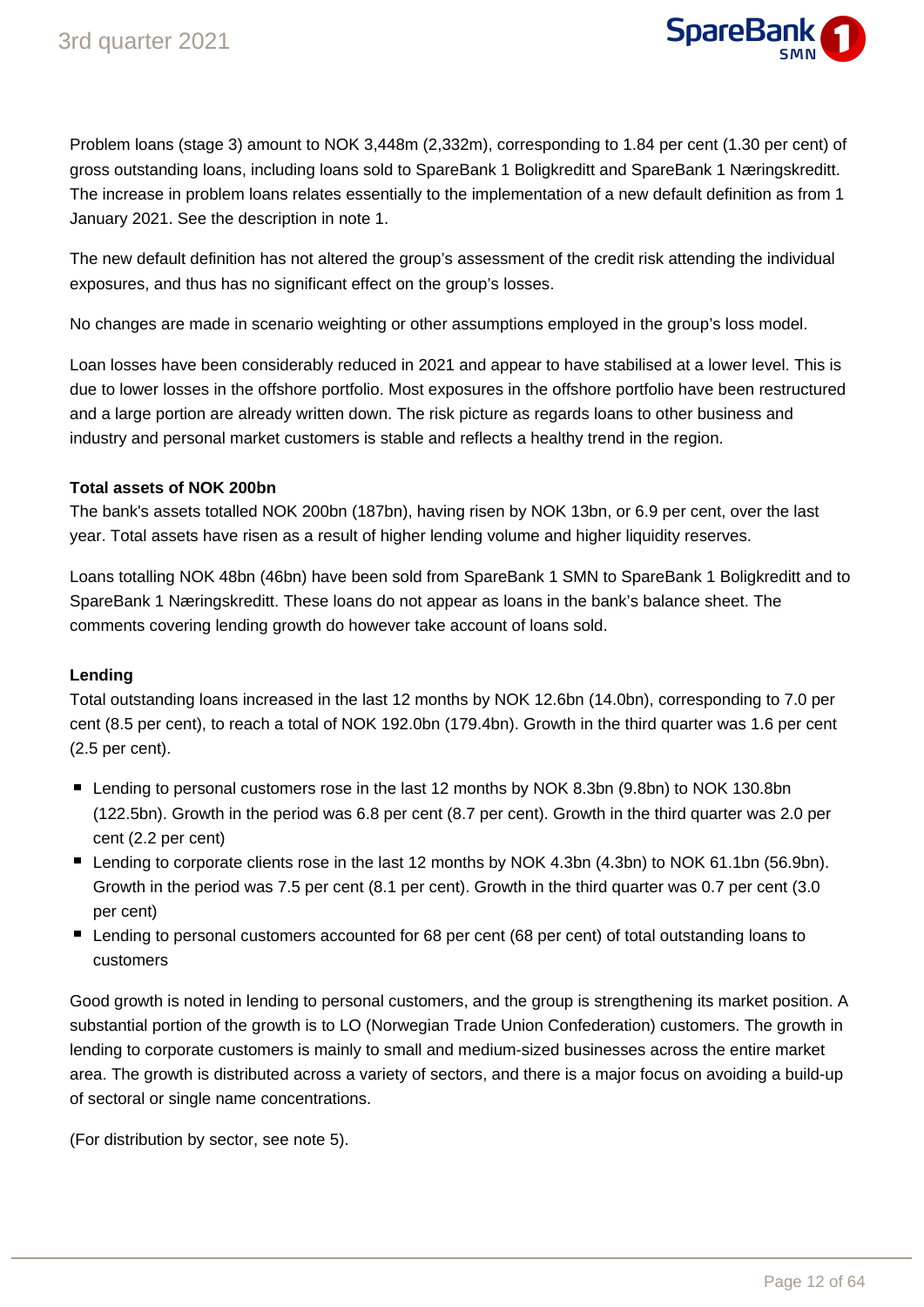Problem loans (stage 3) amount to NOK 3,448m (2,332m), corresponding to 1.84 per cent (1.30 per cent) of gross outstanding loans, including loans sold to SpareBank 1 Boligkreditt and SpareBank 1 Næringskreditt. The increase in problem loans relates essentially to the implementation of a new default definition as from 1 January 2021. See the description in note 1.

The new default definition has not altered the group's assessment of the credit risk attending the individual exposures, and thus has no significant effect on the group's losses.

No changes are made in scenario weighting or other assumptions employed in the group's loss model.

Loan losses have been considerably reduced in 2021 and appear to have stabilised at a lower level. This is due to lower losses in the offshore portfolio. Most exposures in the offshore portfolio have been restructured and a large portion are already written down. The risk picture as regards loans to other business and industry and personal market customers is stable and reflects a healthy trend in the region.

**Total assets of NOK 200bn**

The bank's assets totalled NOK 200bn (187bn), having risen by NOK 13bn, or 6.9 per cent, over the last year. Total assets have risen as a result of higher lending volume and higher liquidity reserves.

Loans totalling NOK 48bn (46bn) have been sold from SpareBank 1 SMN to SpareBank 1 Boligkreditt and to SpareBank 1 Næringskreditt. These loans do not appear as loans in the bank's balance sheet. The comments covering lending growth do however take account of loans sold.

**Lending**

Total outstanding loans increased in the last 12 months by NOK 12.6bn (14.0bn), corresponding to 7.0 per cent (8.5 per cent), to reach a total of NOK 192.0bn (179.4bn). Growth in the third quarter was 1.6 per cent (2.5 per cent).

- Lending to personal customers rose in the last 12 months by NOK 8.3bn (9.8bn) to NOK 130.8bn (122.5bn). Growth in the period was 6.8 per cent (8.7 per cent). Growth in the third quarter was 2.0 per cent (2.2 per cent)
- Lending to corporate clients rose in the last 12 months by NOK 4.3bn (4.3bn) to NOK 61.1bn (56.9bn). Growth in the period was 7.5 per cent (8.1 per cent). Growth in the third quarter was 0.7 per cent (3.0 per cent)
- Lending to personal customers accounted for 68 per cent (68 per cent) of total outstanding loans to customers

Good growth is noted in lending to personal customers, and the group is strengthening its market position. A substantial portion of the growth is to LO (Norwegian Trade Union Confederation) customers. The growth in lending to corporate customers is mainly to small and medium-sized businesses across the entire market area. The growth is distributed across a variety of sectors, and there is a major focus on avoiding a build-up of sectoral or single name concentrations.

(For distribution by sector, see note 5).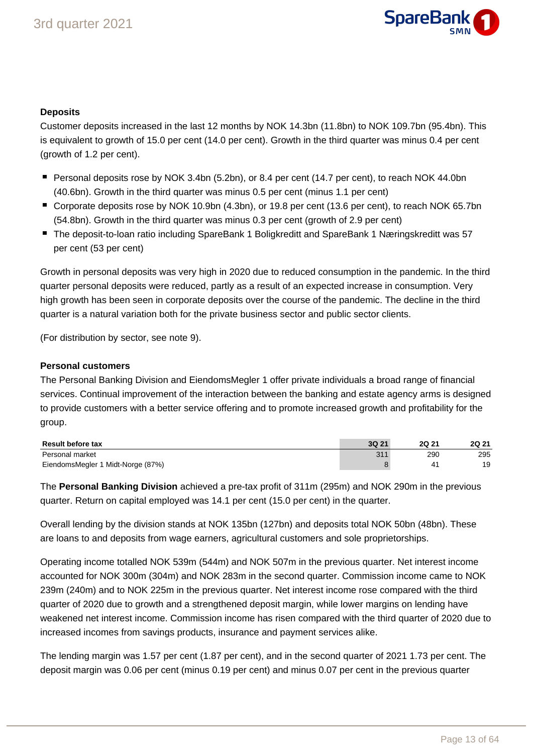**Deposits**

Customer deposits increased in the last 12 months by NOK 14.3bn (11.8bn) to NOK 109.7bn (95.4bn). This is equivalent to growth of 15.0 per cent (14.0 per cent). Growth in the third quarter was minus 0.4 per cent (growth of 1.2 per cent).

- Personal deposits rose by NOK 3.4bn (5.2bn), or 8.4 per cent (14.7 per cent), to reach NOK 44.0bn (40.6bn). Growth in the third quarter was minus 0.5 per cent (minus 1.1 per cent)
- Corporate deposits rose by NOK 10.9bn (4.3bn), or 19.8 per cent (13.6 per cent), to reach NOK 65.7bn (54.8bn). Growth in the third quarter was minus 0.3 per cent (growth of 2.9 per cent)
- The deposit-to-loan ratio including SpareBank 1 Boligkreditt and SpareBank 1 Næringskreditt was 57 per cent (53 per cent)

Growth in personal deposits was very high in 2020 due to reduced consumption in the pandemic. In the third quarter personal deposits were reduced, partly as a result of an expected increase in consumption. Very high growth has been seen in corporate deposits over the course of the pandemic. The decline in the third quarter is a natural variation both for the private business sector and public sector clients.

(For distribution by sector, see note 9).

**Personal customers**

The Personal Banking Division and EiendomsMegler 1 offer private individuals a broad range of financial services. Continual improvement of the interaction between the banking and estate agency arms is designed to provide customers with a better service offering and to promote increased growth and profitability for the group.

| Result before tax | 3Q 21 | 2Q 21 | 2Q 21 |
|---|---|---|---|
| Personal market | 311 | 290 | 295 |
| EiendomsMegler 1 Midt-Norge (87%) | 8 | 41 | 19 |

The **Personal Banking Division** achieved a pre-tax profit of 311m (295m) and NOK 290m in the previous quarter. Return on capital employed was 14.1 per cent (15.0 per cent) in the quarter.

Overall lending by the division stands at NOK 135bn (127bn) and deposits total NOK 50bn (48bn). These are loans to and deposits from wage earners, agricultural customers and sole proprietorships.

Operating income totalled NOK 539m (544m) and NOK 507m in the previous quarter. Net interest income accounted for NOK 300m (304m) and NOK 283m in the second quarter. Commission income came to NOK 239m (240m) and to NOK 225m in the previous quarter. Net interest income rose compared with the third quarter of 2020 due to growth and a strengthened deposit margin, while lower margins on lending have weakened net interest income. Commission income has risen compared with the third quarter of 2020 due to increased incomes from savings products, insurance and payment services alike.

The lending margin was 1.57 per cent (1.87 per cent), and in the second quarter of 2021 1.73 per cent. The deposit margin was 0.06 per cent (minus 0.19 per cent) and minus 0.07 per cent in the previous quarter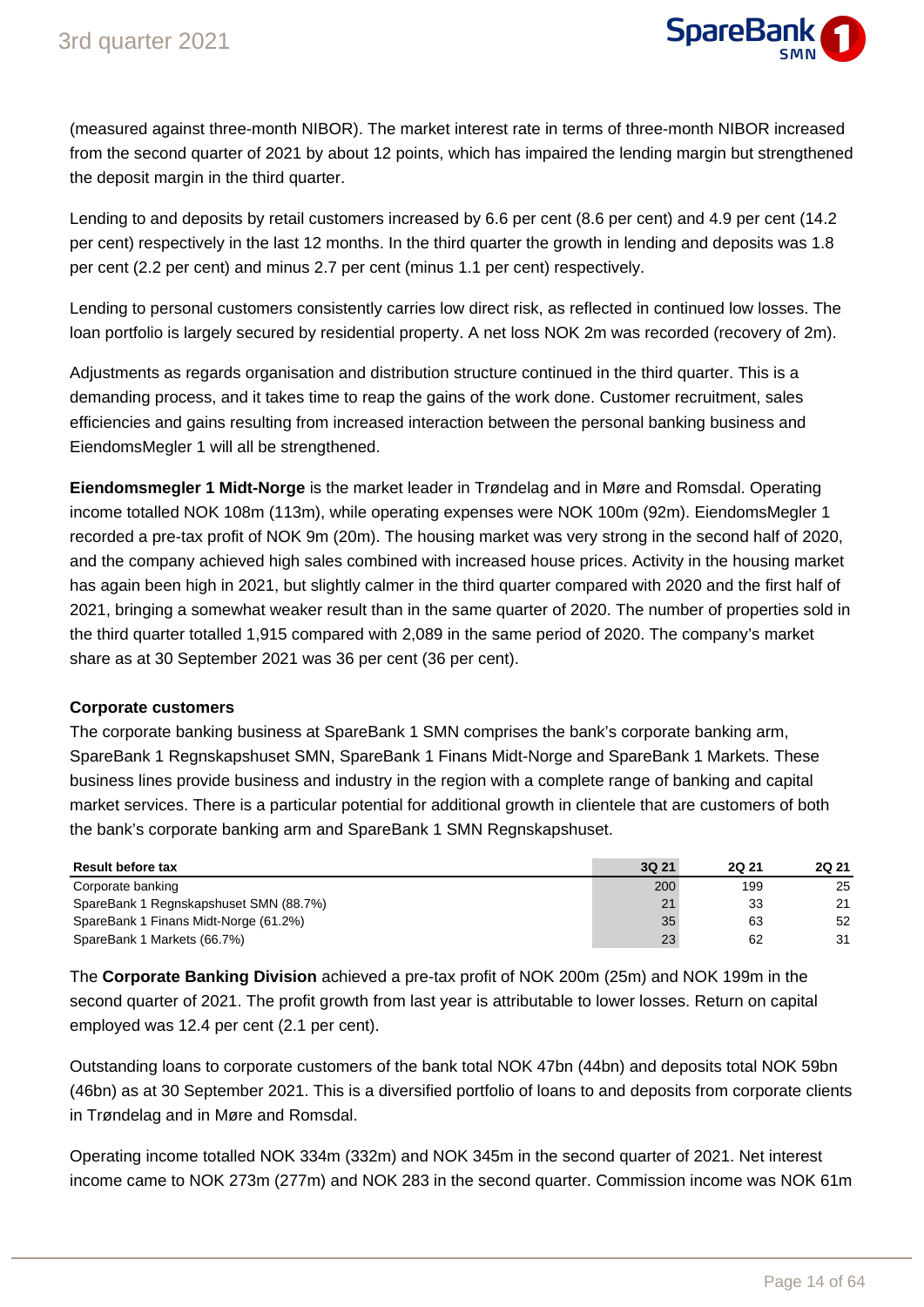(measured against three-month NIBOR). The market interest rate in terms of three-month NIBOR increased from the second quarter of 2021 by about 12 points, which has impaired the lending margin but strengthened the deposit margin in the third quarter.

Lending to and deposits by retail customers increased by 6.6 per cent (8.6 per cent) and 4.9 per cent (14.2 per cent) respectively in the last 12 months. In the third quarter the growth in lending and deposits was 1.8 per cent (2.2 per cent) and minus 2.7 per cent (minus 1.1 per cent) respectively.

Lending to personal customers consistently carries low direct risk, as reflected in continued low losses. The loan portfolio is largely secured by residential property. A net loss NOK 2m was recorded (recovery of 2m).

Adjustments as regards organisation and distribution structure continued in the third quarter. This is a demanding process, and it takes time to reap the gains of the work done. Customer recruitment, sales efficiencies and gains resulting from increased interaction between the personal banking business and EiendomsMegler 1 will all be strengthened.

**Eiendomsmegler 1 Midt-Norge** is the market leader in Trøndelag and in Møre and Romsdal. Operating income totalled NOK 108m (113m), while operating expenses were NOK 100m (92m). EiendomsMegler 1 recorded a pre-tax profit of NOK 9m (20m). The housing market was very strong in the second half of 2020, and the company achieved high sales combined with increased house prices. Activity in the housing market has again been high in 2021, but slightly calmer in the third quarter compared with 2020 and the first half of 2021, bringing a somewhat weaker result than in the same quarter of 2020. The number of properties sold in the third quarter totalled 1,915 compared with 2,089 in the same period of 2020. The company's market share as at 30 September 2021 was 36 per cent (36 per cent).

### Corporate customers

The corporate banking business at SpareBank 1 SMN comprises the bank's corporate banking arm, SpareBank 1 Regnskapshuset SMN, SpareBank 1 Finans Midt-Norge and SpareBank 1 Markets. These business lines provide business and industry in the region with a complete range of banking and capital market services. There is a particular potential for additional growth in clientele that are customers of both the bank's corporate banking arm and SpareBank 1 SMN Regnskapshuset.

| Result before tax | 3Q 21 | 2Q 21 | 2Q 21 |
|---|---|---|---|
| Corporate banking | 200 | 199 | 25 |
| SpareBank 1 Regnskapshuset SMN (88.7%) | 21 | 33 | 21 |
| SpareBank 1 Finans Midt-Norge (61.2%) | 35 | 63 | 52 |
| SpareBank 1 Markets (66.7%) | 23 | 62 | 31 |

The **Corporate Banking Division** achieved a pre-tax profit of NOK 200m (25m) and NOK 199m in the second quarter of 2021. The profit growth from last year is attributable to lower losses. Return on capital employed was 12.4 per cent (2.1 per cent).

Outstanding loans to corporate customers of the bank total NOK 47bn (44bn) and deposits total NOK 59bn (46bn) as at 30 September 2021. This is a diversified portfolio of loans to and deposits from corporate clients in Trøndelag and in Møre and Romsdal.

Operating income totalled NOK 334m (332m) and NOK 345m in the second quarter of 2021. Net interest income came to NOK 273m (277m) and NOK 283 in the second quarter. Commission income was NOK 61m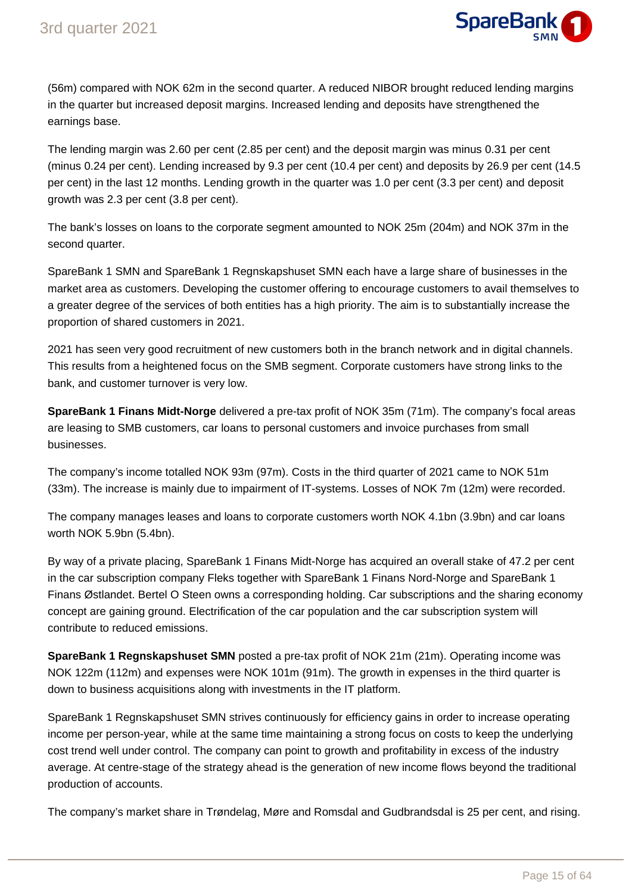(56m) compared with NOK 62m in the second quarter. A reduced NIBOR brought reduced lending margins in the quarter but increased deposit margins. Increased lending and deposits have strengthened the earnings base.

The lending margin was 2.60 per cent (2.85 per cent) and the deposit margin was minus 0.31 per cent (minus 0.24 per cent). Lending increased by 9.3 per cent (10.4 per cent) and deposits by 26.9 per cent (14.5 per cent) in the last 12 months. Lending growth in the quarter was 1.0 per cent (3.3 per cent) and deposit growth was 2.3 per cent (3.8 per cent).

The bank's losses on loans to the corporate segment amounted to NOK 25m (204m) and NOK 37m in the second quarter.

SpareBank 1 SMN and SpareBank 1 Regnskapshuset SMN each have a large share of businesses in the market area as customers. Developing the customer offering to encourage customers to avail themselves to a greater degree of the services of both entities has a high priority. The aim is to substantially increase the proportion of shared customers in 2021.

2021 has seen very good recruitment of new customers both in the branch network and in digital channels. This results from a heightened focus on the SMB segment. Corporate customers have strong links to the bank, and customer turnover is very low.

**SpareBank 1 Finans Midt-Norge** delivered a pre-tax profit of NOK 35m (71m). The company's focal areas are leasing to SMB customers, car loans to personal customers and invoice purchases from small businesses.

The company's income totalled NOK 93m (97m). Costs in the third quarter of 2021 came to NOK 51m (33m). The increase is mainly due to impairment of IT-systems. Losses of NOK 7m (12m) were recorded.

The company manages leases and loans to corporate customers worth NOK 4.1bn (3.9bn) and car loans worth NOK 5.9bn (5.4bn).

By way of a private placing, SpareBank 1 Finans Midt-Norge has acquired an overall stake of 47.2 per cent in the car subscription company Fleks together with SpareBank 1 Finans Nord-Norge and SpareBank 1 Finans Østlandet. Bertel O Steen owns a corresponding holding. Car subscriptions and the sharing economy concept are gaining ground. Electrification of the car population and the car subscription system will contribute to reduced emissions.

**SpareBank 1 Regnskapshuset SMN** posted a pre-tax profit of NOK 21m (21m). Operating income was NOK 122m (112m) and expenses were NOK 101m (91m). The growth in expenses in the third quarter is down to business acquisitions along with investments in the IT platform.

SpareBank 1 Regnskapshuset SMN strives continuously for efficiency gains in order to increase operating income per person-year, while at the same time maintaining a strong focus on costs to keep the underlying cost trend well under control. The company can point to growth and profitability in excess of the industry average. At centre-stage of the strategy ahead is the generation of new income flows beyond the traditional production of accounts.

The company's market share in Trøndelag, Møre and Romsdal and Gudbrandsdal is 25 per cent, and rising.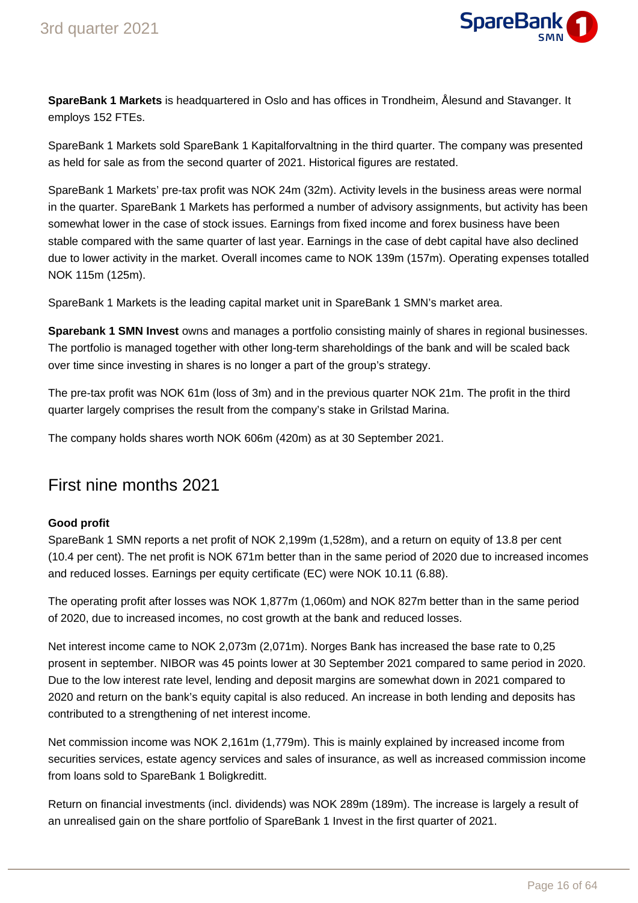**SpareBank 1 Markets** is headquartered in Oslo and has offices in Trondheim, Ålesund and Stavanger. It employs 152 FTEs.

SpareBank 1 Markets sold SpareBank 1 Kapitalforvaltning in the third quarter. The company was presented as held for sale as from the second quarter of 2021. Historical figures are restated.

SpareBank 1 Markets' pre-tax profit was NOK 24m (32m). Activity levels in the business areas were normal in the quarter. SpareBank 1 Markets has performed a number of advisory assignments, but activity has been somewhat lower in the case of stock issues. Earnings from fixed income and forex business have been stable compared with the same quarter of last year. Earnings in the case of debt capital have also declined due to lower activity in the market. Overall incomes came to NOK 139m (157m). Operating expenses totalled NOK 115m (125m).

SpareBank 1 Markets is the leading capital market unit in SpareBank 1 SMN's market area.

**Sparebank 1 SMN Invest** owns and manages a portfolio consisting mainly of shares in regional businesses. The portfolio is managed together with other long-term shareholdings of the bank and will be scaled back over time since investing in shares is no longer a part of the group's strategy.

The pre-tax profit was NOK 61m (loss of 3m) and in the previous quarter NOK 21m. The profit in the third quarter largely comprises the result from the company's stake in Grilstad Marina.

The company holds shares worth NOK 606m (420m) as at 30 September 2021.

## First nine months 2021

**Good profit**

SpareBank 1 SMN reports a net profit of NOK 2,199m (1,528m), and a return on equity of 13.8 per cent (10.4 per cent). The net profit is NOK 671m better than in the same period of 2020 due to increased incomes and reduced losses. Earnings per equity certificate (EC) were NOK 10.11 (6.88).

The operating profit after losses was NOK 1,877m (1,060m) and NOK 827m better than in the same period of 2020, due to increased incomes, no cost growth at the bank and reduced losses.

Net interest income came to NOK 2,073m (2,071m). Norges Bank has increased the base rate to 0,25 prosent in september. NIBOR was 45 points lower at 30 September 2021 compared to same period in 2020. Due to the low interest rate level, lending and deposit margins are somewhat down in 2021 compared to 2020 and return on the bank's equity capital is also reduced. An increase in both lending and deposits has contributed to a strengthening of net interest income.

Net commission income was NOK 2,161m (1,779m). This is mainly explained by increased income from securities services, estate agency services and sales of insurance, as well as increased commission income from loans sold to SpareBank 1 Boligkreditt.

Return on financial investments (incl. dividends) was NOK 289m (189m). The increase is largely a result of an unrealised gain on the share portfolio of SpareBank 1 Invest in the first quarter of 2021.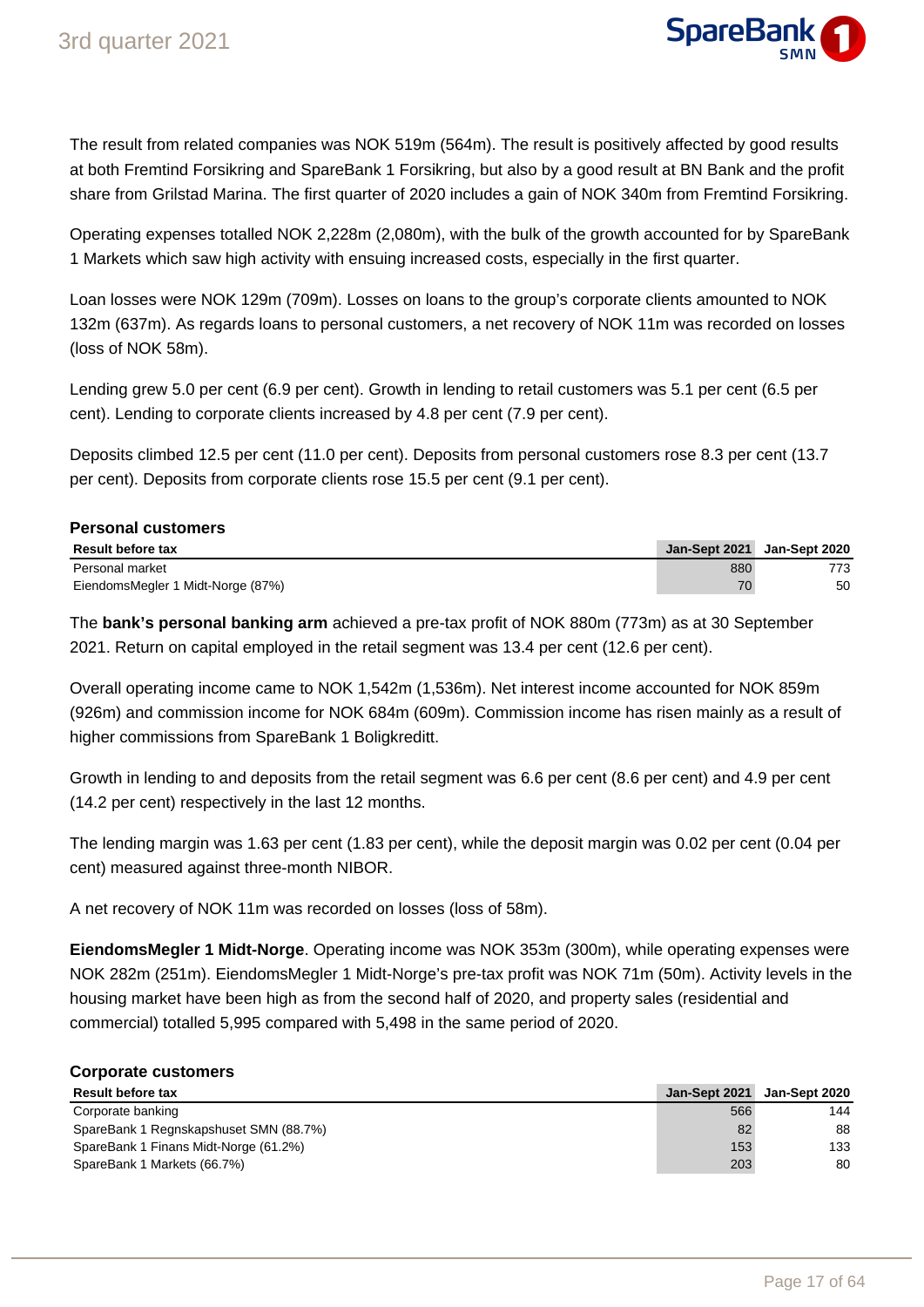The result from related companies was NOK 519m (564m). The result is positively affected by good results at both Fremtind Forsikring and SpareBank 1 Forsikring, but also by a good result at BN Bank and the profit share from Grilstad Marina. The first quarter of 2020 includes a gain of NOK 340m from Fremtind Forsikring.

Operating expenses totalled NOK 2,228m (2,080m), with the bulk of the growth accounted for by SpareBank 1 Markets which saw high activity with ensuing increased costs, especially in the first quarter.

Loan losses were NOK 129m (709m). Losses on loans to the group's corporate clients amounted to NOK 132m (637m). As regards loans to personal customers, a net recovery of NOK 11m was recorded on losses (loss of NOK 58m).

Lending grew 5.0 per cent (6.9 per cent). Growth in lending to retail customers was 5.1 per cent (6.5 per cent). Lending to corporate clients increased by 4.8 per cent (7.9 per cent).

Deposits climbed 12.5 per cent (11.0 per cent). Deposits from personal customers rose 8.3 per cent (13.7 per cent). Deposits from corporate clients rose 15.5 per cent (9.1 per cent).

## Personal customers

| Result before tax | Jan-Sept 2021 | Jan-Sept 2020 |
|---|---|---|
| Personal market | 880 | 773 |
| EiendomsMegler 1 Midt-Norge (87%) | 70 | 50 |

The **bank's personal banking arm** achieved a pre-tax profit of NOK 880m (773m) as at 30 September 2021. Return on capital employed in the retail segment was 13.4 per cent (12.6 per cent).

Overall operating income came to NOK 1,542m (1,536m). Net interest income accounted for NOK 859m (926m) and commission income for NOK 684m (609m). Commission income has risen mainly as a result of higher commissions from SpareBank 1 Boligkreditt.

Growth in lending to and deposits from the retail segment was 6.6 per cent (8.6 per cent) and 4.9 per cent (14.2 per cent) respectively in the last 12 months.

The lending margin was 1.63 per cent (1.83 per cent), while the deposit margin was 0.02 per cent (0.04 per cent) measured against three-month NIBOR.

A net recovery of NOK 11m was recorded on losses (loss of 58m).

**EiendomsMegler 1 Midt-Norge**. Operating income was NOK 353m (300m), while operating expenses were NOK 282m (251m). EiendomsMegler 1 Midt-Norge's pre-tax profit was NOK 71m (50m). Activity levels in the housing market have been high as from the second half of 2020, and property sales (residential and commercial) totalled 5,995 compared with 5,498 in the same period of 2020.

## Corporate customers

| Result before tax | Jan-Sept 2021 | Jan-Sept 2020 |
|---|---|---|
| Corporate banking | 566 | 144 |
| SpareBank 1 Regnskapshuset SMN (88.7%) | 82 | 88 |
| SpareBank 1 Finans Midt-Norge (61.2%) | 153 | 133 |
| SpareBank 1 Markets (66.7%) | 203 | 80 |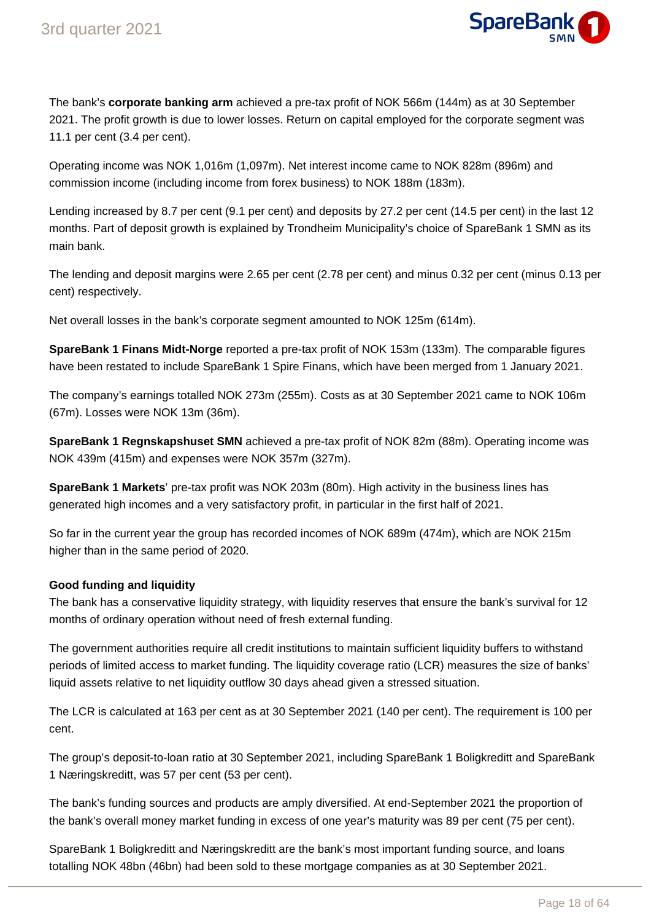The bank's **corporate banking arm** achieved a pre-tax profit of NOK 566m (144m) as at 30 September 2021. The profit growth is due to lower losses. Return on capital employed for the corporate segment was 11.1 per cent (3.4 per cent).

Operating income was NOK 1,016m (1,097m). Net interest income came to NOK 828m (896m) and commission income (including income from forex business) to NOK 188m (183m).

Lending increased by 8.7 per cent (9.1 per cent) and deposits by 27.2 per cent (14.5 per cent) in the last 12 months. Part of deposit growth is explained by Trondheim Municipality's choice of SpareBank 1 SMN as its main bank.

The lending and deposit margins were 2.65 per cent (2.78 per cent) and minus 0.32 per cent (minus 0.13 per cent) respectively.

Net overall losses in the bank's corporate segment amounted to NOK 125m (614m).

**SpareBank 1 Finans Midt-Norge** reported a pre-tax profit of NOK 153m (133m). The comparable figures have been restated to include SpareBank 1 Spire Finans, which have been merged from 1 January 2021.

The company's earnings totalled NOK 273m (255m). Costs as at 30 September 2021 came to NOK 106m (67m). Losses were NOK 13m (36m).

**SpareBank 1 Regnskapshuset SMN** achieved a pre-tax profit of NOK 82m (88m). Operating income was NOK 439m (415m) and expenses were NOK 357m (327m).

**SpareBank 1 Markets**' pre-tax profit was NOK 203m (80m). High activity in the business lines has generated high incomes and a very satisfactory profit, in particular in the first half of 2021.

So far in the current year the group has recorded incomes of NOK 689m (474m), which are NOK 215m higher than in the same period of 2020.

**Good funding and liquidity**

The bank has a conservative liquidity strategy, with liquidity reserves that ensure the bank's survival for 12 months of ordinary operation without need of fresh external funding.

The government authorities require all credit institutions to maintain sufficient liquidity buffers to withstand periods of limited access to market funding. The liquidity coverage ratio (LCR) measures the size of banks' liquid assets relative to net liquidity outflow 30 days ahead given a stressed situation.

The LCR is calculated at 163 per cent as at 30 September 2021 (140 per cent). The requirement is 100 per cent.

The group's deposit-to-loan ratio at 30 September 2021, including SpareBank 1 Boligkreditt and SpareBank 1 Næringskreditt, was 57 per cent (53 per cent).

The bank's funding sources and products are amply diversified. At end-September 2021 the proportion of the bank's overall money market funding in excess of one year's maturity was 89 per cent (75 per cent).

SpareBank 1 Boligkreditt and Næringskreditt are the bank's most important funding source, and loans totalling NOK 48bn (46bn) had been sold to these mortgage companies as at 30 September 2021.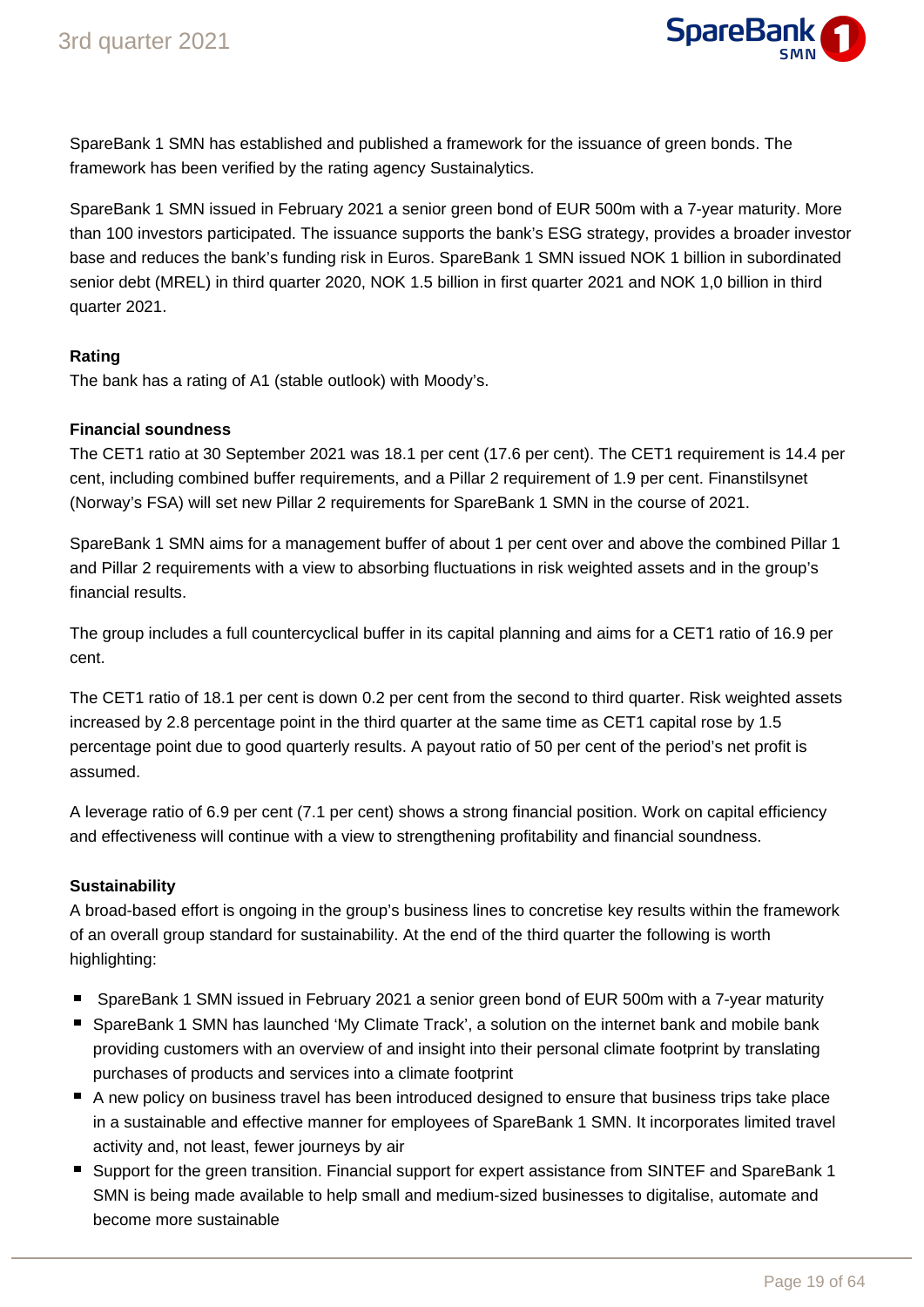SpareBank 1 SMN has established and published a framework for the issuance of green bonds. The framework has been verified by the rating agency Sustainalytics.

SpareBank 1 SMN issued in February 2021 a senior green bond of EUR 500m with a 7-year maturity. More than 100 investors participated. The issuance supports the bank's ESG strategy, provides a broader investor base and reduces the bank's funding risk in Euros. SpareBank 1 SMN issued NOK 1 billion in subordinated senior debt (MREL) in third quarter 2020, NOK 1.5 billion in first quarter 2021 and NOK 1,0 billion in third quarter 2021.

**Rating**

The bank has a rating of A1 (stable outlook) with Moody's.

**Financial soundness**

The CET1 ratio at 30 September 2021 was 18.1 per cent (17.6 per cent). The CET1 requirement is 14.4 per cent, including combined buffer requirements, and a Pillar 2 requirement of 1.9 per cent. Finanstilsynet (Norway's FSA) will set new Pillar 2 requirements for SpareBank 1 SMN in the course of 2021.

SpareBank 1 SMN aims for a management buffer of about 1 per cent over and above the combined Pillar 1 and Pillar 2 requirements with a view to absorbing fluctuations in risk weighted assets and in the group's financial results.

The group includes a full countercyclical buffer in its capital planning and aims for a CET1 ratio of 16.9 per cent.

The CET1 ratio of 18.1 per cent is down 0.2 per cent from the second to third quarter. Risk weighted assets increased by 2.8 percentage point in the third quarter at the same time as CET1 capital rose by 1.5 percentage point due to good quarterly results. A payout ratio of 50 per cent of the period's net profit is assumed.

A leverage ratio of 6.9 per cent (7.1 per cent) shows a strong financial position. Work on capital efficiency and effectiveness will continue with a view to strengthening profitability and financial soundness.

**Sustainability**

A broad-based effort is ongoing in the group's business lines to concretise key results within the framework of an overall group standard for sustainability. At the end of the third quarter the following is worth highlighting:

- SpareBank 1 SMN issued in February 2021 a senior green bond of EUR 500m with a 7-year maturity
- SpareBank 1 SMN has launched 'My Climate Track', a solution on the internet bank and mobile bank providing customers with an overview of and insight into their personal climate footprint by translating purchases of products and services into a climate footprint
- A new policy on business travel has been introduced designed to ensure that business trips take place in a sustainable and effective manner for employees of SpareBank 1 SMN. It incorporates limited travel activity and, not least, fewer journeys by air
- Support for the green transition. Financial support for expert assistance from SINTEF and SpareBank 1 SMN is being made available to help small and medium-sized businesses to digitalise, automate and become more sustainable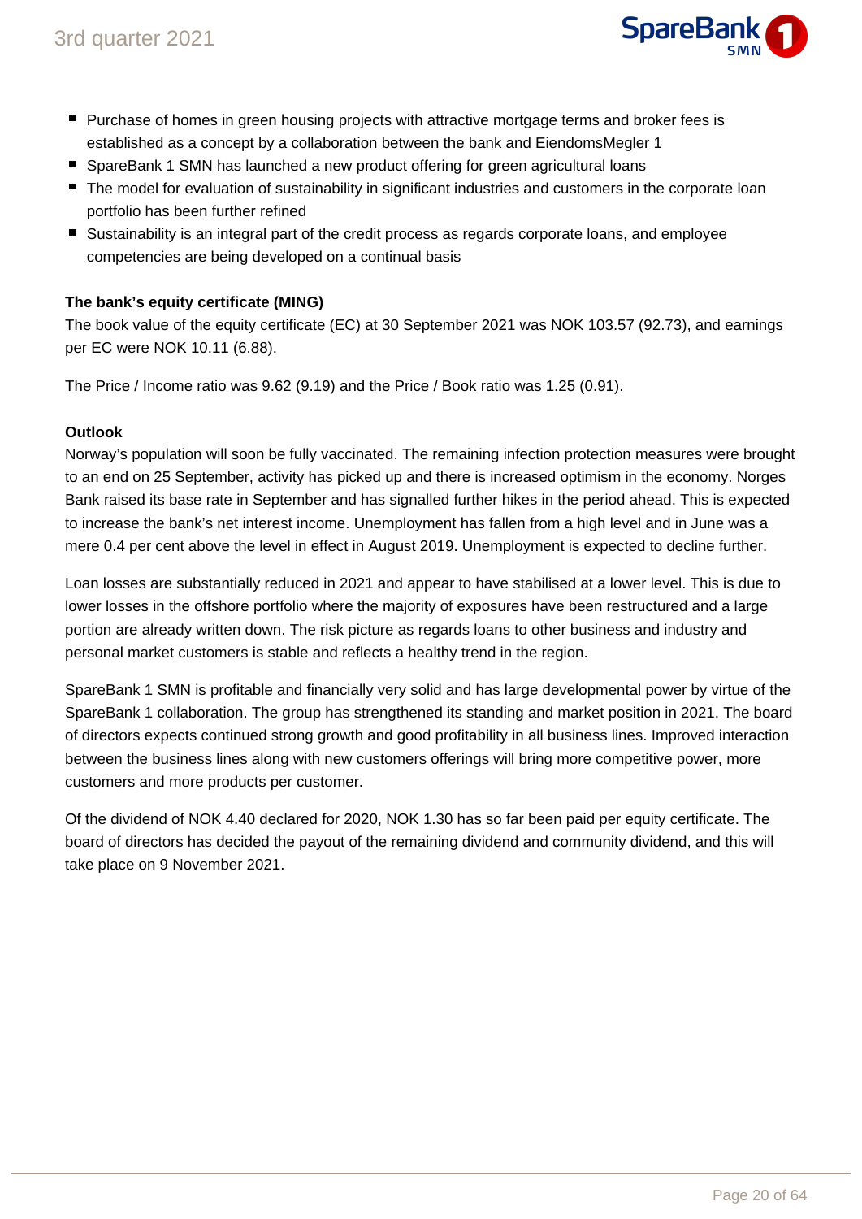- Purchase of homes in green housing projects with attractive mortgage terms and broker fees is established as a concept by a collaboration between the bank and EiendomsMegler 1
- SpareBank 1 SMN has launched a new product offering for green agricultural loans
- The model for evaluation of sustainability in significant industries and customers in the corporate loan portfolio has been further refined
- Sustainability is an integral part of the credit process as regards corporate loans, and employee competencies are being developed on a continual basis

**The bank's equity certificate (MING)**

The book value of the equity certificate (EC) at 30 September 2021 was NOK 103.57 (92.73), and earnings per EC were NOK 10.11 (6.88).

The Price / Income ratio was 9.62 (9.19) and the Price / Book ratio was 1.25 (0.91).

**Outlook**

Norway's population will soon be fully vaccinated. The remaining infection protection measures were brought to an end on 25 September, activity has picked up and there is increased optimism in the economy. Norges Bank raised its base rate in September and has signalled further hikes in the period ahead. This is expected to increase the bank's net interest income. Unemployment has fallen from a high level and in June was a mere 0.4 per cent above the level in effect in August 2019. Unemployment is expected to decline further.

Loan losses are substantially reduced in 2021 and appear to have stabilised at a lower level. This is due to lower losses in the offshore portfolio where the majority of exposures have been restructured and a large portion are already written down. The risk picture as regards loans to other business and industry and personal market customers is stable and reflects a healthy trend in the region.

SpareBank 1 SMN is profitable and financially very solid and has large developmental power by virtue of the SpareBank 1 collaboration. The group has strengthened its standing and market position in 2021. The board of directors expects continued strong growth and good profitability in all business lines. Improved interaction between the business lines along with new customers offerings will bring more competitive power, more customers and more products per customer.

Of the dividend of NOK 4.40 declared for 2020, NOK 1.30 has so far been paid per equity certificate. The board of directors has decided the payout of the remaining dividend and community dividend, and this will take place on 9 November 2021.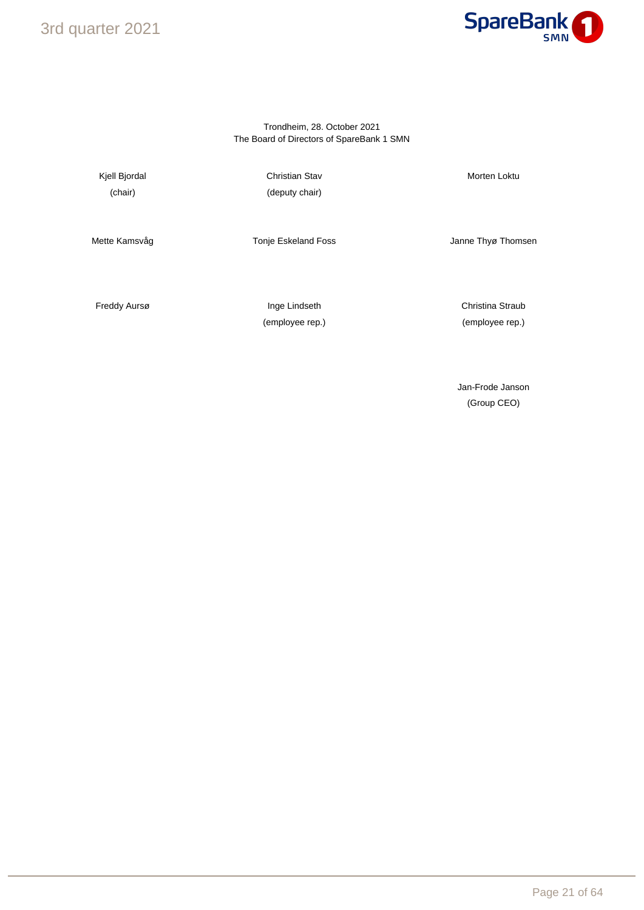Trondheim, 28. October 2021
The Board of Directors of SpareBank 1 SMN

| | | |
|---|---|---|
| Kjell Bjordal (chair) | Christian Stav (deputy chair) | Morten Loktu |
| Mette Kamsvåg | Tonje Eskeland Foss | Janne Thyø Thomsen |
| Freddy Aursø | Inge Lindseth (employee rep.) | Christina Straub (employee rep.) |
| | | Jan-Frode Janson (Group CEO) |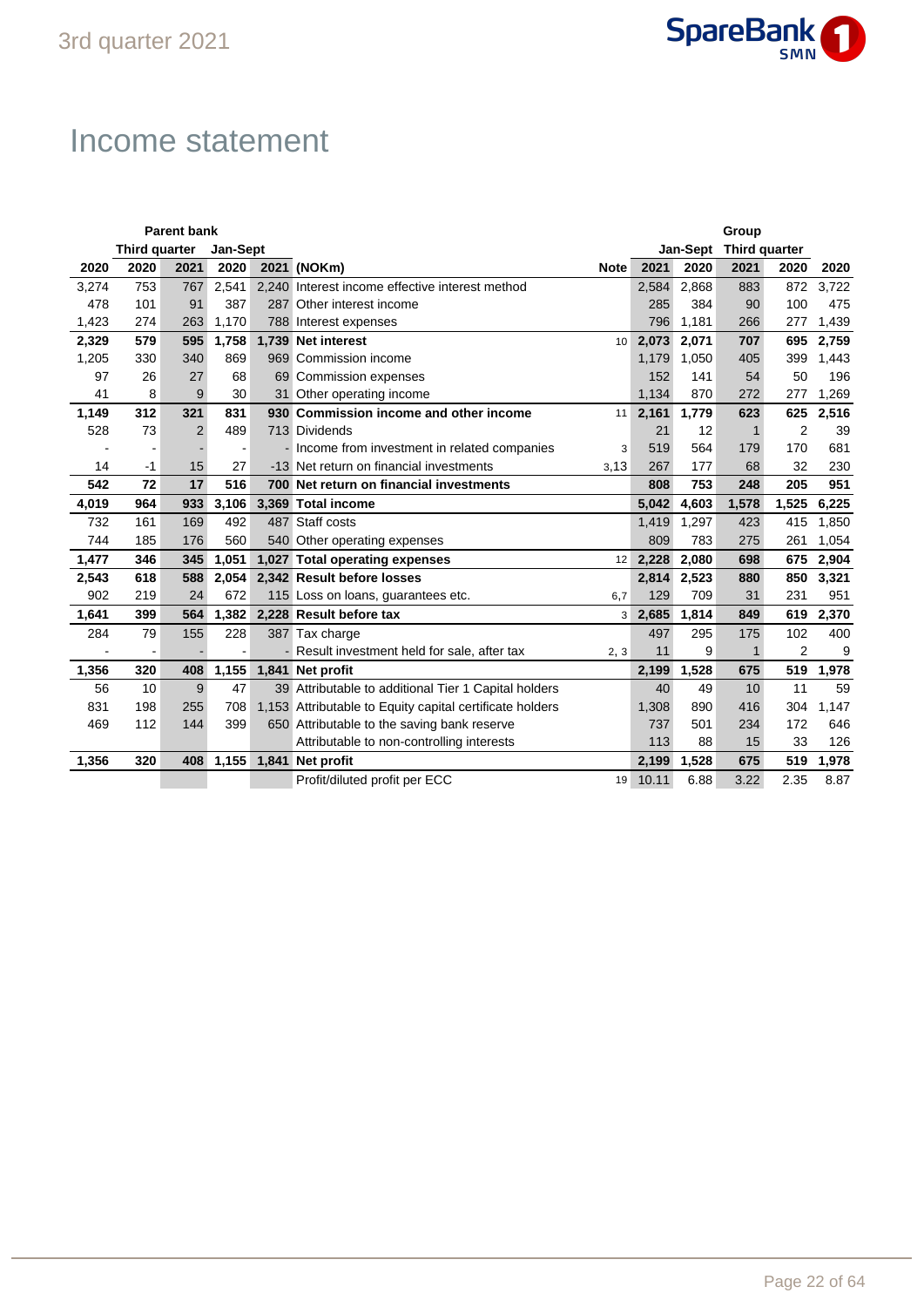# Income statement

| Parent bank | | | | | | | Group | | | | |
|---|---|---|---|---|---|---|---|---|---|---|---|
| | Third quarter | | Jan-Sept | | | | Jan-Sept | | Third quarter | | |
| 2020 | 2020 | 2021 | 2020 | 2021 | (NOKm) | Note | 2021 | 2020 | 2021 | 2020 | 2020 |
| 3,274 | 753 | 767 | 2,541 | 2,240 | Interest income effective interest method | | 2,584 | 2,868 | 883 | 872 | 3,722 |
| 478 | 101 | 91 | 387 | 287 | Other interest income | | 285 | 384 | 90 | 100 | 475 |
| 1,423 | 274 | 263 | 1,170 | 788 | Interest expenses | | 796 | 1,181 | 266 | 277 | 1,439 |
| **2,329** | **579** | **595** | **1,758** | **1,739** | **Net interest** | 10 | **2,073** | **2,071** | **707** | **695** | **2,759** |
| 1,205 | 330 | 340 | 869 | 969 | Commission income | | 1,179 | 1,050 | 405 | 399 | 1,443 |
| 97 | 26 | 27 | 68 | 69 | Commission expenses | | 152 | 141 | 54 | 50 | 196 |
| 41 | 8 | 9 | 30 | 31 | Other operating income | | 1,134 | 870 | 272 | 277 | 1,269 |
| **1,149** | **312** | **321** | **831** | **930** | **Commission income and other income** | 11 | **2,161** | **1,779** | **623** | **625** | **2,516** |
| 528 | 73 | 2 | 489 | 713 | Dividends | | 21 | 12 | 1 | 2 | 39 |
| - | - | - | - | - | Income from investment in related companies | 3 | 519 | 564 | 179 | 170 | 681 |
| 14 | -1 | 15 | 27 | -13 | Net return on financial investments | 3,13 | 267 | 177 | 68 | 32 | 230 |
| **542** | **72** | **17** | **516** | **700** | **Net return on financial investments** | | **808** | **753** | **248** | **205** | **951** |
| **4,019** | **964** | **933** | **3,106** | **3,369** | **Total income** | | **5,042** | **4,603** | **1,578** | **1,525** | **6,225** |
| 732 | 161 | 169 | 492 | 487 | Staff costs | | 1,419 | 1,297 | 423 | 415 | 1,850 |
| 744 | 185 | 176 | 560 | 540 | Other operating expenses | | 809 | 783 | 275 | 261 | 1,054 |
| **1,477** | **346** | **345** | **1,051** | **1,027** | **Total operating expenses** | 12 | **2,228** | **2,080** | **698** | **675** | **2,904** |
| **2,543** | **618** | **588** | **2,054** | **2,342** | **Result before losses** | | **2,814** | **2,523** | **880** | **850** | **3,321** |
| 902 | 219 | 24 | 672 | 115 | Loss on loans, guarantees etc. | 6,7 | 129 | 709 | 31 | 231 | 951 |
| **1,641** | **399** | **564** | **1,382** | **2,228** | **Result before tax** | 3 | **2,685** | **1,814** | **849** | **619** | **2,370** |
| 284 | 79 | 155 | 228 | 387 | Tax charge | | 497 | 295 | 175 | 102 | 400 |
| - | - | - | - | - | Result investment held for sale, after tax | 2, 3 | 11 | 9 | 1 | 2 | 9 |
| **1,356** | **320** | **408** | **1,155** | **1,841** | **Net profit** | | **2,199** | **1,528** | **675** | **519** | **1,978** |
| 56 | 10 | 9 | 47 | 39 | Attributable to additional Tier 1 Capital holders | | 40 | 49 | 10 | 11 | 59 |
| 831 | 198 | 255 | 708 | 1,153 | Attributable to Equity capital certificate holders | | 1,308 | 890 | 416 | 304 | 1,147 |
| 469 | 112 | 144 | 399 | 650 | Attributable to the saving bank reserve | | 737 | 501 | 234 | 172 | 646 |
| | | | | | Attributable to non-controlling interests | | 113 | 88 | 15 | 33 | 126 |
| **1,356** | **320** | **408** | **1,155** | **1,841** | **Net profit** | | **2,199** | **1,528** | **675** | **519** | **1,978** |
| | | | | | Profit/diluted profit per ECC | 19 | 10.11 | 6.88 | 3.22 | 2.35 | 8.87 |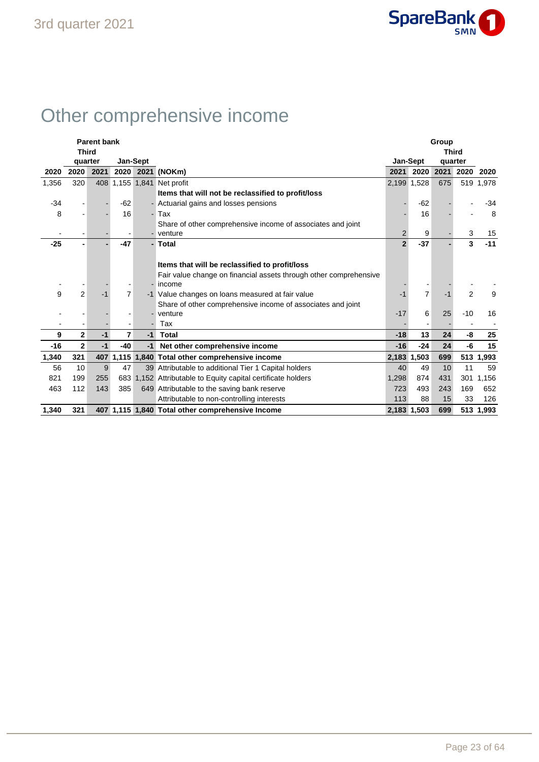# Other comprehensive income

| Parent bank | | | | | | Group | | | | |
|---|---|---|---|---|---|---|---|---|---|---|
| | Third quarter | | Jan-Sept | | | Jan-Sept | | Third quarter | | |
| 2020 | 2020 | 2021 | 2020 | 2021 | (NOKm) | 2021 | 2020 | 2021 | 2020 | 2020 |
| 1,356 | 320 | 408 | 1,155 | 1,841 | Net profit | 2,199 | 1,528 | 675 | 519 | 1,978 |
| | | | | | **Items that will not be reclassified to profit/loss** | | | | | |
| -34 | - | - | -62 | - | Actuarial gains and losses pensions | - | -62 | - | - | -34 |
| 8 | - | - | 16 | - | Tax | - | 16 | - | - | 8 |
| - | - | - | - | - | Share of other comprehensive income of associates and joint venture | 2 | 9 | - | 3 | 15 |
| **-25** | **-** | **-** | **-47** | **-** | **Total** | **2** | **-37** | **-** | **3** | **-11** |
| | | | | | **Items that will be reclassified to profit/loss** | | | | | |
| - | - | - | - | - | Fair value change on financial assets through other comprehensive income | - | - | - | - | - |
| 9 | 2 | -1 | 7 | -1 | Value changes on loans measured at fair value | -1 | 7 | -1 | 2 | 9 |
| - | - | - | - | - | Share of other comprehensive income of associates and joint venture | -17 | 6 | 25 | -10 | 16 |
| - | - | - | - | - | Tax | - | - | - | - | - |
| **9** | **2** | **-1** | **7** | **-1** | **Total** | **-18** | **13** | **24** | **-8** | **25** |
| **-16** | **2** | **-1** | **-40** | **-1** | **Net other comprehensive income** | **-16** | **-24** | **24** | **-6** | **15** |
| **1,340** | **321** | **407** | **1,115** | **1,840** | **Total other comprehensive income** | **2,183** | **1,503** | **699** | **513** | **1,993** |
| 56 | 10 | 9 | 47 | 39 | Attributable to additional Tier 1 Capital holders | 40 | 49 | 10 | 11 | 59 |
| 821 | 199 | 255 | 683 | 1,152 | Attributable to Equity capital certificate holders | 1,298 | 874 | 431 | 301 | 1,156 |
| 463 | 112 | 143 | 385 | 649 | Attributable to the saving bank reserve | 723 | 493 | 243 | 169 | 652 |
| | | | | | Attributable to non-controlling interests | 113 | 88 | 15 | 33 | 126 |
| **1,340** | **321** | **407** | **1,115** | **1,840** | **Total other comprehensive Income** | **2,183** | **1,503** | **699** | **513** | **1,993** |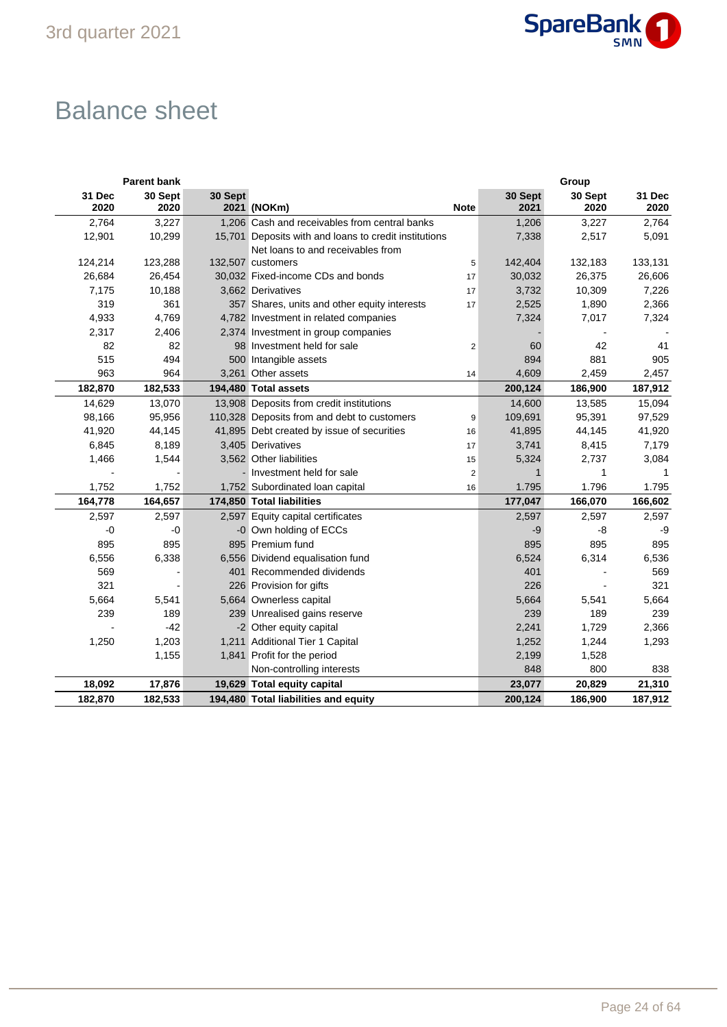# Balance sheet

| Parent bank | | | | | Group | | |
|---|---|---|---|---|---|---|---|
| 31 Dec 2020 | 30 Sept 2020 | 30 Sept 2021 | (NOKm) | Note | 30 Sept 2021 | 30 Sept 2020 | 31 Dec 2020 |
| 2,764 | 3,227 | 1,206 | Cash and receivables from central banks | | 1,206 | 3,227 | 2,764 |
| 12,901 | 10,299 | 15,701 | Deposits with and loans to credit institutions | | 7,338 | 2,517 | 5,091 |
| 124,214 | 123,288 | 132,507 | Net loans to and receivables from customers | 5 | 142,404 | 132,183 | 133,131 |
| 26,684 | 26,454 | 30,032 | Fixed-income CDs and bonds | 17 | 30,032 | 26,375 | 26,606 |
| 7,175 | 10,188 | 3,662 | Derivatives | 17 | 3,732 | 10,309 | 7,226 |
| 319 | 361 | 357 | Shares, units and other equity interests | 17 | 2,525 | 1,890 | 2,366 |
| 4,933 | 4,769 | 4,782 | Investment in related companies | | 7,324 | 7,017 | 7,324 |
| 2,317 | 2,406 | 2,374 | Investment in group companies | | - | - | - |
| 82 | 82 | 98 | Investment held for sale | 2 | 60 | 42 | 41 |
| 515 | 494 | 500 | Intangible assets | | 894 | 881 | 905 |
| 963 | 964 | 3,261 | Other assets | 14 | 4,609 | 2,459 | 2,457 |
| **182,870** | **182,533** | **194,480** | **Total assets** | | **200,124** | **186,900** | **187,912** |
| 14,629 | 13,070 | 13,908 | Deposits from credit institutions | | 14,600 | 13,585 | 15,094 |
| 98,166 | 95,956 | 110,328 | Deposits from and debt to customers | 9 | 109,691 | 95,391 | 97,529 |
| 41,920 | 44,145 | 41,895 | Debt created by issue of securities | 16 | 41,895 | 44,145 | 41,920 |
| 6,845 | 8,189 | 3,405 | Derivatives | 17 | 3,741 | 8,415 | 7,179 |
| 1,466 | 1,544 | 3,562 | Other liabilities | 15 | 5,324 | 2,737 | 3,084 |
| - | - | - | Investment held for sale | 2 | 1 | 1 | 1 |
| 1,752 | 1,752 | 1,752 | Subordinated loan capital | 16 | 1.795 | 1.796 | 1.795 |
| **164,778** | **164,657** | **174,850** | **Total liabilities** | | **177,047** | **166,070** | **166,602** |
| 2,597 | 2,597 | 2,597 | Equity capital certificates | | 2,597 | 2,597 | 2,597 |
| -0 | -0 | -0 | Own holding of ECCs | | -9 | -8 | -9 |
| 895 | 895 | 895 | Premium fund | | 895 | 895 | 895 |
| 6,556 | 6,338 | 6,556 | Dividend equalisation fund | | 6,524 | 6,314 | 6,536 |
| 569 | - | 401 | Recommended dividends | | 401 | - | 569 |
| 321 | - | 226 | Provision for gifts | | 226 | - | 321 |
| 5,664 | 5,541 | 5,664 | Ownerless capital | | 5,664 | 5,541 | 5,664 |
| 239 | 189 | 239 | Unrealised gains reserve | | 239 | 189 | 239 |
| - | -42 | -2 | Other equity capital | | 2,241 | 1,729 | 2,366 |
| 1,250 | 1,203 | 1,211 | Additional Tier 1 Capital | | 1,252 | 1,244 | 1,293 |
| | 1,155 | 1,841 | Profit for the period | | 2,199 | 1,528 | |
| | | | Non-controlling interests | | 848 | 800 | 838 |
| **18,092** | **17,876** | **19,629** | **Total equity capital** | | **23,077** | **20,829** | **21,310** |
| **182,870** | **182,533** | **194,480** | **Total liabilities and equity** | | **200,124** | **186,900** | **187,912** |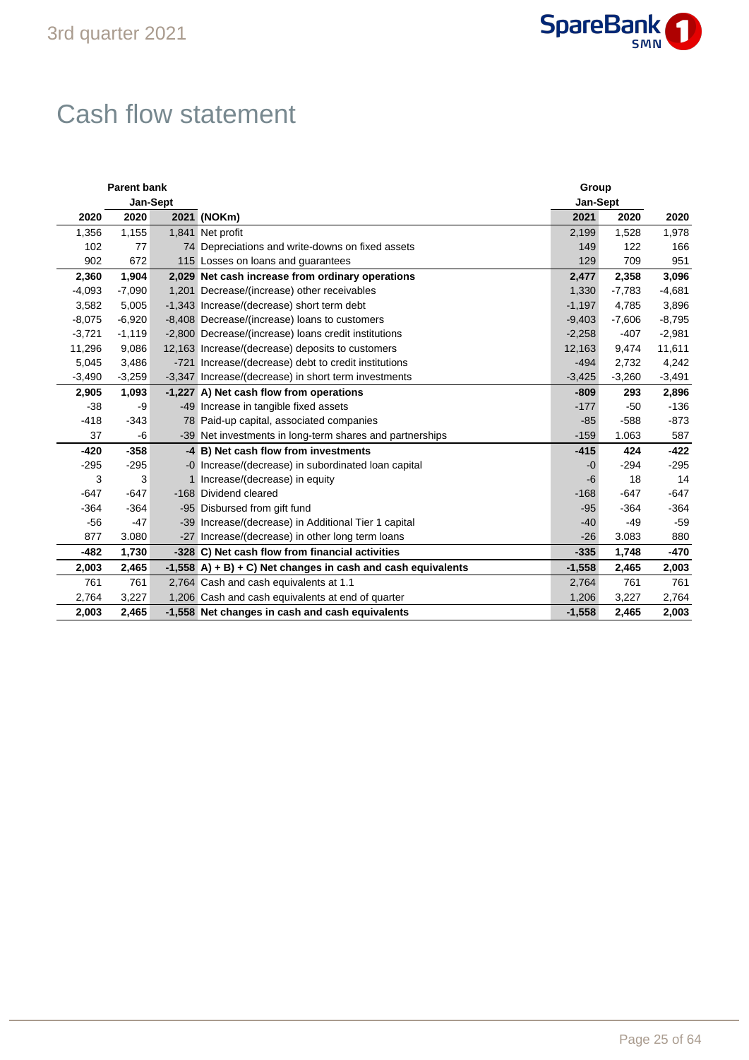# Cash flow statement

| Parent bank | | | | Group | | |
|---|---|---|---|---|---|---|
| | Jan-Sept | | | Jan-Sept | | |
| **2020** | **2020** | **2021** | **(NOKm)** | **2021** | **2020** | **2020** |
| 1,356 | 1,155 | 1,841 | Net profit | 2,199 | 1,528 | 1,978 |
| 102 | 77 | 74 | Depreciations and write-downs on fixed assets | 149 | 122 | 166 |
| 902 | 672 | 115 | Losses on loans and guarantees | 129 | 709 | 951 |
| **2,360** | **1,904** | **2,029** | **Net cash increase from ordinary operations** | **2,477** | **2,358** | **3,096** |
| -4,093 | -7,090 | 1,201 | Decrease/(increase) other receivables | 1,330 | -7,783 | -4,681 |
| 3,582 | 5,005 | -1,343 | Increase/(decrease) short term debt | -1,197 | 4,785 | 3,896 |
| -8,075 | -6,920 | -8,408 | Decrease/(increase) loans to customers | -9,403 | -7,606 | -8,795 |
| -3,721 | -1,119 | -2,800 | Decrease/(increase) loans credit institutions | -2,258 | -407 | -2,981 |
| 11,296 | 9,086 | 12,163 | Increase/(decrease) deposits to customers | 12,163 | 9,474 | 11,611 |
| 5,045 | 3,486 | -721 | Increase/(decrease) debt to credit institutions | -494 | 2,732 | 4,242 |
| -3,490 | -3,259 | -3,347 | Increase/(decrease) in short term investments | -3,425 | -3,260 | -3,491 |
| **2,905** | **1,093** | **-1,227** | **A) Net cash flow from operations** | **-809** | **293** | **2,896** |
| -38 | -9 | -49 | Increase in tangible fixed assets | -177 | -50 | -136 |
| -418 | -343 | 78 | Paid-up capital, associated companies | -85 | -588 | -873 |
| 37 | -6 | -39 | Net investments in long-term shares and partnerships | -159 | 1.063 | 587 |
| **-420** | **-358** | **-4** | **B) Net cash flow from investments** | **-415** | **424** | **-422** |
| -295 | -295 | -0 | Increase/(decrease) in subordinated loan capital | -0 | -294 | -295 |
| 3 | 3 | 1 | Increase/(decrease) in equity | -6 | 18 | 14 |
| -647 | -647 | -168 | Dividend cleared | -168 | -647 | -647 |
| -364 | -364 | -95 | Disbursed from gift fund | -95 | -364 | -364 |
| -56 | -47 | -39 | Increase/(decrease) in Additional Tier 1 capital | -40 | -49 | -59 |
| 877 | 3.080 | -27 | Increase/(decrease) in other long term loans | -26 | 3.083 | 880 |
| **-482** | **1,730** | **-328** | **C) Net cash flow from financial activities** | **-335** | **1,748** | **-470** |
| **2,003** | **2,465** | **-1,558** | **A) + B) + C) Net changes in cash and cash equivalents** | **-1,558** | **2,465** | **2,003** |
| 761 | 761 | 2,764 | Cash and cash equivalents at 1.1 | 2,764 | 761 | 761 |
| 2,764 | 3,227 | 1,206 | Cash and cash equivalents at end of quarter | 1,206 | 3,227 | 2,764 |
| **2,003** | **2,465** | **-1,558** | **Net changes in cash and cash equivalents** | **-1,558** | **2,465** | **2,003** |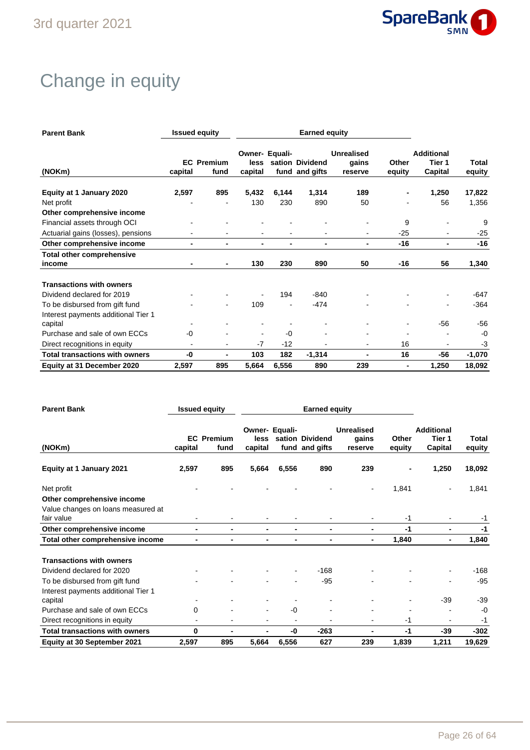# Change in equity

| Parent Bank | Issued equity | | Earned equity | | | | | | |
|---|---|---|---|---|---|---|---|---|---|
| (NOKm) | EC capital | Premium fund | Ownerless capital | Equalisation fund | Dividend and gifts | Unrealised gains reserve | Other equity | Additional Tier 1 Capital | Total equity |
| **Equity at 1 January 2020** | **2,597** | **895** | **5,432** | **6,144** | **1,314** | **189** | **-** | **1,250** | **17,822** |
| Net profit | - | - | 130 | 230 | 890 | 50 | - | 56 | 1,356 |
| **Other comprehensive income** | | | | | | | | | |
| Financial assets through OCI | - | - | - | - | - | - | 9 | - | 9 |
| Actuarial gains (losses), pensions | - | - | - | - | - | - | -25 | - | -25 |
| **Other comprehensive income** | **-** | **-** | **-** | **-** | **-** | **-** | **-16** | **-** | **-16** |
| **Total other comprehensive income** | **-** | **-** | **130** | **230** | **890** | **50** | **-16** | **56** | **1,340** |
| **Transactions with owners** | | | | | | | | | |
| Dividend declared for 2019 | - | - | - | 194 | -840 | - | - | - | -647 |
| To be disbursed from gift fund | - | - | 109 | - | -474 | - | - | - | -364 |
| Interest payments additional Tier 1 capital | - | - | - | - | - | - | - | -56 | -56 |
| Purchase and sale of own ECCs | -0 | - | - | -0 | - | - | - | - | -0 |
| Direct recognitions in equity | - | - | -7 | -12 | - | - | 16 | - | -3 |
| **Total transactions with owners** | **-0** | **-** | **103** | **182** | **-1,314** | **-** | **16** | **-56** | **-1,070** |
| **Equity at 31 December 2020** | **2,597** | **895** | **5,664** | **6,556** | **890** | **239** | **-** | **1,250** | **18,092** |

| Parent Bank | Issued equity | | Earned equity | | | | | | |
|---|---|---|---|---|---|---|---|---|---|
| (NOKm) | EC capital | Premium fund | Ownerless capital | Equalisation fund | Dividend and gifts | Unrealised gains reserve | Other equity | Additional Tier 1 Capital | Total equity |
| **Equity at 1 January 2021** | **2,597** | **895** | **5,664** | **6,556** | **890** | **239** | **-** | **1,250** | **18,092** |
| Net profit | - | - | - | - | - | - | 1,841 | - | 1,841 |
| **Other comprehensive income** | | | | | | | | | |
| Value changes on loans measured at fair value | - | - | - | - | - | - | -1 | - | -1 |
| **Other comprehensive income** | **-** | **-** | **-** | **-** | **-** | **-** | **-1** | **-** | **-1** |
| **Total other comprehensive income** | **-** | **-** | **-** | **-** | **-** | **-** | **1,840** | **-** | **1,840** |
| **Transactions with owners** | | | | | | | | | |
| Dividend declared for 2020 | - | - | - | - | -168 | - | - | - | -168 |
| To be disbursed from gift fund | - | - | - | - | -95 | - | - | - | -95 |
| Interest payments additional Tier 1 capital | - | - | - | - | - | - | - | -39 | -39 |
| Purchase and sale of own ECCs | 0 | - | - | -0 | - | - | - | - | -0 |
| Direct recognitions in equity | - | - | - | - | - | - | -1 | - | -1 |
| **Total transactions with owners** | **0** | **-** | **-** | **-0** | **-263** | **-** | **-1** | **-39** | **-302** |
| **Equity at 30 September 2021** | **2,597** | **895** | **5,664** | **6,556** | **627** | **239** | **1,839** | **1,211** | **19,629** |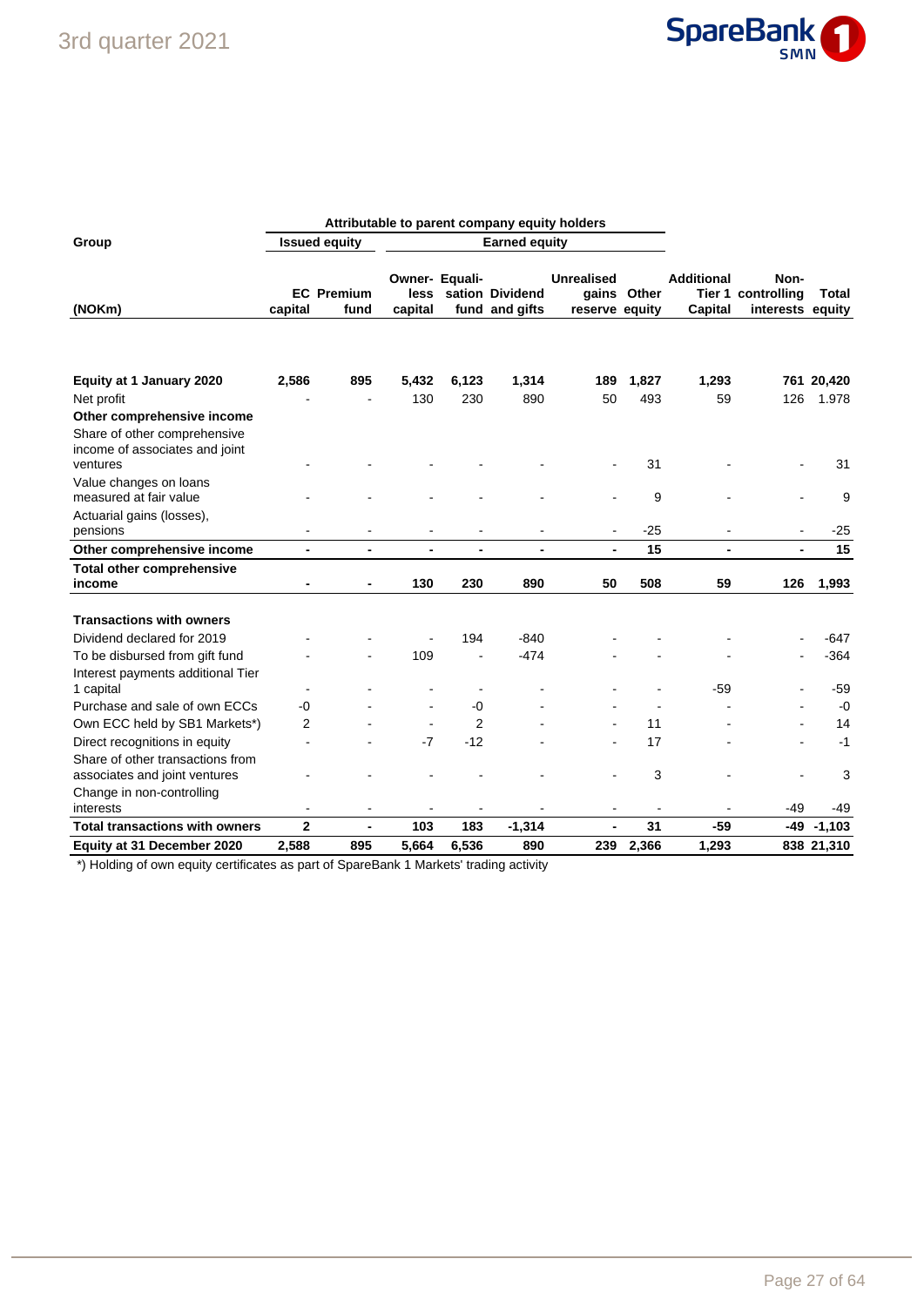| Group | Attributable to parent company equity holders | | | | | | | | | |
|---|---|---|---|---|---|---|---|---|---|---|
| | Issued equity | | Earned equity | | | | | | | |
| (NOKm) | EC capital | Premium fund | Owner-less capital | Equali-sation fund | Dividend and gifts | Unrealised gains reserve | Other equity | Additional Tier 1 Capital | Non-controlling interests | Total equity |
| **Equity at 1 January 2020** | **2,586** | **895** | **5,432** | **6,123** | **1,314** | **189** | **1,827** | **1,293** | **761** | **20,420** |
| Net profit | - | - | 130 | 230 | 890 | 50 | 493 | 59 | 126 | 1.978 |
| **Other comprehensive income** | | | | | | | | | | |
| Share of other comprehensive income of associates and joint ventures | - | - | - | - | - | - | 31 | - | - | 31 |
| Value changes on loans measured at fair value | - | - | - | - | - | - | 9 | - | - | 9 |
| Actuarial gains (losses), pensions | - | - | - | - | - | - | -25 | - | - | -25 |
| **Other comprehensive income** | **-** | **-** | **-** | **-** | **-** | **-** | **15** | **-** | **-** | **15** |
| **Total other comprehensive income** | **-** | **-** | **130** | **230** | **890** | **50** | **508** | **59** | **126** | **1,993** |
| **Transactions with owners** | | | | | | | | | | |
| Dividend declared for 2019 | - | - | - | 194 | -840 | - | - | - | - | -647 |
| To be disbursed from gift fund | - | - | 109 | - | -474 | - | - | - | - | -364 |
| Interest payments additional Tier 1 capital | - | - | - | - | - | - | - | -59 | - | -59 |
| Purchase and sale of own ECCs | -0 | - | - | -0 | - | - | - | - | - | -0 |
| Own ECC held by SB1 Markets*) | 2 | - | - | 2 | - | - | 11 | - | - | 14 |
| Direct recognitions in equity | - | - | -7 | -12 | - | - | 17 | - | - | -1 |
| Share of other transactions from associates and joint ventures | - | - | - | - | - | - | 3 | - | - | 3 |
| Change in non-controlling interests | - | - | - | - | - | - | - | - | -49 | -49 |
| **Total transactions with owners** | **2** | **-** | **103** | **183** | **-1,314** | **-** | **31** | **-59** | **-49** | **-1,103** |
| **Equity at 31 December 2020** | **2,588** | **895** | **5,664** | **6,536** | **890** | **239** | **2,366** | **1,293** | **838** | **21,310** |

*) Holding of own equity certificates as part of SpareBank 1 Markets' trading activity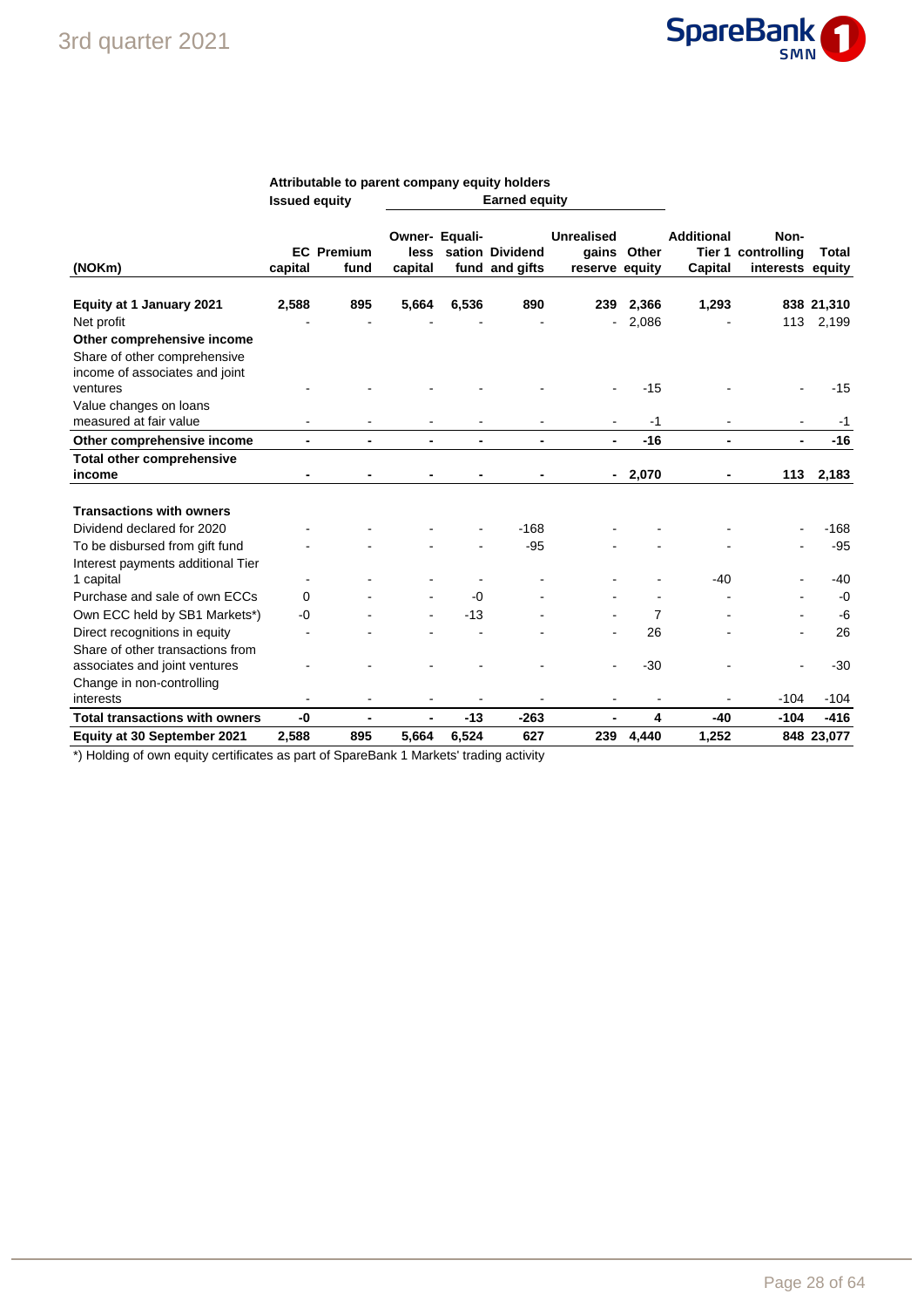| (NOKm) | Attributable to parent company equity holders | | | | | | | | | |
|---|---|---|---|---|---|---|---|---|---|---|
| | Issued equity | | Earned equity | | | | | | | |
| | EC capital | Premium fund | Owner-less capital | Equali-sation fund | Dividend and gifts | Unrealised gains reserve | Other equity | Additional Tier 1 Capital | Non-controlling interests | Total equity |
| **Equity at 1 January 2021** | **2,588** | **895** | **5,664** | **6,536** | **890** | **239** | **2,366** | **1,293** | **838** | **21,310** |
| Net profit | - | - | - | - | - | - | 2,086 | - | 113 | 2,199 |
| **Other comprehensive income** | | | | | | | | | | |
| Share of other comprehensive income of associates and joint ventures | - | - | - | - | - | - | -15 | - | - | -15 |
| Value changes on loans measured at fair value | - | - | - | - | - | - | -1 | - | - | -1 |
| **Other comprehensive income** | **-** | **-** | **-** | **-** | **-** | **-** | **-16** | **-** | **-** | **-16** |
| **Total other comprehensive income** | **-** | **-** | **-** | **-** | **-** | **-** | **2,070** | **-** | **113** | **2,183** |
| **Transactions with owners** | | | | | | | | | | |
| Dividend declared for 2020 | - | - | - | - | -168 | - | - | - | - | -168 |
| To be disbursed from gift fund | - | - | - | - | -95 | - | - | - | - | -95 |
| Interest payments additional Tier 1 capital | - | - | - | - | - | - | - | -40 | - | -40 |
| Purchase and sale of own ECCs | 0 | - | - | -0 | - | - | - | - | - | -0 |
| Own ECC held by SB1 Markets*) | -0 | - | - | -13 | - | - | 7 | - | - | -6 |
| Direct recognitions in equity | - | - | - | - | - | - | 26 | - | - | 26 |
| Share of other transactions from associates and joint ventures | - | - | - | - | - | - | -30 | - | - | -30 |
| Change in non-controlling interests | - | - | - | - | - | - | - | - | -104 | -104 |
| **Total transactions with owners** | **-0** | **-** | **-** | **-13** | **-263** | **-** | **4** | **-40** | **-104** | **-416** |
| **Equity at 30 September 2021** | **2,588** | **895** | **5,664** | **6,524** | **627** | **239** | **4,440** | **1,252** | **848** | **23,077** |

*) Holding of own equity certificates as part of SpareBank 1 Markets' trading activity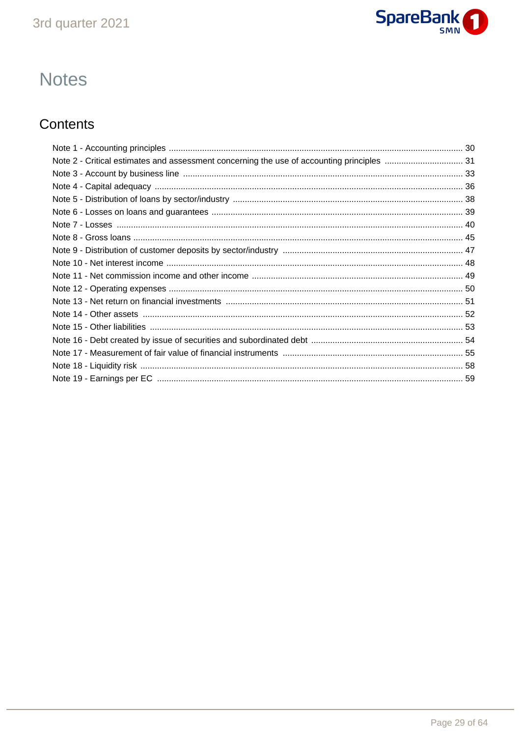# Notes

## Contents

Note 1 - Accounting principles ... 30
Note 2 - Critical estimates and assessment concerning the use of accounting principles ... 31
Note 3 - Account by business line ... 33
Note 4 - Capital adequacy ... 36
Note 5 - Distribution of loans by sector/industry ... 38
Note 6 - Losses on loans and guarantees ... 39
Note 7 - Losses ... 40
Note 8 - Gross loans ... 45
Note 9 - Distribution of customer deposits by sector/industry ... 47
Note 10 - Net interest income ... 48
Note 11 - Net commission income and other income ... 49
Note 12 - Operating expenses ... 50
Note 13 - Net return on financial investments ... 51
Note 14 - Other assets ... 52
Note 15 - Other liabilities ... 53
Note 16 - Debt created by issue of securities and subordinated debt ... 54
Note 17 - Measurement of fair value of financial instruments ... 55
Note 18 - Liquidity risk ... 58
Note 19 - Earnings per EC ... 59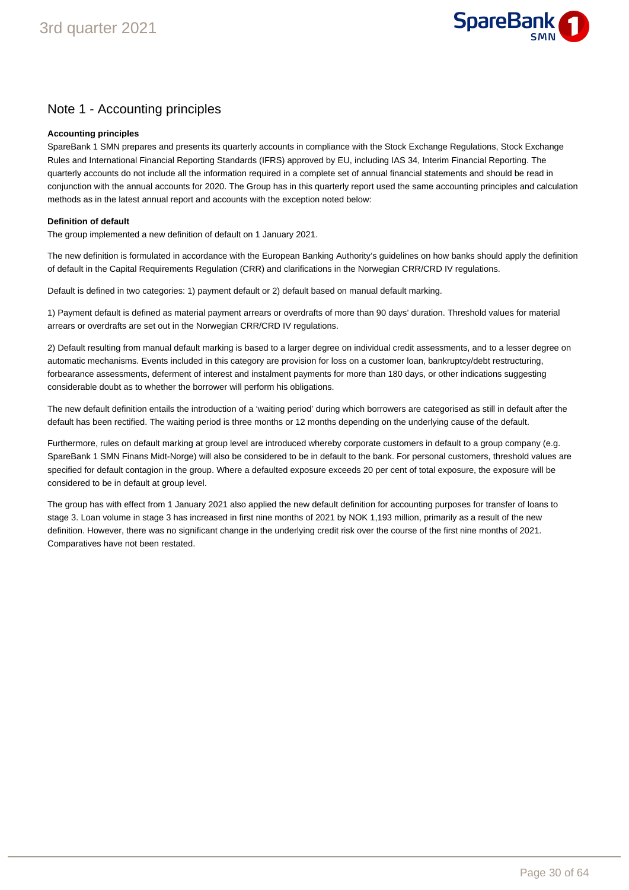## Note 1 - Accounting principles

**Accounting principles**

SpareBank 1 SMN prepares and presents its quarterly accounts in compliance with the Stock Exchange Regulations, Stock Exchange Rules and International Financial Reporting Standards (IFRS) approved by EU, including IAS 34, Interim Financial Reporting. The quarterly accounts do not include all the information required in a complete set of annual financial statements and should be read in conjunction with the annual accounts for 2020. The Group has in this quarterly report used the same accounting principles and calculation methods as in the latest annual report and accounts with the exception noted below:

**Definition of default**

The group implemented a new definition of default on 1 January 2021.

The new definition is formulated in accordance with the European Banking Authority's guidelines on how banks should apply the definition of default in the Capital Requirements Regulation (CRR) and clarifications in the Norwegian CRR/CRD IV regulations.

Default is defined in two categories: 1) payment default or 2) default based on manual default marking.

1) Payment default is defined as material payment arrears or overdrafts of more than 90 days' duration. Threshold values for material arrears or overdrafts are set out in the Norwegian CRR/CRD IV regulations.

2) Default resulting from manual default marking is based to a larger degree on individual credit assessments, and to a lesser degree on automatic mechanisms. Events included in this category are provision for loss on a customer loan, bankruptcy/debt restructuring, forbearance assessments, deferment of interest and instalment payments for more than 180 days, or other indications suggesting considerable doubt as to whether the borrower will perform his obligations.

The new default definition entails the introduction of a 'waiting period' during which borrowers are categorised as still in default after the default has been rectified. The waiting period is three months or 12 months depending on the underlying cause of the default.

Furthermore, rules on default marking at group level are introduced whereby corporate customers in default to a group company (e.g. SpareBank 1 SMN Finans Midt-Norge) will also be considered to be in default to the bank. For personal customers, threshold values are specified for default contagion in the group. Where a defaulted exposure exceeds 20 per cent of total exposure, the exposure will be considered to be in default at group level.

The group has with effect from 1 January 2021 also applied the new default definition for accounting purposes for transfer of loans to stage 3. Loan volume in stage 3 has increased in first nine months of 2021 by NOK 1,193 million, primarily as a result of the new definition. However, there was no significant change in the underlying credit risk over the course of the first nine months of 2021. Comparatives have not been restated.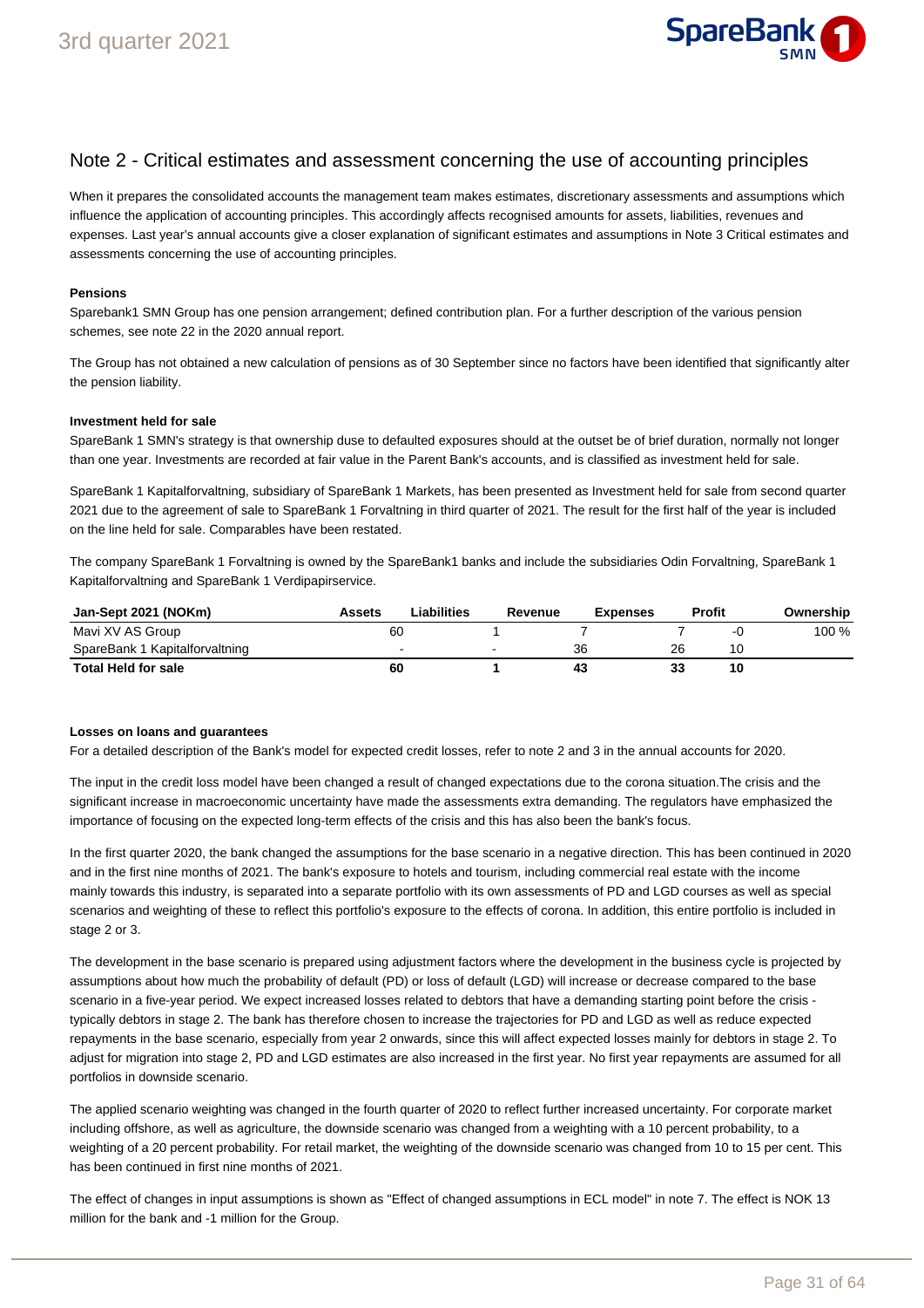# Note 2 - Critical estimates and assessment concerning the use of accounting principles

When it prepares the consolidated accounts the management team makes estimates, discretionary assessments and assumptions which influence the application of accounting principles. This accordingly affects recognised amounts for assets, liabilities, revenues and expenses. Last year's annual accounts give a closer explanation of significant estimates and assumptions in Note 3 Critical estimates and assessments concerning the use of accounting principles.

**Pensions**

Sparebank1 SMN Group has one pension arrangement; defined contribution plan. For a further description of the various pension schemes, see note 22 in the 2020 annual report.

The Group has not obtained a new calculation of pensions as of 30 September since no factors have been identified that significantly alter the pension liability.

**Investment held for sale**

SpareBank 1 SMN's strategy is that ownership duse to defaulted exposures should at the outset be of brief duration, normally not longer than one year. Investments are recorded at fair value in the Parent Bank's accounts, and is classified as investment held for sale.

SpareBank 1 Kapitalforvaltning, subsidiary of SpareBank 1 Markets, has been presented as Investment held for sale from second quarter 2021 due to the agreement of sale to SpareBank 1 Forvaltning in third quarter of 2021. The result for the first half of the year is included on the line held for sale. Comparables have been restated.

The company SpareBank 1 Forvaltning is owned by the SpareBank1 banks and include the subsidiaries Odin Forvaltning, SpareBank 1 Kapitalforvaltning and SpareBank 1 Verdipapirservice.

| Jan-Sept 2021 (NOKm) | Assets | Liabilities | Revenue | Expenses | Profit | Ownership |
|---|---|---|---|---|---|---|
| Mavi XV AS Group | 60 | 1 | 7 | 7 | -0 | 100 % |
| SpareBank 1 Kapitalforvaltning | - | - | 36 | 26 | 10 | |
| **Total Held for sale** | **60** | **1** | **43** | **33** | **10** | |

**Losses on loans and guarantees**

For a detailed description of the Bank's model for expected credit losses, refer to note 2 and 3 in the annual accounts for 2020.

The input in the credit loss model have been changed a result of changed expectations due to the corona situation.The crisis and the significant increase in macroeconomic uncertainty have made the assessments extra demanding. The regulators have emphasized the importance of focusing on the expected long-term effects of the crisis and this has also been the bank's focus.

In the first quarter 2020, the bank changed the assumptions for the base scenario in a negative direction. This has been continued in 2020 and in the first nine months of 2021. The bank's exposure to hotels and tourism, including commercial real estate with the income mainly towards this industry, is separated into a separate portfolio with its own assessments of PD and LGD courses as well as special scenarios and weighting of these to reflect this portfolio's exposure to the effects of corona. In addition, this entire portfolio is included in stage 2 or 3.

The development in the base scenario is prepared using adjustment factors where the development in the business cycle is projected by assumptions about how much the probability of default (PD) or loss of default (LGD) will increase or decrease compared to the base scenario in a five-year period. We expect increased losses related to debtors that have a demanding starting point before the crisis - typically debtors in stage 2. The bank has therefore chosen to increase the trajectories for PD and LGD as well as reduce expected repayments in the base scenario, especially from year 2 onwards, since this will affect expected losses mainly for debtors in stage 2. To adjust for migration into stage 2, PD and LGD estimates are also increased in the first year. No first year repayments are assumed for all portfolios in downside scenario.

The applied scenario weighting was changed in the fourth quarter of 2020 to reflect further increased uncertainty. For corporate market including offshore, as well as agriculture, the downside scenario was changed from a weighting with a 10 percent probability, to a weighting of a 20 percent probability. For retail market, the weighting of the downside scenario was changed from 10 to 15 per cent. This has been continued in first nine months of 2021.

The effect of changes in input assumptions is shown as "Effect of changed assumptions in ECL model" in note 7. The effect is NOK 13 million for the bank and -1 million for the Group.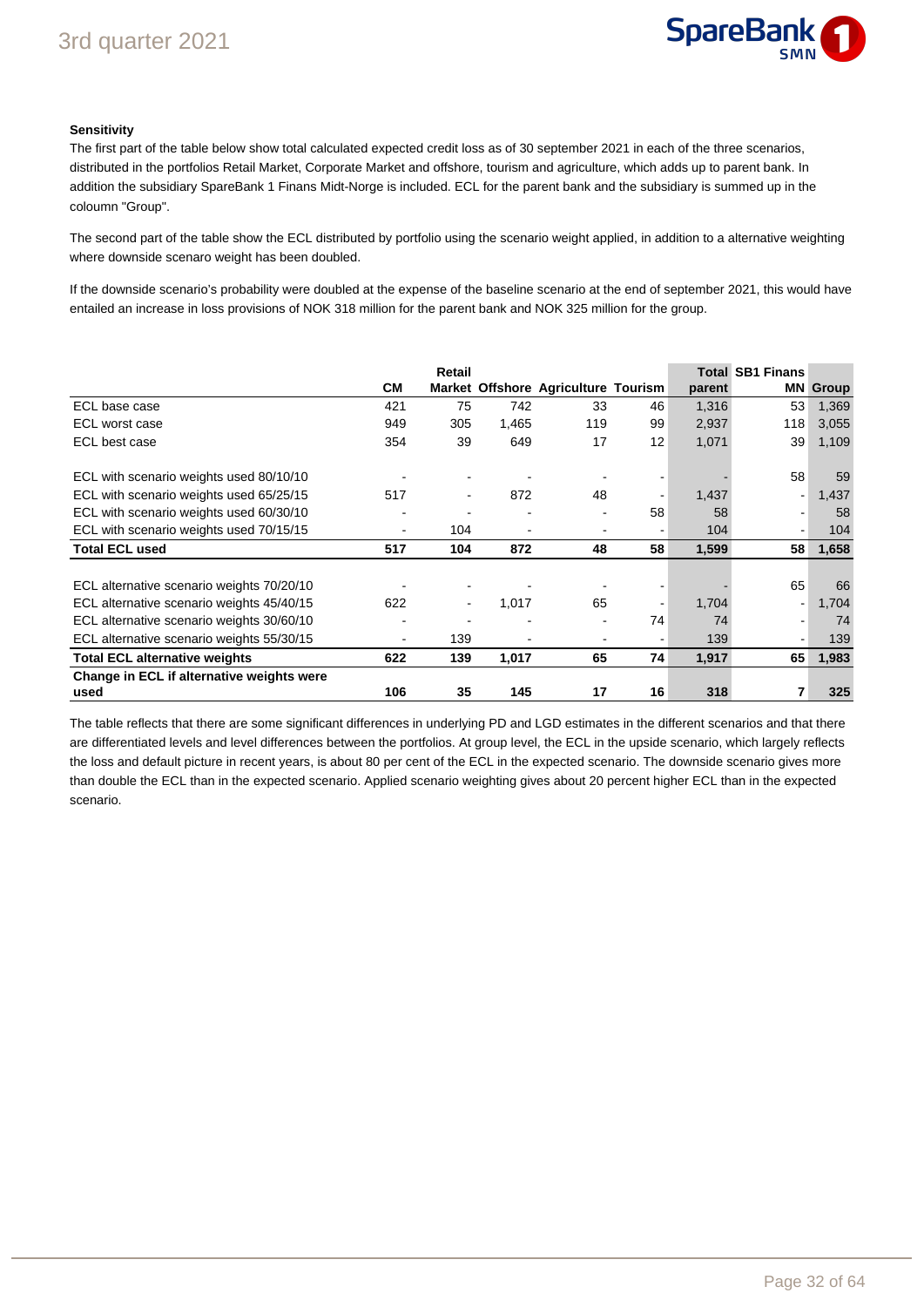**Sensitivity**

The first part of the table below show total calculated expected credit loss as of 30 september 2021 in each of the three scenarios, distributed in the portfolios Retail Market, Corporate Market and offshore, tourism and agriculture, which adds up to parent bank. In addition the subsidiary SpareBank 1 Finans Midt-Norge is included. ECL for the parent bank and the subsidiary is summed up in the coloumn "Group".

The second part of the table show the ECL distributed by portfolio using the scenario weight applied, in addition to a alternative weighting where downside scenaro weight has been doubled.

If the downside scenario's probability were doubled at the expense of the baseline scenario at the end of september 2021, this would have entailed an increase in loss provisions of NOK 318 million for the parent bank and NOK 325 million for the group.

| | CM | Retail Market | Offshore | Agriculture | Tourism | Total parent | SB1 Finans MN | Group |
|---|---|---|---|---|---|---|---|---|
| ECL base case | 421 | 75 | 742 | 33 | 46 | 1,316 | 53 | 1,369 |
| ECL worst case | 949 | 305 | 1,465 | 119 | 99 | 2,937 | 118 | 3,055 |
| ECL best case | 354 | 39 | 649 | 17 | 12 | 1,071 | 39 | 1,109 |
| | | | | | | | | |
| ECL with scenario weights used 80/10/10 | - | - | - | - | - | - | 58 | 59 |
| ECL with scenario weights used 65/25/15 | 517 | - | 872 | 48 | - | 1,437 | - | 1,437 |
| ECL with scenario weights used 60/30/10 | - | - | - | - | 58 | 58 | - | 58 |
| ECL with scenario weights used 70/15/15 | - | 104 | - | - | - | 104 | - | 104 |
| **Total ECL used** | **517** | **104** | **872** | **48** | **58** | **1,599** | **58** | **1,658** |
| | | | | | | | | |
| ECL alternative scenario weights 70/20/10 | - | - | - | - | - | - | 65 | 66 |
| ECL alternative scenario weights 45/40/15 | 622 | - | 1,017 | 65 | - | 1,704 | - | 1,704 |
| ECL alternative scenario weights 30/60/10 | - | - | - | - | 74 | 74 | - | 74 |
| ECL alternative scenario weights 55/30/15 | - | 139 | - | - | - | 139 | - | 139 |
| **Total ECL alternative weights** | **622** | **139** | **1,017** | **65** | **74** | **1,917** | **65** | **1,983** |
| **Change in ECL if alternative weights were used** | **106** | **35** | **145** | **17** | **16** | **318** | **7** | **325** |

The table reflects that there are some significant differences in underlying PD and LGD estimates in the different scenarios and that there are differentiated levels and level differences between the portfolios. At group level, the ECL in the upside scenario, which largely reflects the loss and default picture in recent years, is about 80 per cent of the ECL in the expected scenario. The downside scenario gives more than double the ECL than in the expected scenario. Applied scenario weighting gives about 20 percent higher ECL than in the expected scenario.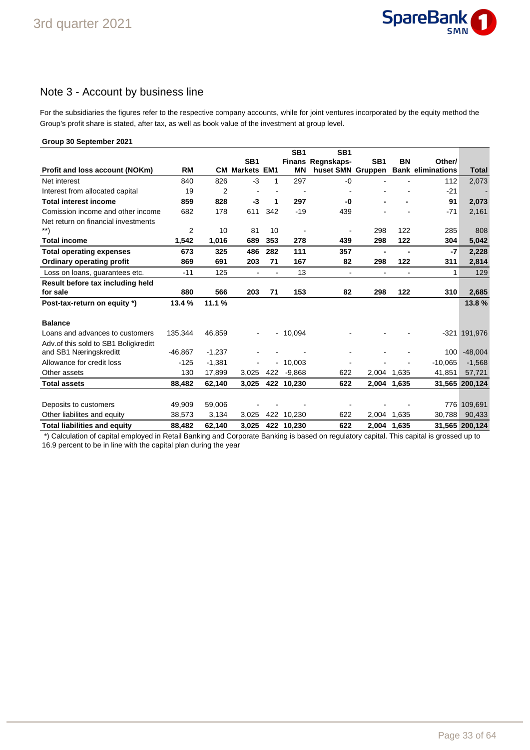## Note 3 - Account by business line

For the subsidiaries the figures refer to the respective company accounts, while for joint ventures incorporated by the equity method the Group's profit share is stated, after tax, as well as book value of the investment at group level.

**Group 30 September 2021**

| Profit and loss account (NOKm) | RM | CM | SB1 Markets | EM1 | SB1 Finans MN | SB1 Regnskaps-huset SMN | SB1 Gruppen | BN Bank | Other/ eliminations | Total |
|---|---|---|---|---|---|---|---|---|---|---|
| Net interest | 840 | 826 | -3 | 1 | 297 | -0 | - | - | 112 | 2,073 |
| Interest from allocated capital | 19 | 2 | - | - | - | - | - | - | -21 | - |
| **Total interest income** | **859** | **828** | **-3** | **1** | **297** | **-0** | **-** | **-** | **91** | **2,073** |
| Comission income and other income | 682 | 178 | 611 | 342 | -19 | 439 | - | - | -71 | 2,161 |
| Net return on financial investments **) | 2 | 10 | 81 | 10 | - | - | 298 | 122 | 285 | 808 |
| **Total income** | **1,542** | **1,016** | **689** | **353** | **278** | **439** | **298** | **122** | **304** | **5,042** |
| **Total operating expenses** | **673** | **325** | **486** | **282** | **111** | **357** | **-** | **-** | **-7** | **2,228** |
| **Ordinary operating profit** | **869** | **691** | **203** | **71** | **167** | **82** | **298** | **122** | **311** | **2,814** |
| Loss on loans, guarantees etc. | -11 | 125 | - | - | 13 | - | - | - | 1 | 129 |
| **Result before tax including held for sale** | **880** | **566** | **203** | **71** | **153** | **82** | **298** | **122** | **310** | **2,685** |
| **Post-tax-return on equity *)** | **13.4 %** | **11.1 %** | | | | | | | | **13.8 %** |
| | | | | | | | | | | |
| **Balance** | | | | | | | | | | |
| Loans and advances to customers | 135,344 | 46,859 | - | - | 10,094 | - | - | - | -321 | 191,976 |
| Adv.of this sold to SB1 Boligkreditt and SB1 Næringskreditt | -46,867 | -1,237 | - | - | - | - | - | - | 100 | -48,004 |
| Allowance for credit loss | -125 | -1,381 | - | - | 10,003 | - | - | - | -10,065 | -1,568 |
| Other assets | 130 | 17,899 | 3,025 | 422 | -9,868 | 622 | 2,004 | 1,635 | 41,851 | 57,721 |
| **Total assets** | **88,482** | **62,140** | **3,025** | **422** | **10,230** | **622** | **2,004** | **1,635** | **31,565** | **200,124** |
| | | | | | | | | | | |
| Deposits to customers | 49,909 | 59,006 | - | - | - | - | - | - | 776 | 109,691 |
| Other liabilites and equity | 38,573 | 3,134 | 3,025 | 422 | 10,230 | 622 | 2,004 | 1,635 | 30,788 | 90,433 |
| **Total liabilities and equity** | **88,482** | **62,140** | **3,025** | **422** | **10,230** | **622** | **2,004** | **1,635** | **31,565** | **200,124** |

*) Calculation of capital employed in Retail Banking and Corporate Banking is based on regulatory capital. This capital is grossed up to 16.9 percent to be in line with the capital plan during the year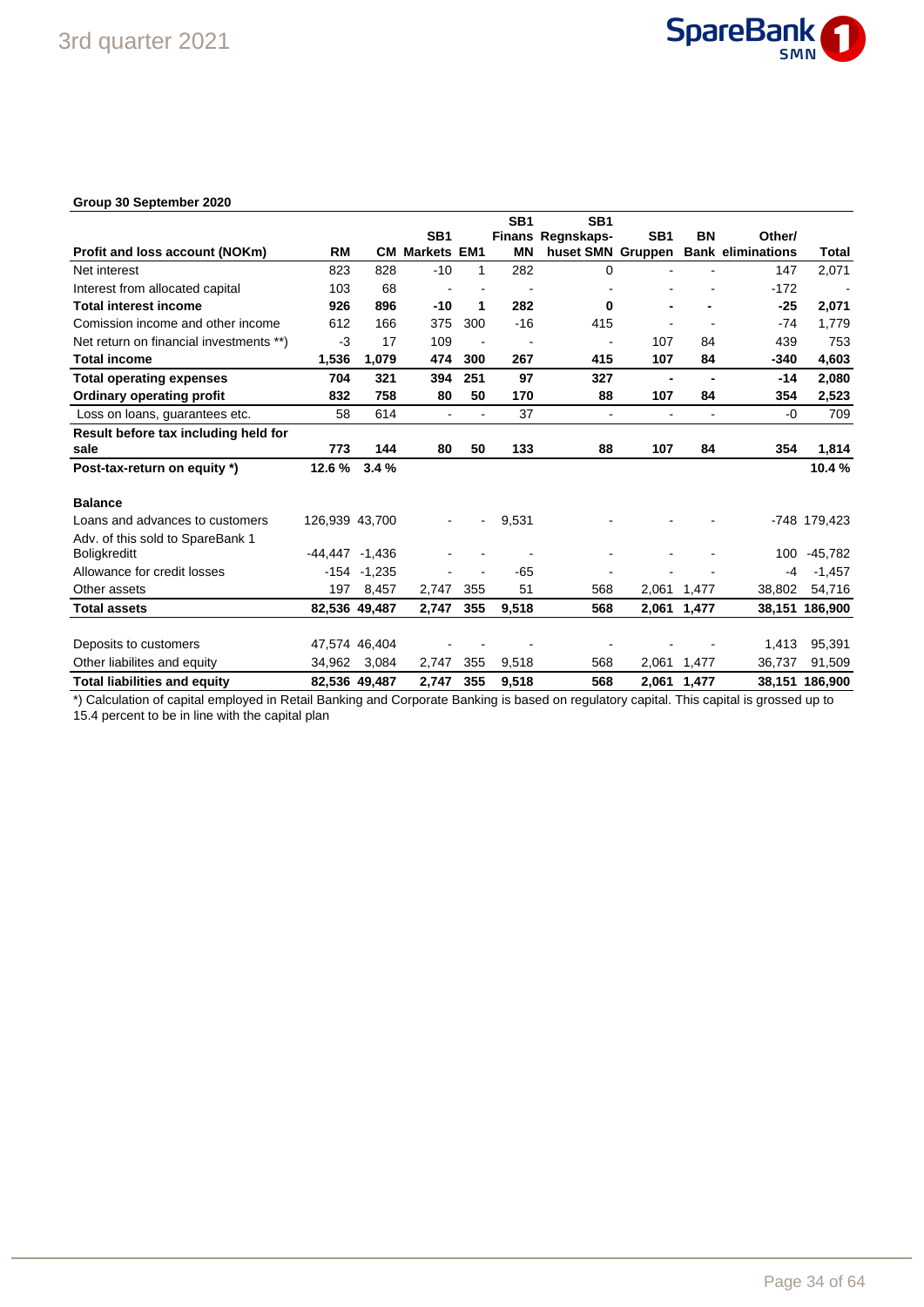**Group 30 September 2020**

| Profit and loss account (NOKm) | RM | CM | SB1 Markets | EM1 | SB1 Finans MN | SB1 Regnskaps-huset SMN | SB1 Gruppen | BN Bank | Other/ eliminations | Total |
|---|---|---|---|---|---|---|---|---|---|---|
| Net interest | 823 | 828 | -10 | 1 | 282 | 0 | - | - | 147 | 2,071 |
| Interest from allocated capital | 103 | 68 | - | - | - | - | - | - | -172 | - |
| **Total interest income** | **926** | **896** | **-10** | **1** | **282** | **0** | **-** | **-** | **-25** | **2,071** |
| Comission income and other income | 612 | 166 | 375 | 300 | -16 | 415 | - | - | -74 | 1,779 |
| Net return on financial investments **) | -3 | 17 | 109 | - | - | - | 107 | 84 | 439 | 753 |
| **Total income** | **1,536** | **1,079** | **474** | **300** | **267** | **415** | **107** | **84** | **-340** | **4,603** |
| **Total operating expenses** | **704** | **321** | **394** | **251** | **97** | **327** | **-** | **-** | **-14** | **2,080** |
| **Ordinary operating profit** | **832** | **758** | **80** | **50** | **170** | **88** | **107** | **84** | **354** | **2,523** |
| Loss on loans, guarantees etc. | 58 | 614 | - | - | 37 | - | - | - | -0 | 709 |
| **Result before tax including held for sale** | **773** | **144** | **80** | **50** | **133** | **88** | **107** | **84** | **354** | **1,814** |
| **Post-tax-return on equity *)** | **12.6 %** | **3.4 %** | | | | | | | | **10.4 %** |
| | | | | | | | | | | |
| **Balance** | | | | | | | | | | |
| Loans and advances to customers | 126,939 | 43,700 | - | - | 9,531 | - | - | - | -748 | 179,423 |
| Adv. of this sold to SpareBank 1 Boligkreditt | -44,447 | -1,436 | - | - | - | - | - | - | 100 | -45,782 |
| Allowance for credit losses | -154 | -1,235 | - | - | -65 | - | - | - | -4 | -1,457 |
| Other assets | 197 | 8,457 | 2,747 | 355 | 51 | 568 | 2,061 | 1,477 | 38,802 | 54,716 |
| **Total assets** | **82,536** | **49,487** | **2,747** | **355** | **9,518** | **568** | **2,061** | **1,477** | **38,151** | **186,900** |
| | | | | | | | | | | |
| Deposits to customers | 47,574 | 46,404 | - | - | - | - | - | - | 1,413 | 95,391 |
| Other liabilites and equity | 34,962 | 3,084 | 2,747 | 355 | 9,518 | 568 | 2,061 | 1,477 | 36,737 | 91,509 |
| **Total liabilities and equity** | **82,536** | **49,487** | **2,747** | **355** | **9,518** | **568** | **2,061** | **1,477** | **38,151** | **186,900** |

*) Calculation of capital employed in Retail Banking and Corporate Banking is based on regulatory capital. This capital is grossed up to 15.4 percent to be in line with the capital plan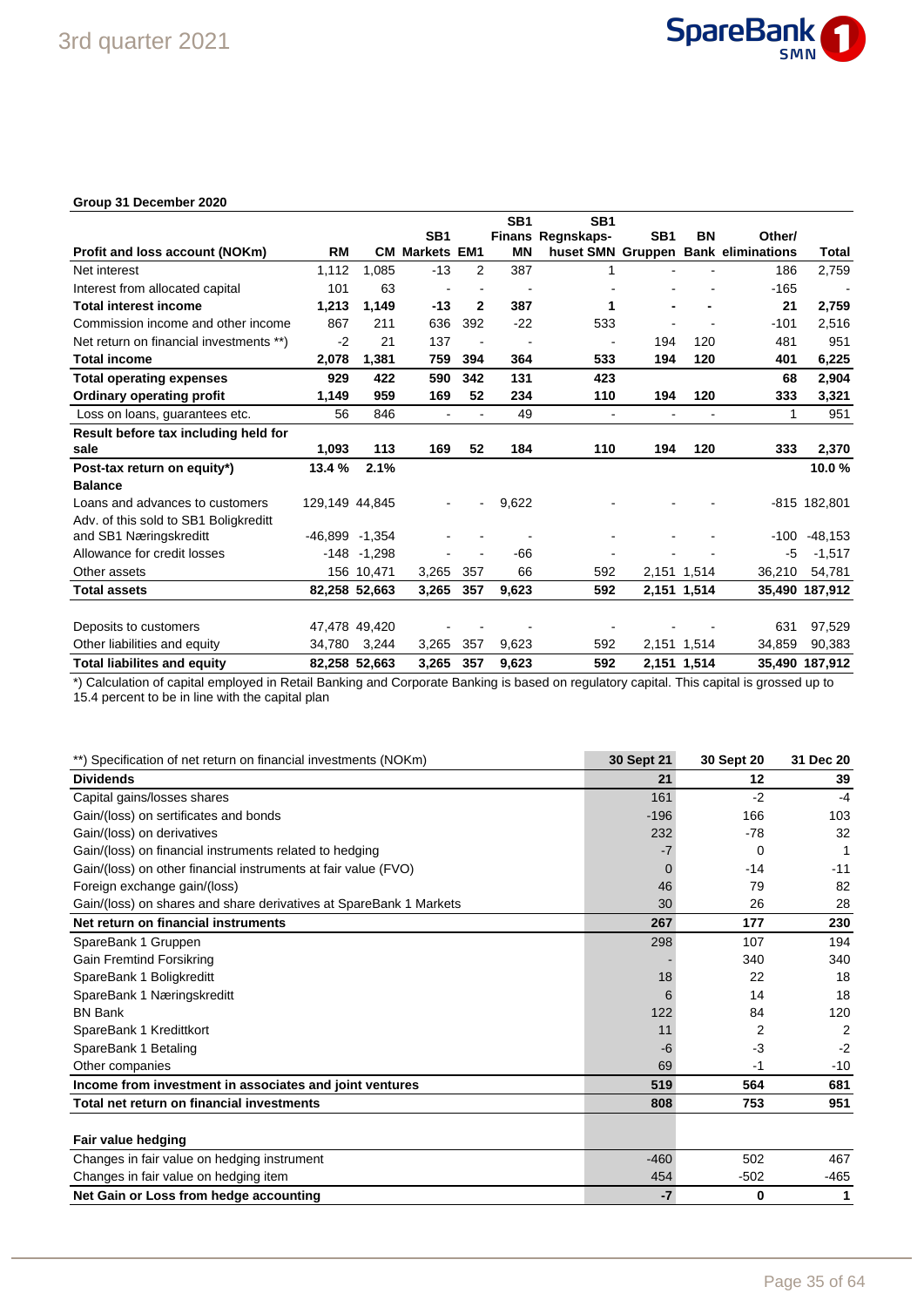**Group 31 December 2020**

| Profit and loss account (NOKm) | RM | CM | SB1 Markets | EM1 | SB1 Finans MN | SB1 Regnskaps-huset SMN | SB1 Gruppen | BN Bank | Other/ eliminations | Total |
|---|---|---|---|---|---|---|---|---|---|---|
| Net interest | 1,112 | 1,085 | -13 | 2 | 387 | 1 | - | - | 186 | 2,759 |
| Interest from allocated capital | 101 | 63 | - | - | - | - | - | - | -165 | - |
| **Total interest income** | **1,213** | **1,149** | **-13** | **2** | **387** | **1** | **-** | **-** | **21** | **2,759** |
| Commission income and other income | 867 | 211 | 636 | 392 | -22 | 533 | - | - | -101 | 2,516 |
| Net return on financial investments **) | -2 | 21 | 137 | - | - | - | 194 | 120 | 481 | 951 |
| **Total income** | **2,078** | **1,381** | **759** | **394** | **364** | **533** | **194** | **120** | **401** | **6,225** |
| **Total operating expenses** | **929** | **422** | **590** | **342** | **131** | **423** | | | **68** | **2,904** |
| **Ordinary operating profit** | **1,149** | **959** | **169** | **52** | **234** | **110** | **194** | **120** | **333** | **3,321** |
| Loss on loans, guarantees etc. | 56 | 846 | - | - | 49 | - | - | - | 1 | 951 |
| **Result before tax including held for sale** | **1,093** | **113** | **169** | **52** | **184** | **110** | **194** | **120** | **333** | **2,370** |
| **Post-tax return on equity*)** | **13.4 %** | **2.1%** | | | | | | | | **10.0 %** |
| **Balance** | | | | | | | | | | |
| Loans and advances to customers | 129,149 | 44,845 | - | - | 9,622 | - | - | - | -815 | 182,801 |
| Adv. of this sold to SB1 Boligkreditt and SB1 Næringskreditt | -46,899 | -1,354 | - | - | - | - | - | - | -100 | -48,153 |
| Allowance for credit losses | -148 | -1,298 | - | - | -66 | - | - | - | -5 | -1,517 |
| Other assets | 156 | 10,471 | 3,265 | 357 | 66 | 592 | 2,151 | 1,514 | 36,210 | 54,781 |
| **Total assets** | **82,258** | **52,663** | **3,265** | **357** | **9,623** | **592** | **2,151** | **1,514** | **35,490** | **187,912** |
| | | | | | | | | | | |
| Deposits to customers | 47,478 | 49,420 | - | - | - | - | - | - | 631 | 97,529 |
| Other liabilities and equity | 34,780 | 3,244 | 3,265 | 357 | 9,623 | 592 | 2,151 | 1,514 | 34,859 | 90,383 |
| **Total liabilites and equity** | **82,258** | **52,663** | **3,265** | **357** | **9,623** | **592** | **2,151** | **1,514** | **35,490** | **187,912** |

*) Calculation of capital employed in Retail Banking and Corporate Banking is based on regulatory capital. This capital is grossed up to 15.4 percent to be in line with the capital plan

| **) Specification of net return on financial investments (NOKm) | 30 Sept 21 | 30 Sept 20 | 31 Dec 20 |
|---|---|---|---|
| **Dividends** | **21** | **12** | **39** |
| Capital gains/losses shares | 161 | -2 | -4 |
| Gain/(loss) on sertificates and bonds | -196 | 166 | 103 |
| Gain/(loss) on derivatives | 232 | -78 | 32 |
| Gain/(loss) on financial instruments related to hedging | -7 | 0 | 1 |
| Gain/(loss) on other financial instruments at fair value (FVO) | 0 | -14 | -11 |
| Foreign exchange gain/(loss) | 46 | 79 | 82 |
| Gain/(loss) on shares and share derivatives at SpareBank 1 Markets | 30 | 26 | 28 |
| **Net return on financial instruments** | **267** | **177** | **230** |
| SpareBank 1 Gruppen | 298 | 107 | 194 |
| Gain Fremtind Forsikring | - | 340 | 340 |
| SpareBank 1 Boligkreditt | 18 | 22 | 18 |
| SpareBank 1 Næringskreditt | 6 | 14 | 18 |
| BN Bank | 122 | 84 | 120 |
| SpareBank 1 Kredittkort | 11 | 2 | 2 |
| SpareBank 1 Betaling | -6 | -3 | -2 |
| Other companies | 69 | -1 | -10 |
| **Income from investment in associates and joint ventures** | **519** | **564** | **681** |
| **Total net return on financial investments** | **808** | **753** | **951** |
| | | | |
| **Fair value hedging** | | | |
| Changes in fair value on hedging instrument | -460 | 502 | 467 |
| Changes in fair value on hedging item | 454 | -502 | -465 |
| **Net Gain or Loss from hedge accounting** | **-7** | **0** | **1** |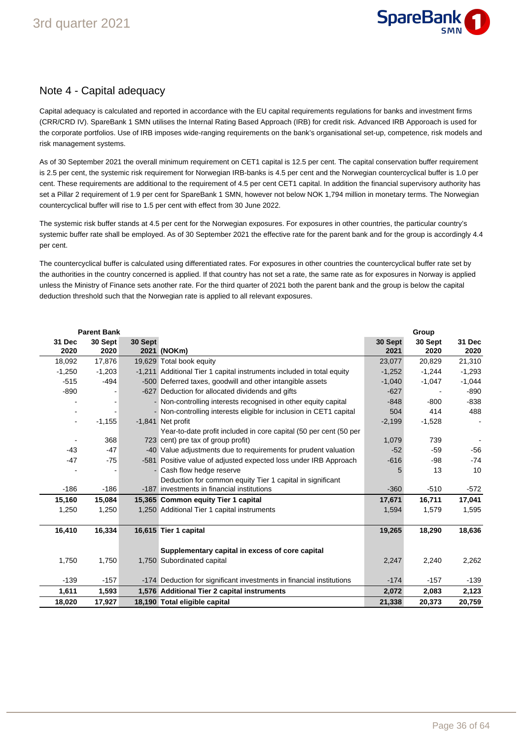## Note 4 - Capital adequacy

Capital adequacy is calculated and reported in accordance with the EU capital requirements regulations for banks and investment firms (CRR/CRD IV). SpareBank 1 SMN utilises the Internal Rating Based Approach (IRB) for credit risk. Advanced IRB Apporoach is used for the corporate portfolios. Use of IRB imposes wide-ranging requirements on the bank's organisational set-up, competence, risk models and risk management systems.

As of 30 September 2021 the overall minimum requirement on CET1 capital is 12.5 per cent. The capital conservation buffer requirement is 2.5 per cent, the systemic risk requirement for Norwegian IRB-banks is 4.5 per cent and the Norwegian countercyclical buffer is 1.0 per cent. These requirements are additional to the requirement of 4.5 per cent CET1 capital. In addition the financial supervisory authority has set a Pillar 2 requirement of 1.9 per cent for SpareBank 1 SMN, however not below NOK 1,794 million in monetary terms. The Norwegian countercyclical buffer will rise to 1.5 per cent with effect from 30 June 2022.

The systemic risk buffer stands at 4.5 per cent for the Norwegian exposures. For exposures in other countries, the particular country's systemic buffer rate shall be employed. As of 30 September 2021 the effective rate for the parent bank and for the group is accordingly 4.4 per cent.

The countercyclical buffer is calculated using differentiated rates. For exposures in other countries the countercyclical buffer rate set by the authorities in the country concerned is applied. If that country has not set a rate, the same rate as for exposures in Norway is applied unless the Ministry of Finance sets another rate. For the third quarter of 2021 both the parent bank and the group is below the capital deduction threshold such that the Norwegian rate is applied to all relevant exposures.

| Parent Bank | | | | Group | | |
|---|---|---|---|---|---|---|
| **31 Dec 2020** | **30 Sept 2020** | **30 Sept 2021** | **(NOKm)** | **30 Sept 2021** | **30 Sept 2020** | **31 Dec 2020** |
| 18,092 | 17,876 | 19,629 | Total book equity | 23,077 | 20,829 | 21,310 |
| -1,250 | -1,203 | -1,211 | Additional Tier 1 capital instruments included in total equity | -1,252 | -1,244 | -1,293 |
| -515 | -494 | -500 | Deferred taxes, goodwill and other intangible assets | -1,040 | -1,047 | -1,044 |
| -890 | - | -627 | Deduction for allocated dividends and gifts | -627 | - | -890 |
| - | - | - | Non-controlling interests recognised in other equity capital | -848 | -800 | -838 |
| - | - | - | Non-controlling interests eligible for inclusion in CET1 capital | 504 | 414 | 488 |
| - | -1,155 | -1,841 | Net profit | -2,199 | -1,528 | - |
| - | 368 | 723 | Year-to-date profit included in core capital (50 per cent (50 per cent) pre tax of group profit) | 1,079 | 739 | - |
| -43 | -47 | -40 | Value adjustments due to requirements for prudent valuation | -52 | -59 | -56 |
| -47 | -75 | -581 | Positive value of adjusted expected loss under IRB Approach | -616 | -98 | -74 |
| - | - | - | Cash flow hedge reserve | 5 | 13 | 10 |
| -186 | -186 | -187 | Deduction for common equity Tier 1 capital in significant investments in financial institutions | -360 | -510 | -572 |
| **15,160** | **15,084** | **15,365** | **Common equity Tier 1 capital** | **17,671** | **16,711** | **17,041** |
| 1,250 | 1,250 | 1,250 | Additional Tier 1 capital instruments | 1,594 | 1,579 | 1,595 |
| **16,410** | **16,334** | **16,615** | **Tier 1 capital** | **19,265** | **18,290** | **18,636** |
| | | | **Supplementary capital in excess of core capital** | | | |
| 1,750 | 1,750 | 1,750 | Subordinated capital | 2,247 | 2,240 | 2,262 |
| -139 | -157 | -174 | Deduction for significant investments in financial institutions | -174 | -157 | -139 |
| **1,611** | **1,593** | **1,576** | **Additional Tier 2 capital instruments** | **2,072** | **2,083** | **2,123** |
| **18,020** | **17,927** | **18,190** | **Total eligible capital** | **21,338** | **20,373** | **20,759** |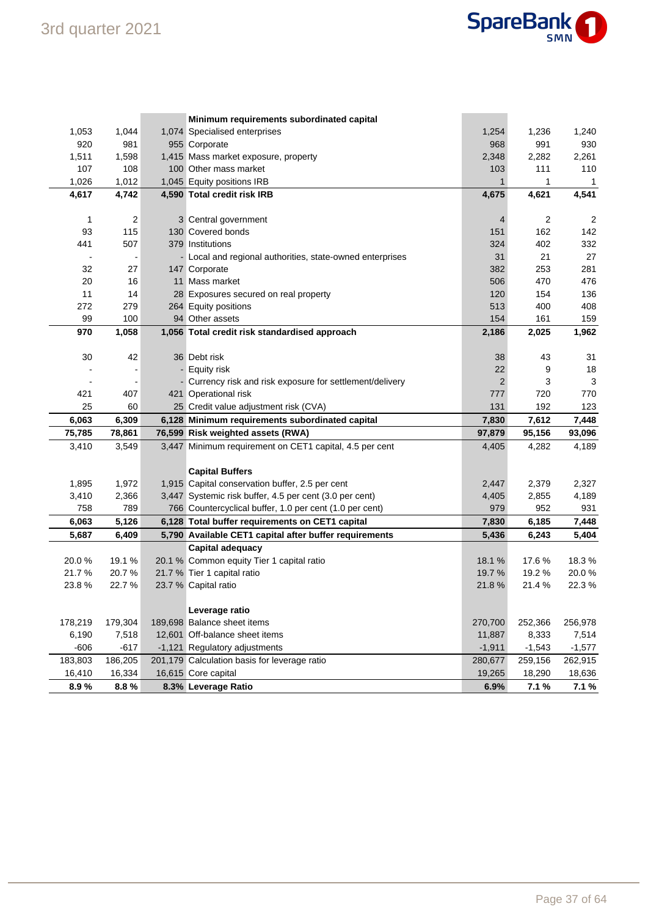| | | | Minimum requirements subordinated capital | | | |
|---|---|---|---|---|---|---|
| 1,053 | 1,044 | 1,074 | Specialised enterprises | 1,254 | 1,236 | 1,240 |
| 920 | 981 | 955 | Corporate | 968 | 991 | 930 |
| 1,511 | 1,598 | 1,415 | Mass market exposure, property | 2,348 | 2,282 | 2,261 |
| 107 | 108 | 100 | Other mass market | 103 | 111 | 110 |
| 1,026 | 1,012 | 1,045 | Equity positions IRB | 1 | 1 | 1 |
| **4,617** | **4,742** | **4,590** | **Total credit risk IRB** | **4,675** | **4,621** | **4,541** |
| | | | | | | |
| 1 | 2 | 3 | Central government | 4 | 2 | 2 |
| 93 | 115 | 130 | Covered bonds | 151 | 162 | 142 |
| 441 | 507 | 379 | Institutions | 324 | 402 | 332 |
| - | - | - | Local and regional authorities, state-owned enterprises | 31 | 21 | 27 |
| 32 | 27 | 147 | Corporate | 382 | 253 | 281 |
| 20 | 16 | 11 | Mass market | 506 | 470 | 476 |
| 11 | 14 | 28 | Exposures secured on real property | 120 | 154 | 136 |
| 272 | 279 | 264 | Equity positions | 513 | 400 | 408 |
| 99 | 100 | 94 | Other assets | 154 | 161 | 159 |
| **970** | **1,058** | **1,056** | **Total credit risk standardised approach** | **2,186** | **2,025** | **1,962** |
| | | | | | | |
| 30 | 42 | 36 | Debt risk | 38 | 43 | 31 |
| - | - | - | Equity risk | 22 | 9 | 18 |
| - | - | - | Currency risk and risk exposure for settlement/delivery | 2 | 3 | 3 |
| 421 | 407 | 421 | Operational risk | 777 | 720 | 770 |
| 25 | 60 | 25 | Credit value adjustment risk (CVA) | 131 | 192 | 123 |
| **6,063** | **6,309** | **6,128** | **Minimum requirements subordinated capital** | **7,830** | **7,612** | **7,448** |
| **75,785** | **78,861** | **76,599** | **Risk weighted assets (RWA)** | **97,879** | **95,156** | **93,096** |
| 3,410 | 3,549 | 3,447 | Minimum requirement on CET1 capital, 4.5 per cent | 4,405 | 4,282 | 4,189 |
| | | | | | | |
| | | | **Capital Buffers** | | | |
| 1,895 | 1,972 | 1,915 | Capital conservation buffer, 2.5 per cent | 2,447 | 2,379 | 2,327 |
| 3,410 | 2,366 | 3,447 | Systemic risk buffer, 4.5 per cent (3.0 per cent) | 4,405 | 2,855 | 4,189 |
| 758 | 789 | 766 | Countercyclical buffer, 1.0 per cent (1.0 per cent) | 979 | 952 | 931 |
| **6,063** | **5,126** | **6,128** | **Total buffer requirements on CET1 capital** | **7,830** | **6,185** | **7,448** |
| **5,687** | **6,409** | **5,790** | **Available CET1 capital after buffer requirements** | **5,436** | **6,243** | **5,404** |
| | | | **Capital adequacy** | | | |
| 20.0 % | 19.1 % | 20.1 % | Common equity Tier 1 capital ratio | 18.1 % | 17.6 % | 18.3 % |
| 21.7 % | 20.7 % | 21.7 % | Tier 1 capital ratio | 19.7 % | 19.2 % | 20.0 % |
| 23.8 % | 22.7 % | 23.7 % | Capital ratio | 21.8 % | 21.4 % | 22.3 % |
| | | | | | | |
| | | | **Leverage ratio** | | | |
| 178,219 | 179,304 | 189,698 | Balance sheet items | 270,700 | 252,366 | 256,978 |
| 6,190 | 7,518 | 12,601 | Off-balance sheet items | 11,887 | 8,333 | 7,514 |
| -606 | -617 | -1,121 | Regulatory adjustments | -1,911 | -1,543 | -1,577 |
| 183,803 | 186,205 | 201,179 | Calculation basis for leverage ratio | 280,677 | 259,156 | 262,915 |
| 16,410 | 16,334 | 16,615 | Core capital | 19,265 | 18,290 | 18,636 |
| **8.9 %** | **8.8 %** | **8.3%** | **Leverage Ratio** | **6.9%** | **7.1 %** | **7.1 %** |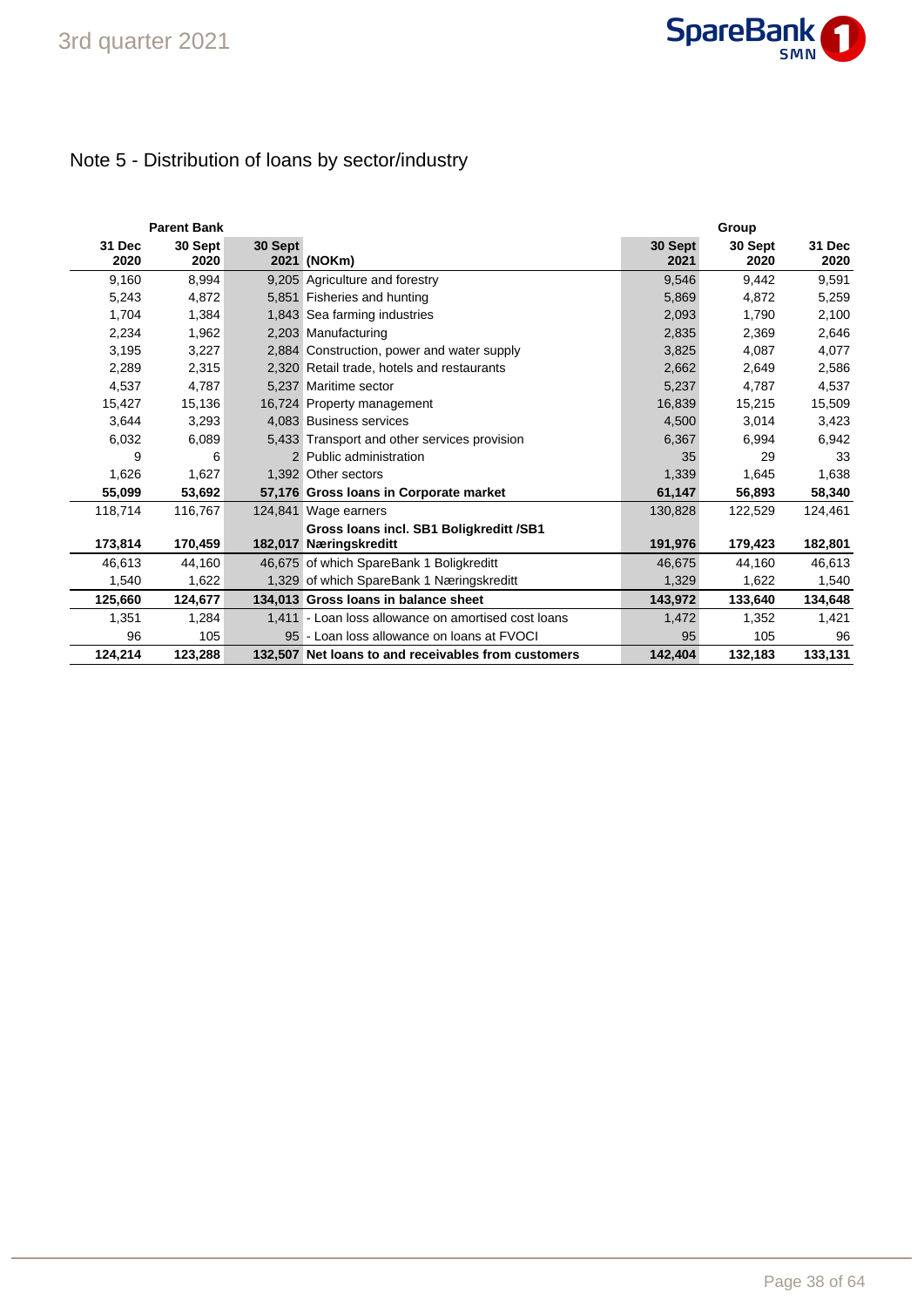## Note 5 - Distribution of loans by sector/industry

| Parent Bank | | | | Group | | |
|---|---|---|---|---|---|---|
| 31 Dec 2020 | 30 Sept 2020 | 30 Sept 2021 | (NOKm) | 30 Sept 2021 | 30 Sept 2020 | 31 Dec 2020 |
| 9,160 | 8,994 | 9,205 | Agriculture and forestry | 9,546 | 9,442 | 9,591 |
| 5,243 | 4,872 | 5,851 | Fisheries and hunting | 5,869 | 4,872 | 5,259 |
| 1,704 | 1,384 | 1,843 | Sea farming industries | 2,093 | 1,790 | 2,100 |
| 2,234 | 1,962 | 2,203 | Manufacturing | 2,835 | 2,369 | 2,646 |
| 3,195 | 3,227 | 2,884 | Construction, power and water supply | 3,825 | 4,087 | 4,077 |
| 2,289 | 2,315 | 2,320 | Retail trade, hotels and restaurants | 2,662 | 2,649 | 2,586 |
| 4,537 | 4,787 | 5,237 | Maritime sector | 5,237 | 4,787 | 4,537 |
| 15,427 | 15,136 | 16,724 | Property management | 16,839 | 15,215 | 15,509 |
| 3,644 | 3,293 | 4,083 | Business services | 4,500 | 3,014 | 3,423 |
| 6,032 | 6,089 | 5,433 | Transport and other services provision | 6,367 | 6,994 | 6,942 |
| 9 | 6 | 2 | Public administration | 35 | 29 | 33 |
| 1,626 | 1,627 | 1,392 | Other sectors | 1,339 | 1,645 | 1,638 |
| **55,099** | **53,692** | **57,176** | **Gross loans in Corporate market** | **61,147** | **56,893** | **58,340** |
| 118,714 | 116,767 | 124,841 | Wage earners | 130,828 | 122,529 | 124,461 |
| **173,814** | **170,459** | **182,017** | **Gross loans incl. SB1 Boligkreditt /SB1 Næringskreditt** | **191,976** | **179,423** | **182,801** |
| 46,613 | 44,160 | 46,675 | of which SpareBank 1 Boligkreditt | 46,675 | 44,160 | 46,613 |
| 1,540 | 1,622 | 1,329 | of which SpareBank 1 Næringskreditt | 1,329 | 1,622 | 1,540 |
| **125,660** | **124,677** | **134,013** | **Gross loans in balance sheet** | **143,972** | **133,640** | **134,648** |
| 1,351 | 1,284 | 1,411 | - Loan loss allowance on amortised cost loans | 1,472 | 1,352 | 1,421 |
| 96 | 105 | 95 | - Loan loss allowance on loans at FVOCI | 95 | 105 | 96 |
| **124,214** | **123,288** | **132,507** | **Net loans to and receivables from customers** | **142,404** | **132,183** | **133,131** |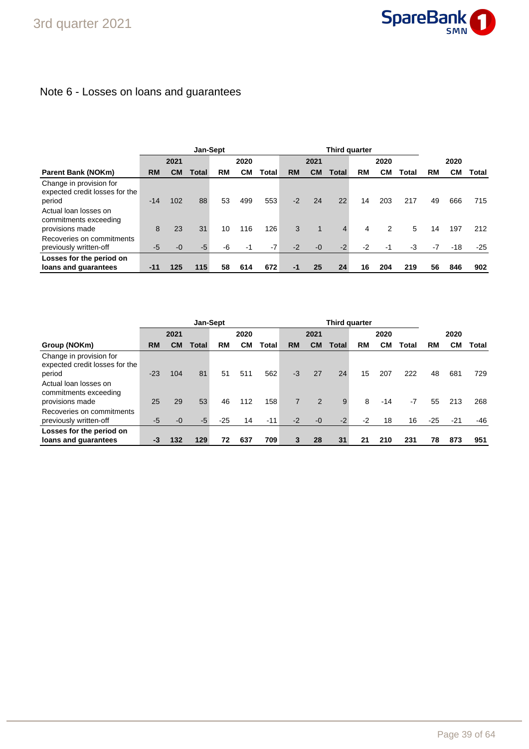## Note 6 - Losses on loans and guarantees

| Parent Bank (NOKm) | Jan-Sept | | | | | | Third quarter | | | | | | | | |
|---|---|---|---|---|---|---|---|---|---|---|---|---|---|---|---|
| | 2021 | | | 2020 | | | 2021 | | | 2020 | | | 2020 | | |
| | RM | CM | Total | RM | CM | Total | RM | CM | Total | RM | CM | Total | RM | CM | Total |
| Change in provision for expected credit losses for the period | -14 | 102 | 88 | 53 | 499 | 553 | -2 | 24 | 22 | 14 | 203 | 217 | 49 | 666 | 715 |
| Actual loan losses on commitments exceeding provisions made | 8 | 23 | 31 | 10 | 116 | 126 | 3 | 1 | 4 | 4 | 2 | 5 | 14 | 197 | 212 |
| Recoveries on commitments previously written-off | -5 | -0 | -5 | -6 | -1 | -7 | -2 | -0 | -2 | -2 | -1 | -3 | -7 | -18 | -25 |
| **Losses for the period on loans and guarantees** | **-11** | **125** | **115** | **58** | **614** | **672** | **-1** | **25** | **24** | **16** | **204** | **219** | **56** | **846** | **902** |

| Group (NOKm) | Jan-Sept | | | | | | Third quarter | | | | | | | | |
|---|---|---|---|---|---|---|---|---|---|---|---|---|---|---|---|
| | 2021 | | | 2020 | | | 2021 | | | 2020 | | | 2020 | | |
| | RM | CM | Total | RM | CM | Total | RM | CM | Total | RM | CM | Total | RM | CM | Total |
| Change in provision for expected credit losses for the period | -23 | 104 | 81 | 51 | 511 | 562 | -3 | 27 | 24 | 15 | 207 | 222 | 48 | 681 | 729 |
| Actual loan losses on commitments exceeding provisions made | 25 | 29 | 53 | 46 | 112 | 158 | 7 | 2 | 9 | 8 | -14 | -7 | 55 | 213 | 268 |
| Recoveries on commitments previously written-off | -5 | -0 | -5 | -25 | 14 | -11 | -2 | -0 | -2 | -2 | 18 | 16 | -25 | -21 | -46 |
| **Losses for the period on loans and guarantees** | **-3** | **132** | **129** | **72** | **637** | **709** | **3** | **28** | **31** | **21** | **210** | **231** | **78** | **873** | **951** |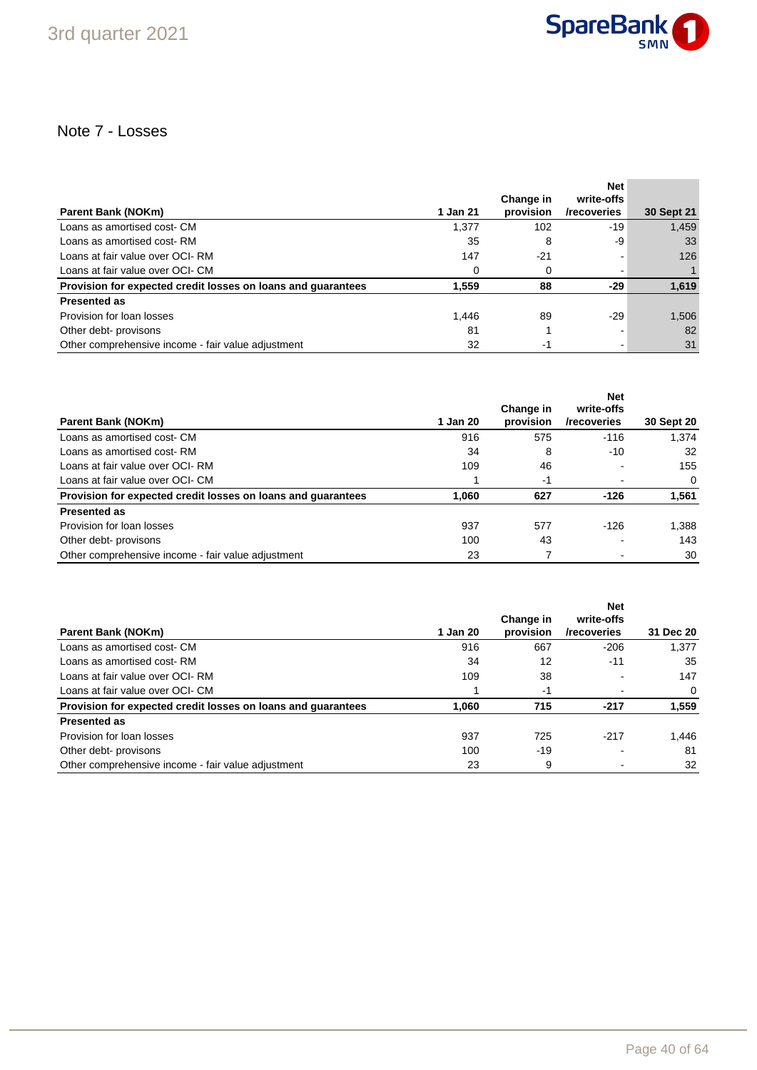## Note 7 - Losses

| Parent Bank (NOKm) | 1 Jan 21 | Change in provision | Net write-offs /recoveries | 30 Sept 21 |
|---|---|---|---|---|
| Loans as amortised cost- CM | 1,377 | 102 | -19 | 1,459 |
| Loans as amortised cost- RM | 35 | 8 | -9 | 33 |
| Loans at fair value over OCI- RM | 147 | -21 | - | 126 |
| Loans at fair value over OCI- CM | 0 | 0 | - | 1 |
| **Provision for expected credit losses on loans and guarantees** | **1,559** | **88** | **-29** | **1,619** |
| **Presented as** | | | | |
| Provision for loan losses | 1,446 | 89 | -29 | 1,506 |
| Other debt- provisons | 81 | 1 | - | 82 |
| Other comprehensive income - fair value adjustment | 32 | -1 | - | 31 |

| Parent Bank (NOKm) | 1 Jan 20 | Change in provision | Net write-offs /recoveries | 30 Sept 20 |
|---|---|---|---|---|
| Loans as amortised cost- CM | 916 | 575 | -116 | 1,374 |
| Loans as amortised cost- RM | 34 | 8 | -10 | 32 |
| Loans at fair value over OCI- RM | 109 | 46 | - | 155 |
| Loans at fair value over OCI- CM | 1 | -1 | - | 0 |
| **Provision for expected credit losses on loans and guarantees** | **1,060** | **627** | **-126** | **1,561** |
| **Presented as** | | | | |
| Provision for loan losses | 937 | 577 | -126 | 1,388 |
| Other debt- provisons | 100 | 43 | - | 143 |
| Other comprehensive income - fair value adjustment | 23 | 7 | - | 30 |

| Parent Bank (NOKm) | 1 Jan 20 | Change in provision | Net write-offs /recoveries | 31 Dec 20 |
|---|---|---|---|---|
| Loans as amortised cost- CM | 916 | 667 | -206 | 1,377 |
| Loans as amortised cost- RM | 34 | 12 | -11 | 35 |
| Loans at fair value over OCI- RM | 109 | 38 | - | 147 |
| Loans at fair value over OCI- CM | 1 | -1 | - | 0 |
| **Provision for expected credit losses on loans and guarantees** | **1,060** | **715** | **-217** | **1,559** |
| **Presented as** | | | | |
| Provision for loan losses | 937 | 725 | -217 | 1,446 |
| Other debt- provisons | 100 | -19 | - | 81 |
| Other comprehensive income - fair value adjustment | 23 | 9 | - | 32 |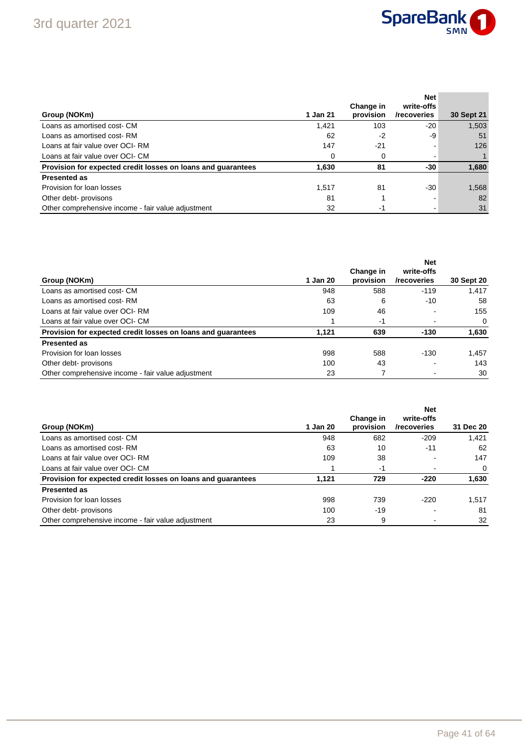| Group (NOKm) | 1 Jan 21 | Change in provision | Net write-offs /recoveries | 30 Sept 21 |
|---|---|---|---|---|
| Loans as amortised cost- CM | 1,421 | 103 | -20 | 1,503 |
| Loans as amortised cost- RM | 62 | -2 | -9 | 51 |
| Loans at fair value over OCI- RM | 147 | -21 | - | 126 |
| Loans at fair value over OCI- CM | 0 | 0 | - | 1 |
| **Provision for expected credit losses on loans and guarantees** | **1,630** | **81** | **-30** | **1,680** |
| **Presented as** | | | | |
| Provision for loan losses | 1,517 | 81 | -30 | 1,568 |
| Other debt- provisons | 81 | 1 | - | 82 |
| Other comprehensive income - fair value adjustment | 32 | -1 | - | 31 |

| Group (NOKm) | 1 Jan 20 | Change in provision | Net write-offs /recoveries | 30 Sept 20 |
|---|---|---|---|---|
| Loans as amortised cost- CM | 948 | 588 | -119 | 1,417 |
| Loans as amortised cost- RM | 63 | 6 | -10 | 58 |
| Loans at fair value over OCI- RM | 109 | 46 | - | 155 |
| Loans at fair value over OCI- CM | 1 | -1 | - | 0 |
| **Provision for expected credit losses on loans and guarantees** | **1,121** | **639** | **-130** | **1,630** |
| **Presented as** | | | | |
| Provision for loan losses | 998 | 588 | -130 | 1,457 |
| Other debt- provisons | 100 | 43 | - | 143 |
| Other comprehensive income - fair value adjustment | 23 | 7 | - | 30 |

| Group (NOKm) | 1 Jan 20 | Change in provision | Net write-offs /recoveries | 31 Dec 20 |
|---|---|---|---|---|
| Loans as amortised cost- CM | 948 | 682 | -209 | 1,421 |
| Loans as amortised cost- RM | 63 | 10 | -11 | 62 |
| Loans at fair value over OCI- RM | 109 | 38 | - | 147 |
| Loans at fair value over OCI- CM | 1 | -1 | - | 0 |
| **Provision for expected credit losses on loans and guarantees** | **1,121** | **729** | **-220** | **1,630** |
| **Presented as** | | | | |
| Provision for loan losses | 998 | 739 | -220 | 1,517 |
| Other debt- provisons | 100 | -19 | - | 81 |
| Other comprehensive income - fair value adjustment | 23 | 9 | - | 32 |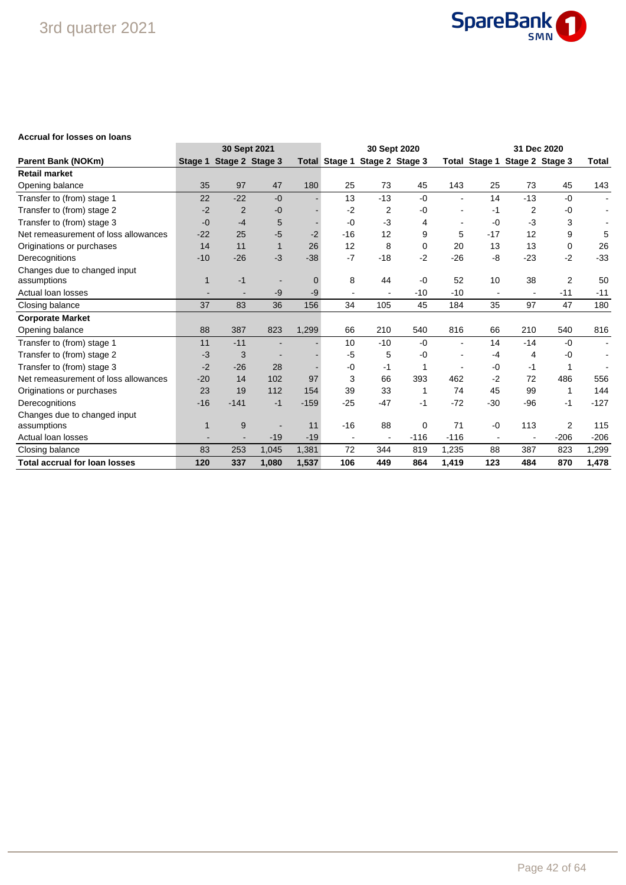**Accrual for losses on loans**

| | 30 Sept 2021 | | | | 30 Sept 2020 | | | | 31 Dec 2020 | | | |
|---|---|---|---|---|---|---|---|---|---|---|---|---|
| **Parent Bank (NOKm)** | **Stage 1** | **Stage 2** | **Stage 3** | **Total** | **Stage 1** | **Stage 2** | **Stage 3** | **Total** | **Stage 1** | **Stage 2** | **Stage 3** | **Total** |
| **Retail market** | | | | | | | | | | | | |
| Opening balance | 35 | 97 | 47 | 180 | 25 | 73 | 45 | 143 | 25 | 73 | 45 | 143 |
| Transfer to (from) stage 1 | 22 | -22 | -0 | - | 13 | -13 | -0 | - | 14 | -13 | -0 | - |
| Transfer to (from) stage 2 | -2 | 2 | -0 | - | -2 | 2 | -0 | - | -1 | 2 | -0 | - |
| Transfer to (from) stage 3 | -0 | -4 | 5 | - | -0 | -3 | 4 | - | -0 | -3 | 3 | - |
| Net remeasurement of loss allowances | -22 | 25 | -5 | -2 | -16 | 12 | 9 | 5 | -17 | 12 | 9 | 5 |
| Originations or purchases | 14 | 11 | 1 | 26 | 12 | 8 | 0 | 20 | 13 | 13 | 0 | 26 |
| Derecognitions | -10 | -26 | -3 | -38 | -7 | -18 | -2 | -26 | -8 | -23 | -2 | -33 |
| Changes due to changed input assumptions | 1 | -1 | - | 0 | 8 | 44 | -0 | 52 | 10 | 38 | 2 | 50 |
| Actual loan losses | - | - | -9 | -9 | - | - | -10 | -10 | - | - | -11 | -11 |
| Closing balance | 37 | 83 | 36 | 156 | 34 | 105 | 45 | 184 | 35 | 97 | 47 | 180 |
| **Corporate Market** | | | | | | | | | | | | |
| Opening balance | 88 | 387 | 823 | 1,299 | 66 | 210 | 540 | 816 | 66 | 210 | 540 | 816 |
| Transfer to (from) stage 1 | 11 | -11 | - | - | 10 | -10 | -0 | - | 14 | -14 | -0 | - |
| Transfer to (from) stage 2 | -3 | 3 | - | - | -5 | 5 | -0 | - | -4 | 4 | -0 | - |
| Transfer to (from) stage 3 | -2 | -26 | 28 | - | -0 | -1 | 1 | - | -0 | -1 | 1 | - |
| Net remeasurement of loss allowances | -20 | 14 | 102 | 97 | 3 | 66 | 393 | 462 | -2 | 72 | 486 | 556 |
| Originations or purchases | 23 | 19 | 112 | 154 | 39 | 33 | 1 | 74 | 45 | 99 | 1 | 144 |
| Derecognitions | -16 | -141 | -1 | -159 | -25 | -47 | -1 | -72 | -30 | -96 | -1 | -127 |
| Changes due to changed input assumptions | 1 | 9 | - | 11 | -16 | 88 | 0 | 71 | -0 | 113 | 2 | 115 |
| Actual loan losses | - | - | -19 | -19 | - | - | -116 | -116 | - | - | -206 | -206 |
| Closing balance | 83 | 253 | 1,045 | 1,381 | 72 | 344 | 819 | 1,235 | 88 | 387 | 823 | 1,299 |
| **Total accrual for loan losses** | **120** | **337** | **1,080** | **1,537** | **106** | **449** | **864** | **1,419** | **123** | **484** | **870** | **1,478** |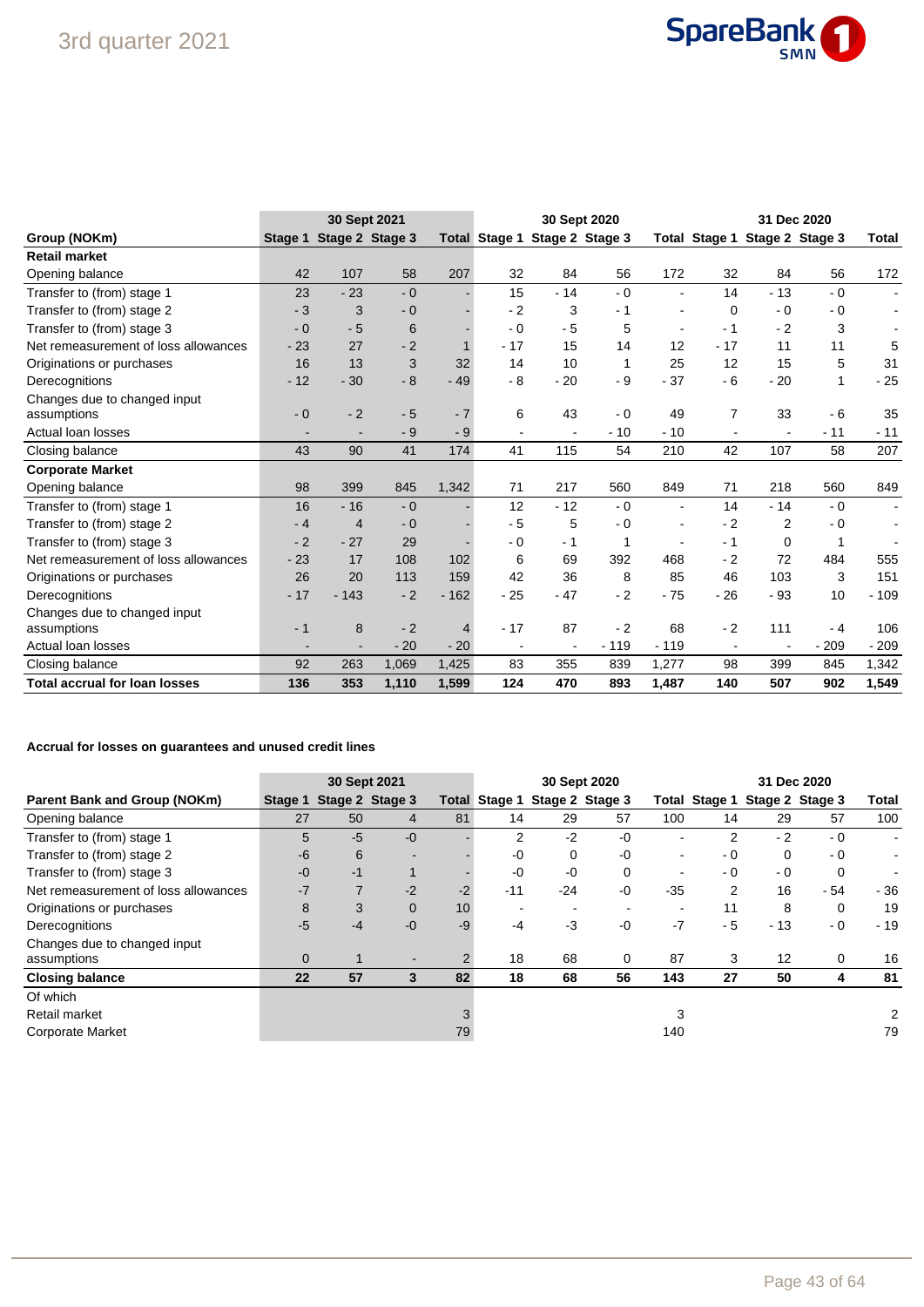| Group (NOKm) | 30 Sept 2021 | | | | 30 Sept 2020 | | | | 31 Dec 2020 | | | |
|---|---|---|---|---|---|---|---|---|---|---|---|---|
| | Stage 1 | Stage 2 | Stage 3 | Total | Stage 1 | Stage 2 | Stage 3 | Total | Stage 1 | Stage 2 | Stage 3 | Total |
| **Retail market** | | | | | | | | | | | | |
| Opening balance | 42 | 107 | 58 | 207 | 32 | 84 | 56 | 172 | 32 | 84 | 56 | 172 |
| Transfer to (from) stage 1 | 23 | - 23 | - 0 | - | 15 | - 14 | - 0 | - | 14 | - 13 | - 0 | - |
| Transfer to (from) stage 2 | - 3 | 3 | - 0 | - | - 2 | 3 | - 1 | - | 0 | - 0 | - 0 | - |
| Transfer to (from) stage 3 | - 0 | - 5 | 6 | - | - 0 | - 5 | 5 | - | - 1 | - 2 | 3 | - |
| Net remeasurement of loss allowances | - 23 | 27 | - 2 | 1 | - 17 | 15 | 14 | 12 | - 17 | 11 | 11 | 5 |
| Originations or purchases | 16 | 13 | 3 | 32 | 14 | 10 | 1 | 25 | 12 | 15 | 5 | 31 |
| Derecognitions | - 12 | - 30 | - 8 | - 49 | - 8 | - 20 | - 9 | - 37 | - 6 | - 20 | 1 | - 25 |
| Changes due to changed input assumptions | - 0 | - 2 | - 5 | - 7 | 6 | 43 | - 0 | 49 | 7 | 33 | - 6 | 35 |
| Actual loan losses | - | - | - 9 | - 9 | - | - | - 10 | - 10 | - | - | - 11 | - 11 |
| Closing balance | 43 | 90 | 41 | 174 | 41 | 115 | 54 | 210 | 42 | 107 | 58 | 207 |
| **Corporate Market** | | | | | | | | | | | | |
| Opening balance | 98 | 399 | 845 | 1,342 | 71 | 217 | 560 | 849 | 71 | 218 | 560 | 849 |
| Transfer to (from) stage 1 | 16 | - 16 | - 0 | - | 12 | - 12 | - 0 | - | 14 | - 14 | - 0 | - |
| Transfer to (from) stage 2 | - 4 | 4 | - 0 | - | - 5 | 5 | - 0 | - | - 2 | 2 | - 0 | - |
| Transfer to (from) stage 3 | - 2 | - 27 | 29 | - | - 0 | - 1 | 1 | - | - 1 | 0 | 1 | - |
| Net remeasurement of loss allowances | - 23 | 17 | 108 | 102 | 6 | 69 | 392 | 468 | - 2 | 72 | 484 | 555 |
| Originations or purchases | 26 | 20 | 113 | 159 | 42 | 36 | 8 | 85 | 46 | 103 | 3 | 151 |
| Derecognitions | - 17 | - 143 | - 2 | - 162 | - 25 | - 47 | - 2 | - 75 | - 26 | - 93 | 10 | - 109 |
| Changes due to changed input assumptions | - 1 | 8 | - 2 | 4 | - 17 | 87 | - 2 | 68 | - 2 | 111 | - 4 | 106 |
| Actual loan losses | - | - | - 20 | - 20 | - | - | - 119 | - 119 | - | - | - 209 | - 209 |
| Closing balance | 92 | 263 | 1,069 | 1,425 | 83 | 355 | 839 | 1,277 | 98 | 399 | 845 | 1,342 |
| **Total accrual for loan losses** | **136** | **353** | **1,110** | **1,599** | **124** | **470** | **893** | **1,487** | **140** | **507** | **902** | **1,549** |

**Accrual for losses on guarantees and unused credit lines**

| Parent Bank and Group (NOKm) | 30 Sept 2021 | | | | 30 Sept 2020 | | | | 31 Dec 2020 | | | |
|---|---|---|---|---|---|---|---|---|---|---|---|---|
| | Stage 1 | Stage 2 | Stage 3 | Total | Stage 1 | Stage 2 | Stage 3 | Total | Stage 1 | Stage 2 | Stage 3 | Total |
| Opening balance | 27 | 50 | 4 | 81 | 14 | 29 | 57 | 100 | 14 | 29 | 57 | 100 |
| Transfer to (from) stage 1 | 5 | -5 | -0 | - | 2 | -2 | -0 | - | 2 | - 2 | - 0 | - |
| Transfer to (from) stage 2 | -6 | 6 | - | - | -0 | 0 | -0 | - | - 0 | 0 | - 0 | - |
| Transfer to (from) stage 3 | -0 | -1 | 1 | - | -0 | -0 | 0 | - | - 0 | - 0 | 0 | - |
| Net remeasurement of loss allowances | -7 | 7 | -2 | -2 | -11 | -24 | -0 | -35 | 2 | 16 | - 54 | - 36 |
| Originations or purchases | 8 | 3 | 0 | 10 | - | - | - | - | 11 | 8 | 0 | 19 |
| Derecognitions | -5 | -4 | -0 | -9 | -4 | -3 | -0 | -7 | - 5 | - 13 | - 0 | - 19 |
| Changes due to changed input assumptions | 0 | 1 | - | 2 | 18 | 68 | 0 | 87 | 3 | 12 | 0 | 16 |
| **Closing balance** | **22** | **57** | **3** | **82** | **18** | **68** | **56** | **143** | **27** | **50** | **4** | **81** |
| Of which | | | | | | | | | | | | |
| Retail market | | | | 3 | | | | 3 | | | | 2 |
| Corporate Market | | | | 79 | | | | 140 | | | | 79 |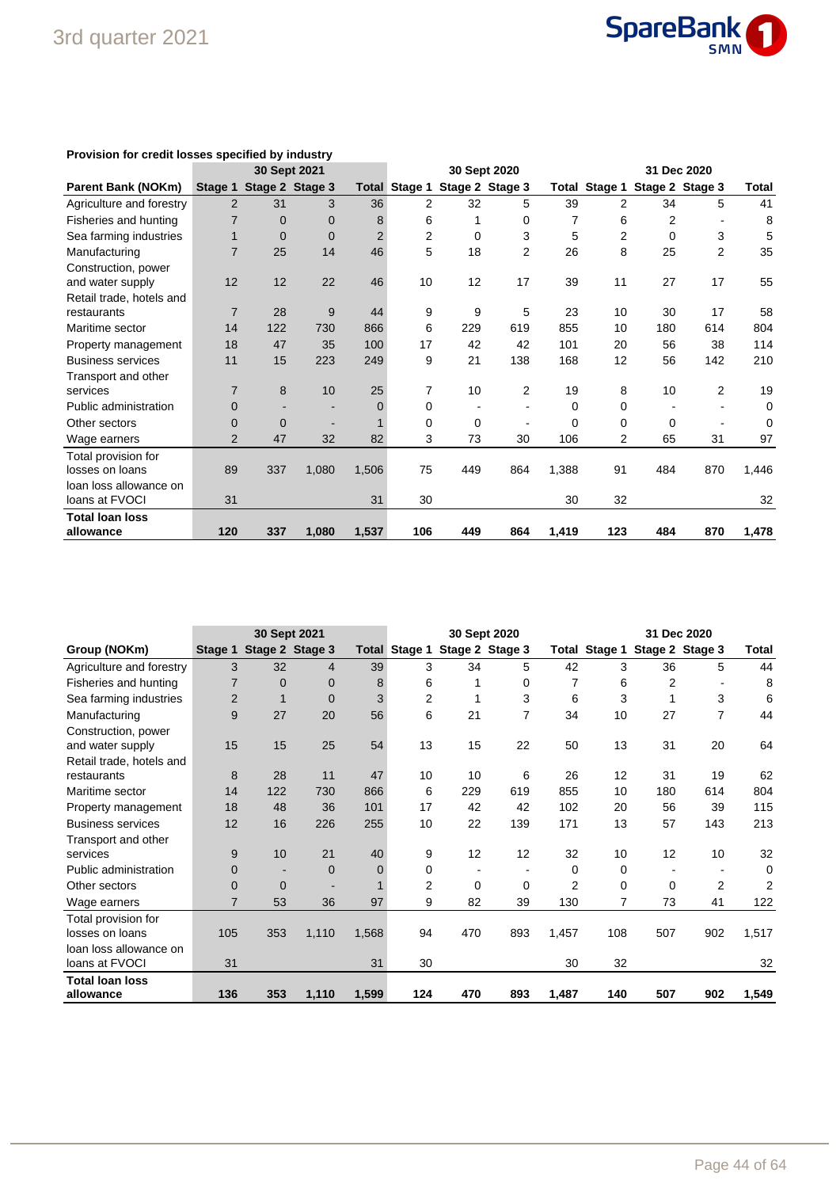**Provision for credit losses specified by industry**

| Parent Bank (NOKm) | 30 Sept 2021 | | | | 30 Sept 2020 | | | | 31 Dec 2020 | | | |
|---|---|---|---|---|---|---|---|---|---|---|---|---|
| | Stage 1 | Stage 2 | Stage 3 | Total | Stage 1 | Stage 2 | Stage 3 | Total | Stage 1 | Stage 2 | Stage 3 | Total |
| Agriculture and forestry | 2 | 31 | 3 | 36 | 2 | 32 | 5 | 39 | 2 | 34 | 5 | 41 |
| Fisheries and hunting | 7 | 0 | 0 | 8 | 6 | 1 | 0 | 7 | 6 | 2 | - | 8 |
| Sea farming industries | 1 | 0 | 0 | 2 | 2 | 0 | 3 | 5 | 2 | 0 | 3 | 5 |
| Manufacturing | 7 | 25 | 14 | 46 | 5 | 18 | 2 | 26 | 8 | 25 | 2 | 35 |
| Construction, power and water supply | 12 | 12 | 22 | 46 | 10 | 12 | 17 | 39 | 11 | 27 | 17 | 55 |
| Retail trade, hotels and restaurants | 7 | 28 | 9 | 44 | 9 | 9 | 5 | 23 | 10 | 30 | 17 | 58 |
| Maritime sector | 14 | 122 | 730 | 866 | 6 | 229 | 619 | 855 | 10 | 180 | 614 | 804 |
| Property management | 18 | 47 | 35 | 100 | 17 | 42 | 42 | 101 | 20 | 56 | 38 | 114 |
| Business services | 11 | 15 | 223 | 249 | 9 | 21 | 138 | 168 | 12 | 56 | 142 | 210 |
| Transport and other services | 7 | 8 | 10 | 25 | 7 | 10 | 2 | 19 | 8 | 10 | 2 | 19 |
| Public administration | 0 | - | - | 0 | 0 | - | - | 0 | 0 | - | - | 0 |
| Other sectors | 0 | 0 | - | 1 | 0 | 0 | - | 0 | 0 | 0 | - | 0 |
| Wage earners | 2 | 47 | 32 | 82 | 3 | 73 | 30 | 106 | 2 | 65 | 31 | 97 |
| Total provision for losses on loans | 89 | 337 | 1,080 | 1,506 | 75 | 449 | 864 | 1,388 | 91 | 484 | 870 | 1,446 |
| loan loss allowance on loans at FVOCI | 31 | | | 31 | 30 | | | 30 | 32 | | | 32 |
| **Total loan loss allowance** | **120** | **337** | **1,080** | **1,537** | **106** | **449** | **864** | **1,419** | **123** | **484** | **870** | **1,478** |

| Group (NOKm) | 30 Sept 2021 | | | | 30 Sept 2020 | | | | 31 Dec 2020 | | | |
|---|---|---|---|---|---|---|---|---|---|---|---|---|
| | Stage 1 | Stage 2 | Stage 3 | Total | Stage 1 | Stage 2 | Stage 3 | Total | Stage 1 | Stage 2 | Stage 3 | Total |
| Agriculture and forestry | 3 | 32 | 4 | 39 | 3 | 34 | 5 | 42 | 3 | 36 | 5 | 44 |
| Fisheries and hunting | 7 | 0 | 0 | 8 | 6 | 1 | 0 | 7 | 6 | 2 | - | 8 |
| Sea farming industries | 2 | 1 | 0 | 3 | 2 | 1 | 3 | 6 | 3 | 1 | 3 | 6 |
| Manufacturing | 9 | 27 | 20 | 56 | 6 | 21 | 7 | 34 | 10 | 27 | 7 | 44 |
| Construction, power and water supply | 15 | 15 | 25 | 54 | 13 | 15 | 22 | 50 | 13 | 31 | 20 | 64 |
| Retail trade, hotels and restaurants | 8 | 28 | 11 | 47 | 10 | 10 | 6 | 26 | 12 | 31 | 19 | 62 |
| Maritime sector | 14 | 122 | 730 | 866 | 6 | 229 | 619 | 855 | 10 | 180 | 614 | 804 |
| Property management | 18 | 48 | 36 | 101 | 17 | 42 | 42 | 102 | 20 | 56 | 39 | 115 |
| Business services | 12 | 16 | 226 | 255 | 10 | 22 | 139 | 171 | 13 | 57 | 143 | 213 |
| Transport and other services | 9 | 10 | 21 | 40 | 9 | 12 | 12 | 32 | 10 | 12 | 10 | 32 |
| Public administration | 0 | - | 0 | 0 | 0 | - | - | 0 | 0 | - | - | 0 |
| Other sectors | 0 | 0 | - | 1 | 2 | 0 | 0 | 2 | 0 | 0 | 2 | 2 |
| Wage earners | 7 | 53 | 36 | 97 | 9 | 82 | 39 | 130 | 7 | 73 | 41 | 122 |
| Total provision for losses on loans | 105 | 353 | 1,110 | 1,568 | 94 | 470 | 893 | 1,457 | 108 | 507 | 902 | 1,517 |
| loan loss allowance on loans at FVOCI | 31 | | | 31 | 30 | | | 30 | 32 | | | 32 |
| **Total loan loss allowance** | **136** | **353** | **1,110** | **1,599** | **124** | **470** | **893** | **1,487** | **140** | **507** | **902** | **1,549** |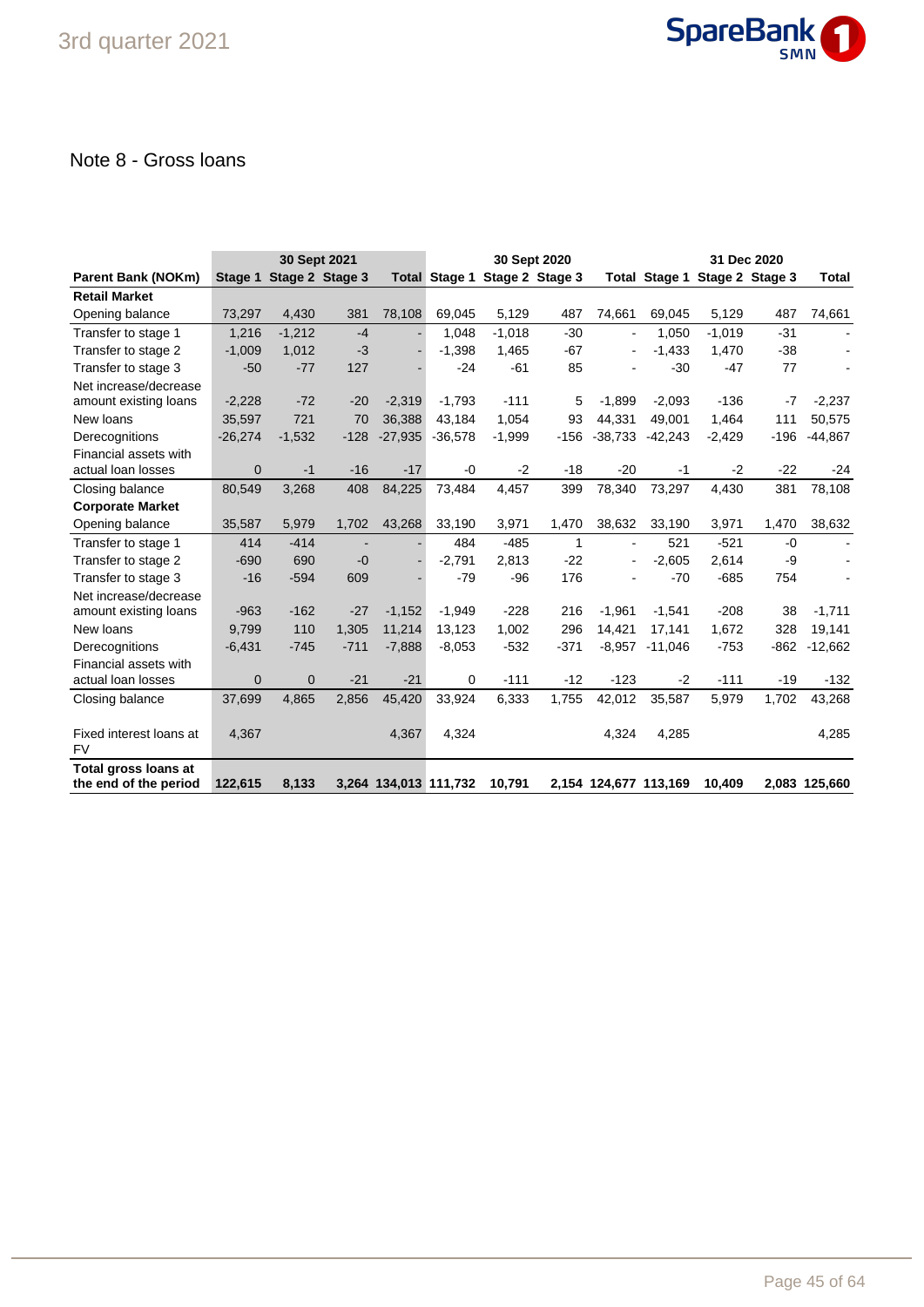## Note 8 - Gross loans

| Parent Bank (NOKm) | 30 Sept 2021 Stage 1 | Stage 2 | Stage 3 | Total | 30 Sept 2020 Stage 1 | Stage 2 | Stage 3 | Total | 31 Dec 2020 Stage 1 | Stage 2 | Stage 3 | Total |
|---|---|---|---|---|---|---|---|---|---|---|---|---|
| **Retail Market** | | | | | | | | | | | | |
| Opening balance | 73,297 | 4,430 | 381 | 78,108 | 69,045 | 5,129 | 487 | 74,661 | 69,045 | 5,129 | 487 | 74,661 |
| Transfer to stage 1 | 1,216 | -1,212 | -4 | - | 1,048 | -1,018 | -30 | - | 1,050 | -1,019 | -31 | - |
| Transfer to stage 2 | -1,009 | 1,012 | -3 | - | -1,398 | 1,465 | -67 | - | -1,433 | 1,470 | -38 | - |
| Transfer to stage 3 | -50 | -77 | 127 | - | -24 | -61 | 85 | - | -30 | -47 | 77 | - |
| Net increase/decrease amount existing loans | -2,228 | -72 | -20 | -2,319 | -1,793 | -111 | 5 | -1,899 | -2,093 | -136 | -7 | -2,237 |
| New loans | 35,597 | 721 | 70 | 36,388 | 43,184 | 1,054 | 93 | 44,331 | 49,001 | 1,464 | 111 | 50,575 |
| Derecognitions | -26,274 | -1,532 | -128 | -27,935 | -36,578 | -1,999 | -156 | -38,733 | -42,243 | -2,429 | -196 | -44,867 |
| Financial assets with actual loan losses | 0 | -1 | -16 | -17 | -0 | -2 | -18 | -20 | -1 | -2 | -22 | -24 |
| Closing balance | 80,549 | 3,268 | 408 | 84,225 | 73,484 | 4,457 | 399 | 78,340 | 73,297 | 4,430 | 381 | 78,108 |
| **Corporate Market** | | | | | | | | | | | | |
| Opening balance | 35,587 | 5,979 | 1,702 | 43,268 | 33,190 | 3,971 | 1,470 | 38,632 | 33,190 | 3,971 | 1,470 | 38,632 |
| Transfer to stage 1 | 414 | -414 | - | - | 484 | -485 | 1 | - | 521 | -521 | -0 | - |
| Transfer to stage 2 | -690 | 690 | -0 | - | -2,791 | 2,813 | -22 | - | -2,605 | 2,614 | -9 | - |
| Transfer to stage 3 | -16 | -594 | 609 | - | -79 | -96 | 176 | - | -70 | -685 | 754 | - |
| Net increase/decrease amount existing loans | -963 | -162 | -27 | -1,152 | -1,949 | -228 | 216 | -1,961 | -1,541 | -208 | 38 | -1,711 |
| New loans | 9,799 | 110 | 1,305 | 11,214 | 13,123 | 1,002 | 296 | 14,421 | 17,141 | 1,672 | 328 | 19,141 |
| Derecognitions | -6,431 | -745 | -711 | -7,888 | -8,053 | -532 | -371 | -8,957 | -11,046 | -753 | -862 | -12,662 |
| Financial assets with actual loan losses | 0 | 0 | -21 | -21 | 0 | -111 | -12 | -123 | -2 | -111 | -19 | -132 |
| Closing balance | 37,699 | 4,865 | 2,856 | 45,420 | 33,924 | 6,333 | 1,755 | 42,012 | 35,587 | 5,979 | 1,702 | 43,268 |
| Fixed interest loans at FV | 4,367 | | | 4,367 | 4,324 | | | 4,324 | 4,285 | | | 4,285 |
| **Total gross loans at the end of the period** | **122,615** | **8,133** | **3,264** | **134,013** | **111,732** | **10,791** | **2,154** | **124,677** | **113,169** | **10,409** | **2,083** | **125,660** |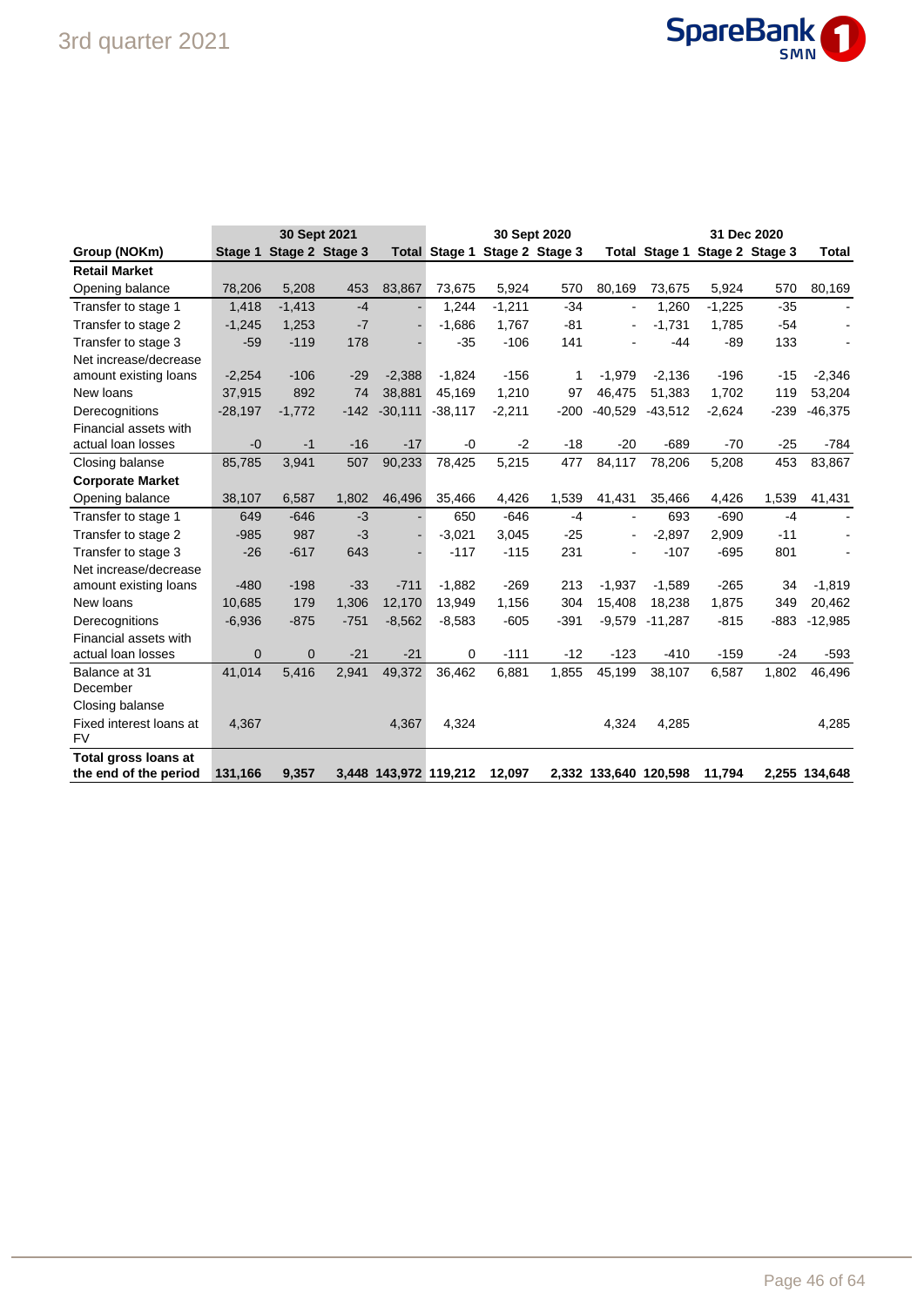| Group (NOKm) | 30 Sept 2021 | | | | 30 Sept 2020 | | | | 31 Dec 2020 | | | |
|---|---|---|---|---|---|---|---|---|---|---|---|---|
| | Stage 1 | Stage 2 | Stage 3 | Total | Stage 1 | Stage 2 | Stage 3 | Total | Stage 1 | Stage 2 | Stage 3 | Total |
| **Retail Market** | | | | | | | | | | | | |
| Opening balance | 78,206 | 5,208 | 453 | 83,867 | 73,675 | 5,924 | 570 | 80,169 | 73,675 | 5,924 | 570 | 80,169 |
| Transfer to stage 1 | 1,418 | -1,413 | -4 | - | 1,244 | -1,211 | -34 | - | 1,260 | -1,225 | -35 | - |
| Transfer to stage 2 | -1,245 | 1,253 | -7 | - | -1,686 | 1,767 | -81 | - | -1,731 | 1,785 | -54 | - |
| Transfer to stage 3 | -59 | -119 | 178 | - | -35 | -106 | 141 | - | -44 | -89 | 133 | - |
| Net increase/decrease amount existing loans | -2,254 | -106 | -29 | -2,388 | -1,824 | -156 | 1 | -1,979 | -2,136 | -196 | -15 | -2,346 |
| New loans | 37,915 | 892 | 74 | 38,881 | 45,169 | 1,210 | 97 | 46,475 | 51,383 | 1,702 | 119 | 53,204 |
| Derecognitions | -28,197 | -1,772 | -142 | -30,111 | -38,117 | -2,211 | -200 | -40,529 | -43,512 | -2,624 | -239 | -46,375 |
| Financial assets with actual loan losses | -0 | -1 | -16 | -17 | -0 | -2 | -18 | -20 | -689 | -70 | -25 | -784 |
| Closing balanse | 85,785 | 3,941 | 507 | 90,233 | 78,425 | 5,215 | 477 | 84,117 | 78,206 | 5,208 | 453 | 83,867 |
| **Corporate Market** | | | | | | | | | | | | |
| Opening balance | 38,107 | 6,587 | 1,802 | 46,496 | 35,466 | 4,426 | 1,539 | 41,431 | 35,466 | 4,426 | 1,539 | 41,431 |
| Transfer to stage 1 | 649 | -646 | -3 | - | 650 | -646 | -4 | - | 693 | -690 | -4 | - |
| Transfer to stage 2 | -985 | 987 | -3 | - | -3,021 | 3,045 | -25 | - | -2,897 | 2,909 | -11 | - |
| Transfer to stage 3 | -26 | -617 | 643 | - | -117 | -115 | 231 | - | -107 | -695 | 801 | - |
| Net increase/decrease amount existing loans | -480 | -198 | -33 | -711 | -1,882 | -269 | 213 | -1,937 | -1,589 | -265 | 34 | -1,819 |
| New loans | 10,685 | 179 | 1,306 | 12,170 | 13,949 | 1,156 | 304 | 15,408 | 18,238 | 1,875 | 349 | 20,462 |
| Derecognitions | -6,936 | -875 | -751 | -8,562 | -8,583 | -605 | -391 | -9,579 | -11,287 | -815 | -883 | -12,985 |
| Financial assets with actual loan losses | 0 | 0 | -21 | -21 | 0 | -111 | -12 | -123 | -410 | -159 | -24 | -593 |
| Balance at 31 December Closing balanse | 41,014 | 5,416 | 2,941 | 49,372 | 36,462 | 6,881 | 1,855 | 45,199 | 38,107 | 6,587 | 1,802 | 46,496 |
| Fixed interest loans at FV | 4,367 | | | 4,367 | 4,324 | | | 4,324 | 4,285 | | | 4,285 |
| **Total gross loans at the end of the period** | **131,166** | **9,357** | **3,448** | **143,972** | **119,212** | **12,097** | **2,332** | **133,640** | **120,598** | **11,794** | **2,255** | **134,648** |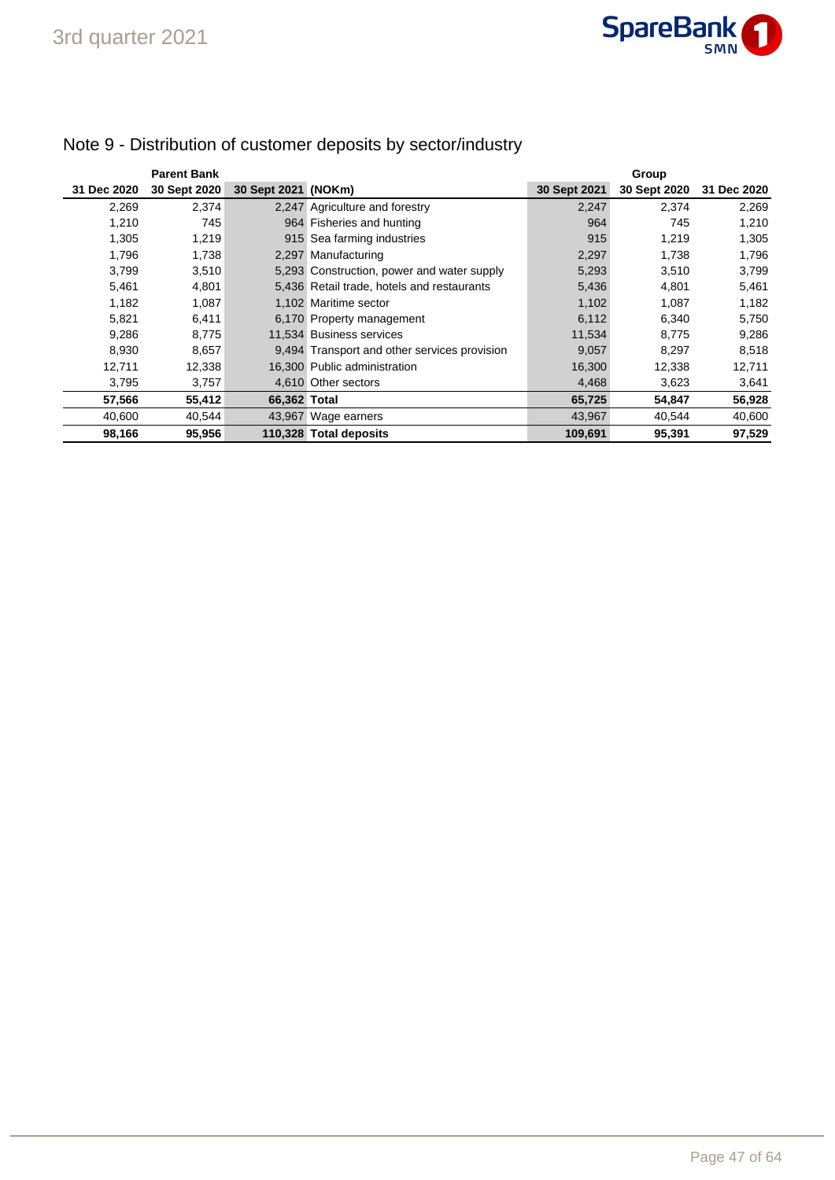## Note 9 - Distribution of customer deposits by sector/industry

| Parent Bank | | | | Group | | |
|---|---|---|---|---|---|---|
| 31 Dec 2020 | 30 Sept 2020 | 30 Sept 2021 | (NOKm) | 30 Sept 2021 | 30 Sept 2020 | 31 Dec 2020 |
| 2,269 | 2,374 | 2,247 | Agriculture and forestry | 2,247 | 2,374 | 2,269 |
| 1,210 | 745 | 964 | Fisheries and hunting | 964 | 745 | 1,210 |
| 1,305 | 1,219 | 915 | Sea farming industries | 915 | 1,219 | 1,305 |
| 1,796 | 1,738 | 2,297 | Manufacturing | 2,297 | 1,738 | 1,796 |
| 3,799 | 3,510 | 5,293 | Construction, power and water supply | 5,293 | 3,510 | 3,799 |
| 5,461 | 4,801 | 5,436 | Retail trade, hotels and restaurants | 5,436 | 4,801 | 5,461 |
| 1,182 | 1,087 | 1,102 | Maritime sector | 1,102 | 1,087 | 1,182 |
| 5,821 | 6,411 | 6,170 | Property management | 6,112 | 6,340 | 5,750 |
| 9,286 | 8,775 | 11,534 | Business services | 11,534 | 8,775 | 9,286 |
| 8,930 | 8,657 | 9,494 | Transport and other services provision | 9,057 | 8,297 | 8,518 |
| 12,711 | 12,338 | 16,300 | Public administration | 16,300 | 12,338 | 12,711 |
| 3,795 | 3,757 | 4,610 | Other sectors | 4,468 | 3,623 | 3,641 |
| **57,566** | **55,412** | **66,362** | **Total** | **65,725** | **54,847** | **56,928** |
| 40,600 | 40,544 | 43,967 | Wage earners | 43,967 | 40,544 | 40,600 |
| **98,166** | **95,956** | **110,328** | **Total deposits** | **109,691** | **95,391** | **97,529** |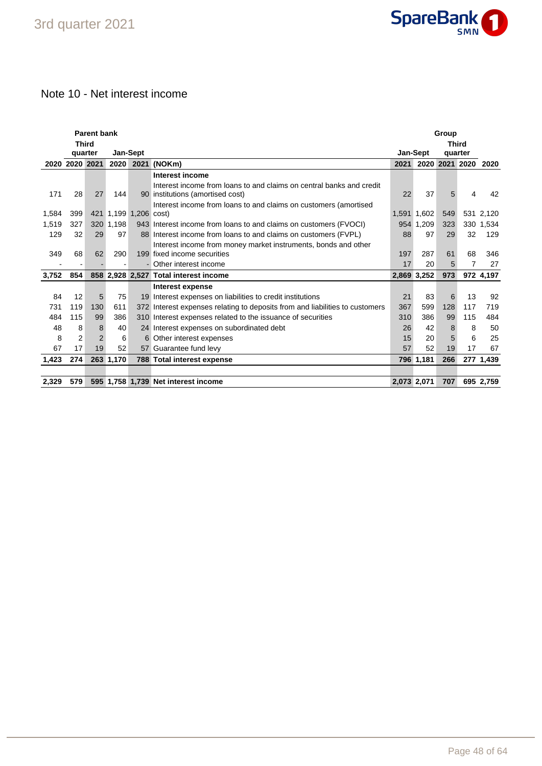## Note 10 - Net interest income

| Parent bank | | | | | | Group | | | | |
|---|---|---|---|---|---|---|---|---|---|---|
| | Third quarter | | Jan-Sept | | | Jan-Sept | | Third quarter | | |
| 2020 | 2020 | 2021 | 2020 | 2021 | (NOKm) | 2021 | 2020 | 2021 | 2020 | 2020 |
| | | | | | **Interest income** | | | | | |
| 171 | 28 | 27 | 144 | 90 | Interest income from loans to and claims on central banks and credit institutions (amortised cost) | 22 | 37 | 5 | 4 | 42 |
| 1,584 | 399 | 421 | 1,199 | 1,206 | Interest income from loans to and claims on customers (amortised cost) | 1,591 | 1,602 | 549 | 531 | 2,120 |
| 1,519 | 327 | 320 | 1,198 | 943 | Interest income from loans to and claims on customers (FVOCI) | 954 | 1,209 | 323 | 330 | 1,534 |
| 129 | 32 | 29 | 97 | 88 | Interest income from loans to and claims on customers (FVPL) | 88 | 97 | 29 | 32 | 129 |
| 349 | 68 | 62 | 290 | 199 | Interest income from money market instruments, bonds and other fixed income securities | 197 | 287 | 61 | 68 | 346 |
| - | - | - | - | - | Other interest income | 17 | 20 | 5 | 7 | 27 |
| **3,752** | **854** | **858** | **2,928** | **2,527** | **Total interest income** | **2,869** | **3,252** | **973** | **972** | **4,197** |
| | | | | | **Interest expense** | | | | | |
| 84 | 12 | 5 | 75 | 19 | Interest expenses on liabilities to credit institutions | 21 | 83 | 6 | 13 | 92 |
| 731 | 119 | 130 | 611 | 372 | Interest expenses relating to deposits from and liabilities to customers | 367 | 599 | 128 | 117 | 719 |
| 484 | 115 | 99 | 386 | 310 | Interest expenses related to the issuance of securities | 310 | 386 | 99 | 115 | 484 |
| 48 | 8 | 8 | 40 | 24 | Interest expenses on subordinated debt | 26 | 42 | 8 | 8 | 50 |
| 8 | 2 | 2 | 6 | 6 | Other interest expenses | 15 | 20 | 5 | 6 | 25 |
| 67 | 17 | 19 | 52 | 57 | Guarantee fund levy | 57 | 52 | 19 | 17 | 67 |
| **1,423** | **274** | **263** | **1,170** | **788** | **Total interest expense** | **796** | **1,181** | **266** | **277** | **1,439** |
| | | | | | | | | | | |
| **2,329** | **579** | **595** | **1,758** | **1,739** | **Net interest income** | **2,073** | **2,071** | **707** | **695** | **2,759** |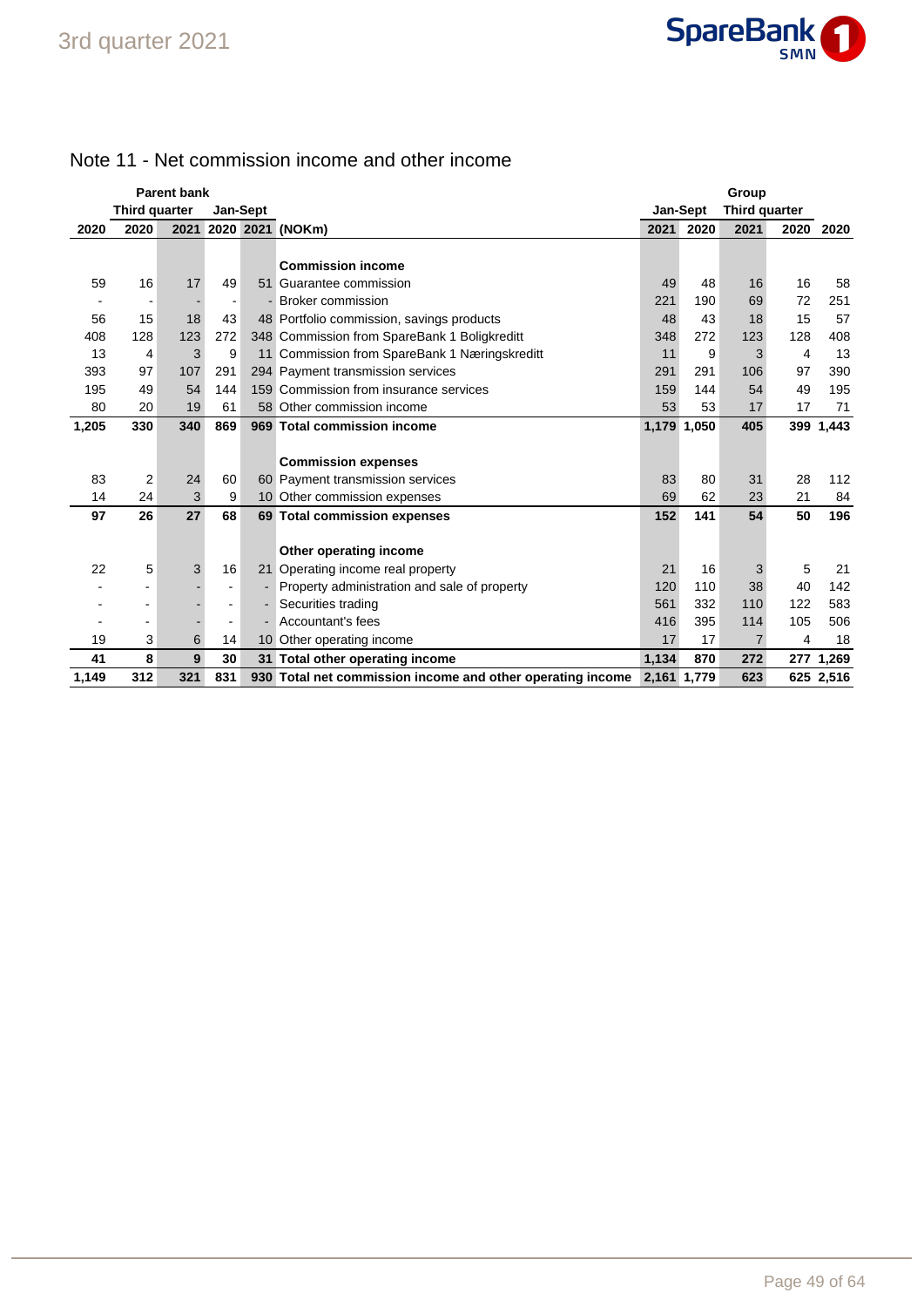## Note 11 - Net commission income and other income

| Parent bank | | | | | | Group | | | | |
|---|---|---|---|---|---|---|---|---|---|---|
| | Third quarter | | Jan-Sept | | | Jan-Sept | | Third quarter | | |
| 2020 | 2020 | 2021 | 2020 | 2021 | (NOKm) | 2021 | 2020 | 2021 | 2020 | 2020 |
| | | | | | **Commission income** | | | | | |
| 59 | 16 | 17 | 49 | 51 | Guarantee commission | 49 | 48 | 16 | 16 | 58 |
| - | - | - | - | - | Broker commission | 221 | 190 | 69 | 72 | 251 |
| 56 | 15 | 18 | 43 | 48 | Portfolio commission, savings products | 48 | 43 | 18 | 15 | 57 |
| 408 | 128 | 123 | 272 | 348 | Commission from SpareBank 1 Boligkreditt | 348 | 272 | 123 | 128 | 408 |
| 13 | 4 | 3 | 9 | 11 | Commission from SpareBank 1 Næringskreditt | 11 | 9 | 3 | 4 | 13 |
| 393 | 97 | 107 | 291 | 294 | Payment transmission services | 291 | 291 | 106 | 97 | 390 |
| 195 | 49 | 54 | 144 | 159 | Commission from insurance services | 159 | 144 | 54 | 49 | 195 |
| 80 | 20 | 19 | 61 | 58 | Other commission income | 53 | 53 | 17 | 17 | 71 |
| **1,205** | **330** | **340** | **869** | **969** | **Total commission income** | **1,179** | **1,050** | **405** | **399** | **1,443** |
| | | | | | **Commission expenses** | | | | | |
| 83 | 2 | 24 | 60 | 60 | Payment transmission services | 83 | 80 | 31 | 28 | 112 |
| 14 | 24 | 3 | 9 | 10 | Other commission expenses | 69 | 62 | 23 | 21 | 84 |
| **97** | **26** | **27** | **68** | **69** | **Total commission expenses** | **152** | **141** | **54** | **50** | **196** |
| | | | | | **Other operating income** | | | | | |
| 22 | 5 | 3 | 16 | 21 | Operating income real property | 21 | 16 | 3 | 5 | 21 |
| - | - | - | - | - | Property administration and sale of property | 120 | 110 | 38 | 40 | 142 |
| - | - | - | - | - | Securities trading | 561 | 332 | 110 | 122 | 583 |
| - | - | - | - | - | Accountant's fees | 416 | 395 | 114 | 105 | 506 |
| 19 | 3 | 6 | 14 | 10 | Other operating income | 17 | 17 | 7 | 4 | 18 |
| **41** | **8** | **9** | **30** | **31** | **Total other operating income** | **1,134** | **870** | **272** | **277** | **1,269** |
| **1,149** | **312** | **321** | **831** | **930** | **Total net commission income and other operating income** | **2,161** | **1,779** | **623** | **625** | **2,516** |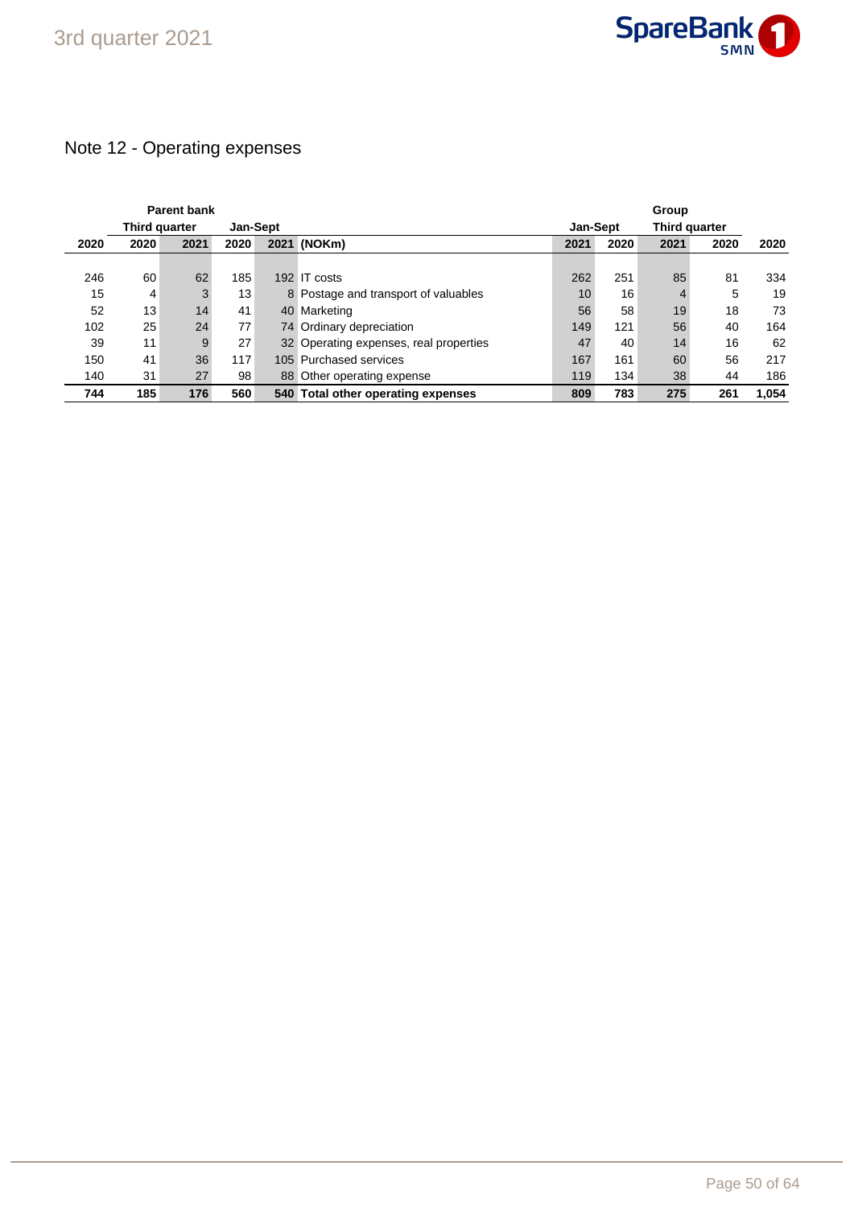## Note 12 - Operating expenses

| Parent bank | | | | | | Group | | | | |
|---|---|---|---|---|---|---|---|---|---|---|
| | Third quarter | | Jan-Sept | | | Jan-Sept | | Third quarter | | |
| **2020** | **2020** | **2021** | **2020** | **2021** | **(NOKm)** | **2021** | **2020** | **2021** | **2020** | **2020** |
| 246 | 60 | 62 | 185 | 192 | IT costs | 262 | 251 | 85 | 81 | 334 |
| 15 | 4 | 3 | 13 | 8 | Postage and transport of valuables | 10 | 16 | 4 | 5 | 19 |
| 52 | 13 | 14 | 41 | 40 | Marketing | 56 | 58 | 19 | 18 | 73 |
| 102 | 25 | 24 | 77 | 74 | Ordinary depreciation | 149 | 121 | 56 | 40 | 164 |
| 39 | 11 | 9 | 27 | 32 | Operating expenses, real properties | 47 | 40 | 14 | 16 | 62 |
| 150 | 41 | 36 | 117 | 105 | Purchased services | 167 | 161 | 60 | 56 | 217 |
| 140 | 31 | 27 | 98 | 88 | Other operating expense | 119 | 134 | 38 | 44 | 186 |
| **744** | **185** | **176** | **560** | **540** | **Total other operating expenses** | **809** | **783** | **275** | **261** | **1,054** |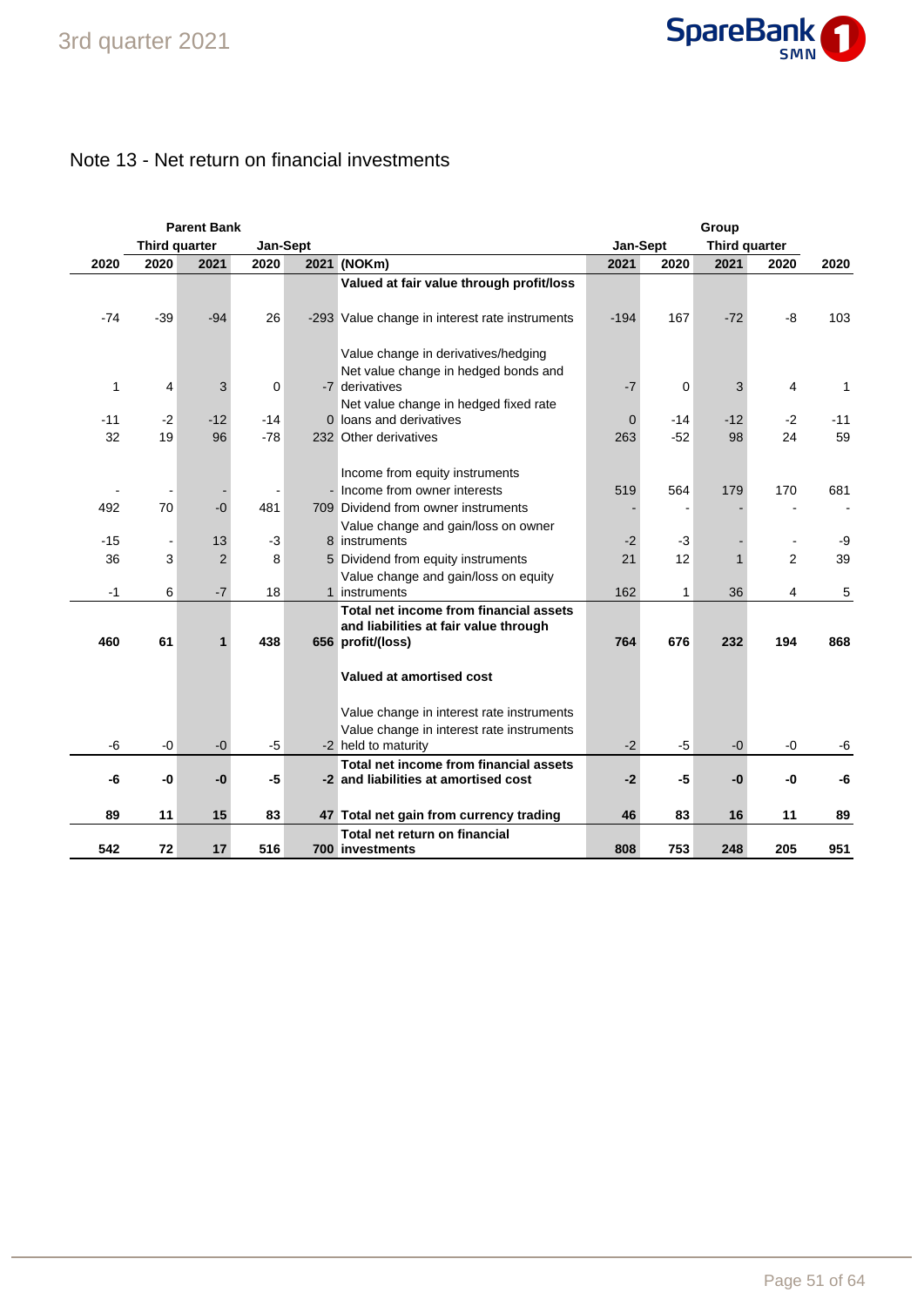# Note 13 - Net return on financial investments

| Parent Bank | | | | | | Group | | | | |
|---|---|---|---|---|---|---|---|---|---|---|
| | Third quarter | | Jan-Sept | | | Jan-Sept | | Third quarter | | |
| 2020 | 2020 | 2021 | 2020 | 2021 | (NOKm) | 2021 | 2020 | 2021 | 2020 | 2020 |
| | | | | | **Valued at fair value through profit/loss** | | | | | |
| -74 | -39 | -94 | 26 | -293 | Value change in interest rate instruments | -194 | 167 | -72 | -8 | 103 |
| | | | | | Value change in derivatives/hedging | | | | | |
| 1 | 4 | 3 | 0 | -7 | Net value change in hedged bonds and derivatives | -7 | 0 | 3 | 4 | 1 |
| -11 | -2 | -12 | -14 | 0 | Net value change in hedged fixed rate loans and derivatives | 0 | -14 | -12 | -2 | -11 |
| 32 | 19 | 96 | -78 | 232 | Other derivatives | 263 | -52 | 98 | 24 | 59 |
| | | | | | Income from equity instruments | | | | | |
| - | - | - | - | - | Income from owner interests | 519 | 564 | 179 | 170 | 681 |
| 492 | 70 | -0 | 481 | 709 | Dividend from owner instruments | - | - | - | - | - |
| -15 | - | 13 | -3 | 8 | Value change and gain/loss on owner instruments | -2 | -3 | - | - | -9 |
| 36 | 3 | 2 | 8 | 5 | Dividend from equity instruments | 21 | 12 | 1 | 2 | 39 |
| -1 | 6 | -7 | 18 | 1 | Value change and gain/loss on equity instruments | 162 | 1 | 36 | 4 | 5 |
| **460** | **61** | **1** | **438** | **656** | **Total net income from financial assets and liabilities at fair value through profit/(loss)** | **764** | **676** | **232** | **194** | **868** |
| | | | | | **Valued at amortised cost** | | | | | |
| | | | | | Value change in interest rate instruments | | | | | |
| -6 | -0 | -0 | -5 | -2 | Value change in interest rate instruments held to maturity | -2 | -5 | -0 | -0 | -6 |
| **-6** | **-0** | **-0** | **-5** | **-2** | **Total net income from financial assets and liabilities at amortised cost** | **-2** | **-5** | **-0** | **-0** | **-6** |
| **89** | **11** | **15** | **83** | **47** | **Total net gain from currency trading** | **46** | **83** | **16** | **11** | **89** |
| **542** | **72** | **17** | **516** | **700** | **Total net return on financial investments** | **808** | **753** | **248** | **205** | **951** |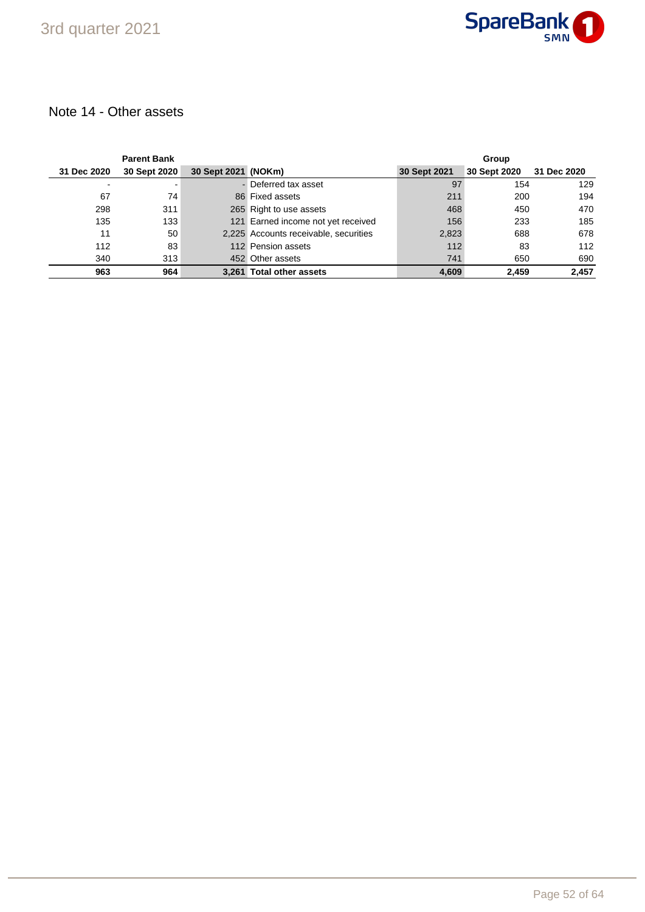## Note 14 - Other assets

| Parent Bank | | | | Group | | |
|---|---|---|---|---|---|---|
| 31 Dec 2020 | 30 Sept 2020 | 30 Sept 2021 | (NOKm) | 30 Sept 2021 | 30 Sept 2020 | 31 Dec 2020 |
| - | - | - | Deferred tax asset | 97 | 154 | 129 |
| 67 | 74 | 86 | Fixed assets | 211 | 200 | 194 |
| 298 | 311 | 265 | Right to use assets | 468 | 450 | 470 |
| 135 | 133 | 121 | Earned income not yet received | 156 | 233 | 185 |
| 11 | 50 | 2,225 | Accounts receivable, securities | 2,823 | 688 | 678 |
| 112 | 83 | 112 | Pension assets | 112 | 83 | 112 |
| 340 | 313 | 452 | Other assets | 741 | 650 | 690 |
| **963** | **964** | **3,261** | **Total other assets** | **4,609** | **2,459** | **2,457** |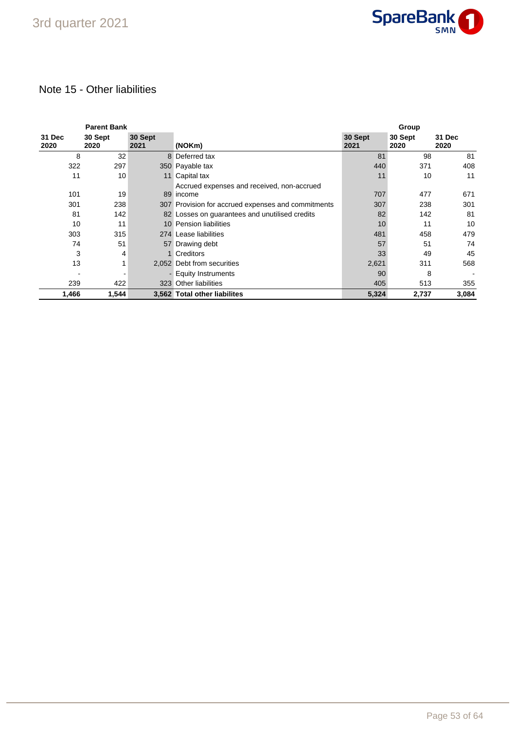## Note 15 - Other liabilities

| Parent Bank | | | | Group | | |
|---|---|---|---|---|---|---|
| 31 Dec 2020 | 30 Sept 2020 | 30 Sept 2021 | (NOKm) | 30 Sept 2021 | 30 Sept 2020 | 31 Dec 2020 |
| 8 | 32 | 8 | Deferred tax | 81 | 98 | 81 |
| 322 | 297 | 350 | Payable tax | 440 | 371 | 408 |
| 11 | 10 | 11 | Capital tax | 11 | 10 | 11 |
| 101 | 19 | 89 | Accrued expenses and received, non-accrued income | 707 | 477 | 671 |
| 301 | 238 | 307 | Provision for accrued expenses and commitments | 307 | 238 | 301 |
| 81 | 142 | 82 | Losses on guarantees and unutilised credits | 82 | 142 | 81 |
| 10 | 11 | 10 | Pension liabilities | 10 | 11 | 10 |
| 303 | 315 | 274 | Lease liabilities | 481 | 458 | 479 |
| 74 | 51 | 57 | Drawing debt | 57 | 51 | 74 |
| 3 | 4 | 1 | Creditors | 33 | 49 | 45 |
| 13 | 1 | 2,052 | Debt from securities | 2,621 | 311 | 568 |
| - | - | - | Equity Instruments | 90 | 8 | - |
| 239 | 422 | 323 | Other liabilities | 405 | 513 | 355 |
| **1,466** | **1,544** | **3,562** | **Total other liabilites** | **5,324** | **2,737** | **3,084** |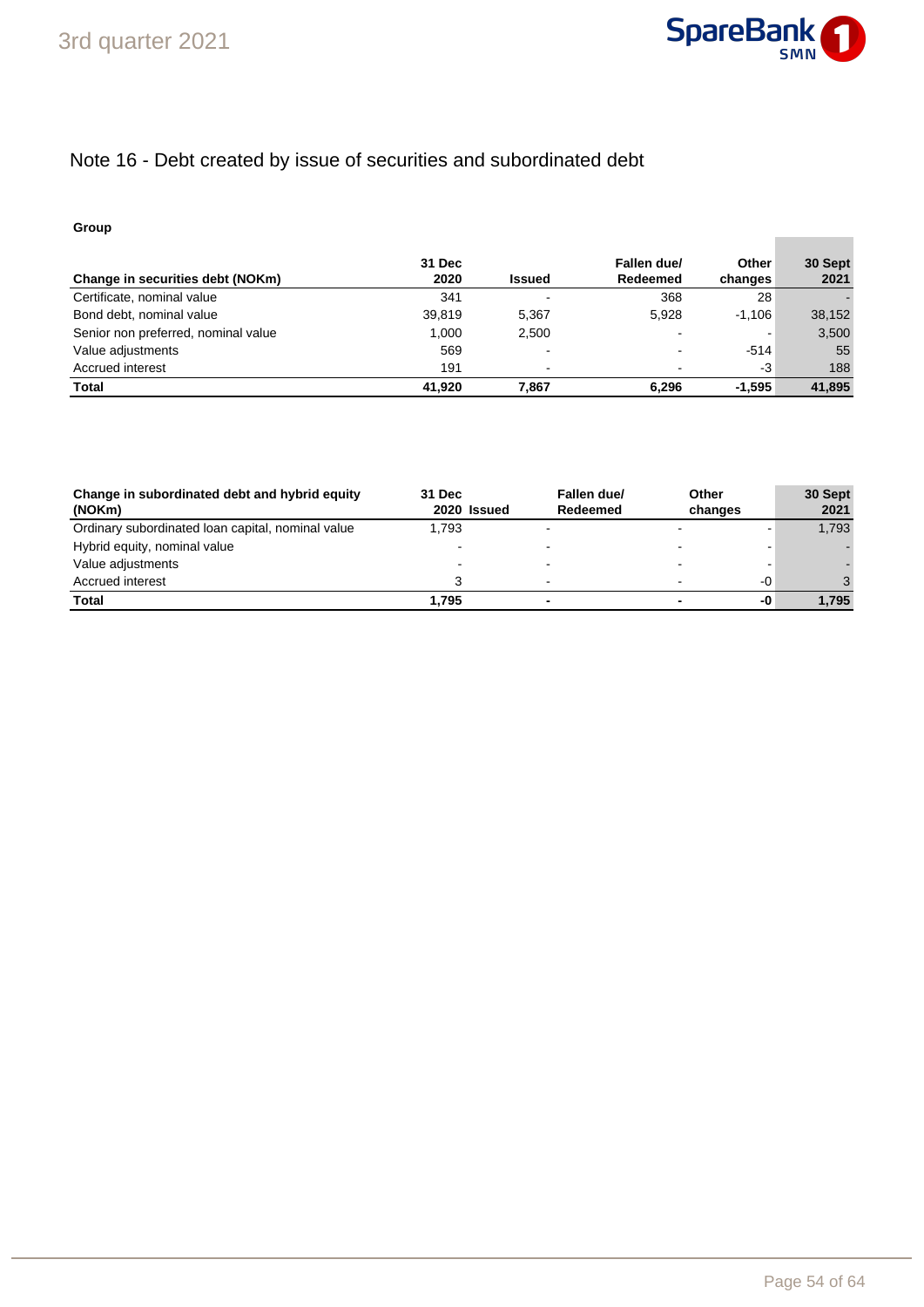# Note 16 - Debt created by issue of securities and subordinated debt

**Group**

| Change in securities debt (NOKm) | 31 Dec 2020 | Issued | Fallen due/ Redeemed | Other changes | 30 Sept 2021 |
|---|---|---|---|---|---|
| Certificate, nominal value | 341 | - | 368 | 28 | - |
| Bond debt, nominal value | 39,819 | 5,367 | 5,928 | -1,106 | 38,152 |
| Senior non preferred, nominal value | 1,000 | 2,500 | - | - | 3,500 |
| Value adjustments | 569 | - | - | -514 | 55 |
| Accrued interest | 191 | - | - | -3 | 188 |
| **Total** | **41,920** | **7,867** | **6,296** | **-1,595** | **41,895** |

| Change in subordinated debt and hybrid equity (NOKm) | 31 Dec 2020 | Issued | Fallen due/ Redeemed | Other changes | 30 Sept 2021 |
|---|---|---|---|---|---|
| Ordinary subordinated loan capital, nominal value | 1,793 | - | - | - | 1,793 |
| Hybrid equity, nominal value | - | - | - | - | - |
| Value adjustments | - | - | - | - | - |
| Accrued interest | 3 | - | - | -0 | 3 |
| **Total** | **1,795** | **-** | **-** | **-0** | **1,795** |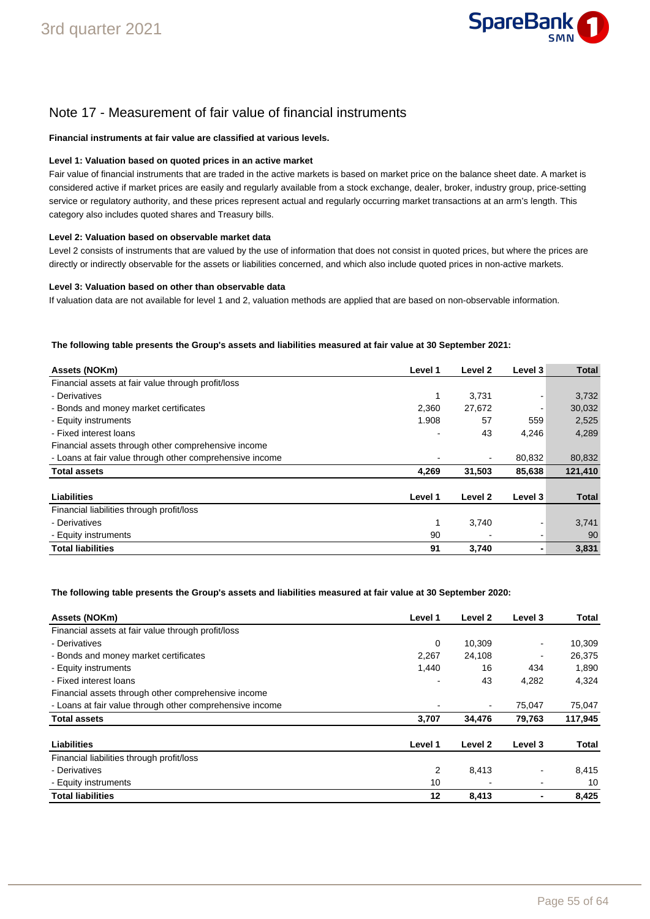## Note 17 - Measurement of fair value of financial instruments

**Financial instruments at fair value are classified at various levels.**

**Level 1: Valuation based on quoted prices in an active market**

Fair value of financial instruments that are traded in the active markets is based on market price on the balance sheet date. A market is considered active if market prices are easily and regularly available from a stock exchange, dealer, broker, industry group, price-setting service or regulatory authority, and these prices represent actual and regularly occurring market transactions at an arm's length. This category also includes quoted shares and Treasury bills.

**Level 2: Valuation based on observable market data**

Level 2 consists of instruments that are valued by the use of information that does not consist in quoted prices, but where the prices are directly or indirectly observable for the assets or liabilities concerned, and which also include quoted prices in non-active markets.

**Level 3: Valuation based on other than observable data**

If valuation data are not available for level 1 and 2, valuation methods are applied that are based on non-observable information.

**The following table presents the Group's assets and liabilities measured at fair value at 30 September 2021:**

| Assets (NOKm) | Level 1 | Level 2 | Level 3 | Total |
|---|---|---|---|---|
| Financial assets at fair value through profit/loss | | | | |
| - Derivatives | 1 | 3,731 | - | 3,732 |
| - Bonds and money market certificates | 2,360 | 27,672 | - | 30,032 |
| - Equity instruments | 1.908 | 57 | 559 | 2,525 |
| - Fixed interest loans | - | 43 | 4,246 | 4,289 |
| Financial assets through other comprehensive income | | | | |
| - Loans at fair value through other comprehensive income | - | - | 80,832 | 80,832 |
| **Total assets** | **4,269** | **31,503** | **85,638** | **121,410** |

| Liabilities | Level 1 | Level 2 | Level 3 | Total |
|---|---|---|---|---|
| Financial liabilities through profit/loss | | | | |
| - Derivatives | 1 | 3,740 | - | 3,741 |
| - Equity instruments | 90 | - | - | 90 |
| **Total liabilities** | **91** | **3,740** | **-** | **3,831** |

**The following table presents the Group's assets and liabilities measured at fair value at 30 September 2020:**

| Assets (NOKm) | Level 1 | Level 2 | Level 3 | Total |
|---|---|---|---|---|
| Financial assets at fair value through profit/loss | | | | |
| - Derivatives | 0 | 10,309 | - | 10,309 |
| - Bonds and money market certificates | 2,267 | 24,108 | - | 26,375 |
| - Equity instruments | 1,440 | 16 | 434 | 1,890 |
| - Fixed interest loans | - | 43 | 4,282 | 4,324 |
| Financial assets through other comprehensive income | | | | |
| - Loans at fair value through other comprehensive income | - | - | 75,047 | 75,047 |
| **Total assets** | **3,707** | **34,476** | **79,763** | **117,945** |

| Liabilities | Level 1 | Level 2 | Level 3 | Total |
|---|---|---|---|---|
| Financial liabilities through profit/loss | | | | |
| - Derivatives | 2 | 8,413 | - | 8,415 |
| - Equity instruments | 10 | - | - | 10 |
| **Total liabilities** | **12** | **8,413** | **-** | **8,425** |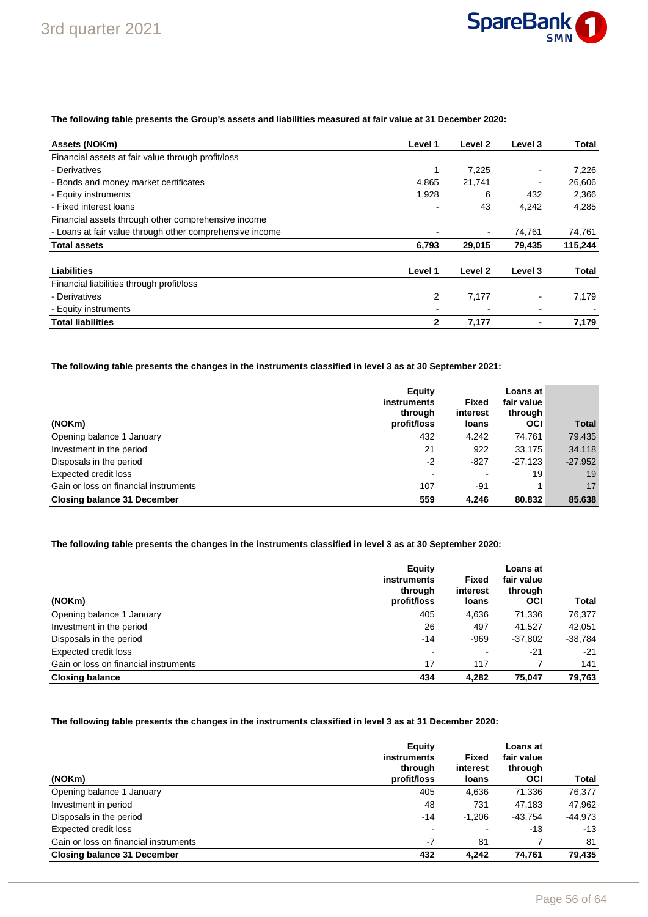**The following table presents the Group's assets and liabilities measured at fair value at 31 December 2020:**

| Assets (NOKm) | Level 1 | Level 2 | Level 3 | Total |
|---|---|---|---|---|
| Financial assets at fair value through profit/loss | | | | |
| - Derivatives | 1 | 7,225 | - | 7,226 |
| - Bonds and money market certificates | 4,865 | 21,741 | - | 26,606 |
| - Equity instruments | 1,928 | 6 | 432 | 2,366 |
| - Fixed interest loans | - | 43 | 4,242 | 4,285 |
| Financial assets through other comprehensive income | | | | |
| - Loans at fair value through other comprehensive income | - | - | 74,761 | 74,761 |
| **Total assets** | **6,793** | **29,015** | **79,435** | **115,244** |

| Liabilities | Level 1 | Level 2 | Level 3 | Total |
|---|---|---|---|---|
| Financial liabilities through profit/loss | | | | |
| - Derivatives | 2 | 7,177 | - | 7,179 |
| - Equity instruments | - | - | - | - |
| **Total liabilities** | **2** | **7,177** | **-** | **7,179** |

**The following table presents the changes in the instruments classified in level 3 as at 30 September 2021:**

| (NOKm) | Equity instruments through profit/loss | Fixed interest loans | Loans at fair value through OCI | Total |
|---|---|---|---|---|
| Opening balance 1 January | 432 | 4.242 | 74.761 | 79.435 |
| Investment in the period | 21 | 922 | 33.175 | 34.118 |
| Disposals in the period | -2 | -827 | -27.123 | -27.952 |
| Expected credit loss | - | - | 19 | 19 |
| Gain or loss on financial instruments | 107 | -91 | 1 | 17 |
| **Closing balance 31 December** | **559** | **4.246** | **80.832** | **85.638** |

**The following table presents the changes in the instruments classified in level 3 as at 30 September 2020:**

| (NOKm) | Equity instruments through profit/loss | Fixed interest loans | Loans at fair value through OCI | Total |
|---|---|---|---|---|
| Opening balance 1 January | 405 | 4,636 | 71,336 | 76,377 |
| Investment in the period | 26 | 497 | 41,527 | 42,051 |
| Disposals in the period | -14 | -969 | -37,802 | -38,784 |
| Expected credit loss | - | - | -21 | -21 |
| Gain or loss on financial instruments | 17 | 117 | 7 | 141 |
| **Closing balance** | **434** | **4,282** | **75,047** | **79,763** |

**The following table presents the changes in the instruments classified in level 3 as at 31 December 2020:**

| (NOKm) | Equity instruments through profit/loss | Fixed interest loans | Loans at fair value through OCI | Total |
|---|---|---|---|---|
| Opening balance 1 January | 405 | 4,636 | 71,336 | 76,377 |
| Investment in period | 48 | 731 | 47,183 | 47,962 |
| Disposals in the period | -14 | -1,206 | -43,754 | -44,973 |
| Expected credit loss | - | - | -13 | -13 |
| Gain or loss on financial instruments | -7 | 81 | 7 | 81 |
| **Closing balance 31 December** | **432** | **4,242** | **74,761** | **79,435** |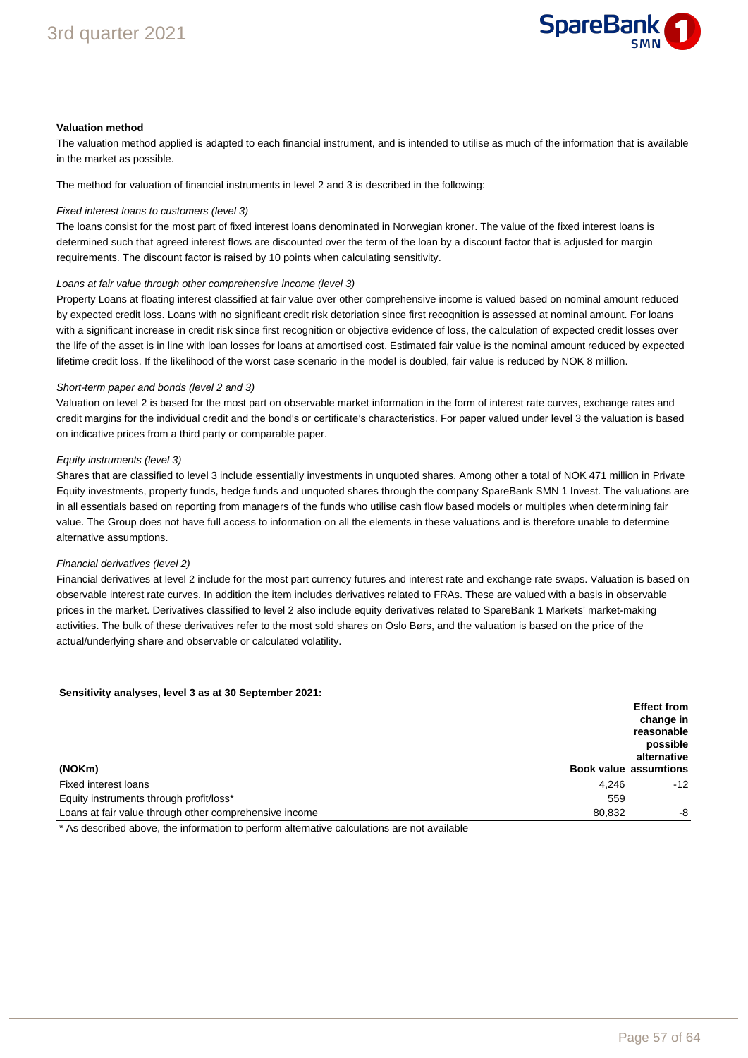**Valuation method**

The valuation method applied is adapted to each financial instrument, and is intended to utilise as much of the information that is available in the market as possible.

The method for valuation of financial instruments in level 2 and 3 is described in the following:

*Fixed interest loans to customers (level 3)*

The loans consist for the most part of fixed interest loans denominated in Norwegian kroner. The value of the fixed interest loans is determined such that agreed interest flows are discounted over the term of the loan by a discount factor that is adjusted for margin requirements. The discount factor is raised by 10 points when calculating sensitivity.

*Loans at fair value through other comprehensive income (level 3)*

Property Loans at floating interest classified at fair value over other comprehensive income is valued based on nominal amount reduced by expected credit loss. Loans with no significant credit risk detoriation since first recognition is assessed at nominal amount. For loans with a significant increase in credit risk since first recognition or objective evidence of loss, the calculation of expected credit losses over the life of the asset is in line with loan losses for loans at amortised cost. Estimated fair value is the nominal amount reduced by expected lifetime credit loss. If the likelihood of the worst case scenario in the model is doubled, fair value is reduced by NOK 8 million.

*Short-term paper and bonds (level 2 and 3)*

Valuation on level 2 is based for the most part on observable market information in the form of interest rate curves, exchange rates and credit margins for the individual credit and the bond's or certificate's characteristics. For paper valued under level 3 the valuation is based on indicative prices from a third party or comparable paper.

*Equity instruments (level 3)*

Shares that are classified to level 3 include essentially investments in unquoted shares. Among other a total of NOK 471 million in Private Equity investments, property funds, hedge funds and unquoted shares through the company SpareBank SMN 1 Invest. The valuations are in all essentials based on reporting from managers of the funds who utilise cash flow based models or multiples when determining fair value. The Group does not have full access to information on all the elements in these valuations and is therefore unable to determine alternative assumptions.

*Financial derivatives (level 2)*

Financial derivatives at level 2 include for the most part currency futures and interest rate and exchange rate swaps. Valuation is based on observable interest rate curves. In addition the item includes derivatives related to FRAs. These are valued with a basis in observable prices in the market. Derivatives classified to level 2 also include equity derivatives related to SpareBank 1 Markets' market-making activities. The bulk of these derivatives refer to the most sold shares on Oslo Børs, and the valuation is based on the price of the actual/underlying share and observable or calculated volatility.

**Sensitivity analyses, level 3 as at 30 September 2021:**

| (NOKm) | Book value | Effect from change in reasonable possible alternative assumtions |
|---|---|---|
| Fixed interest loans | 4,246 | -12 |
| Equity instruments through profit/loss* | 559 | |
| Loans at fair value through other comprehensive income | 80,832 | -8 |

\* As described above, the information to perform alternative calculations are not available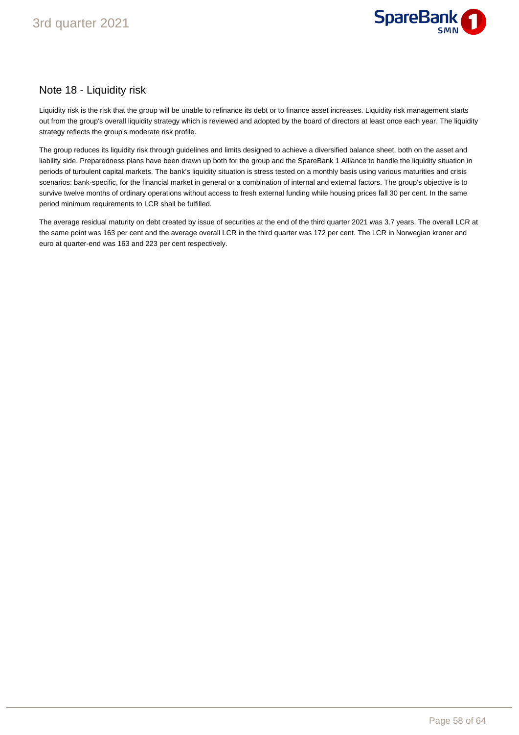## Note 18 - Liquidity risk

Liquidity risk is the risk that the group will be unable to refinance its debt or to finance asset increases. Liquidity risk management starts out from the group's overall liquidity strategy which is reviewed and adopted by the board of directors at least once each year. The liquidity strategy reflects the group's moderate risk profile.

The group reduces its liquidity risk through guidelines and limits designed to achieve a diversified balance sheet, both on the asset and liability side. Preparedness plans have been drawn up both for the group and the SpareBank 1 Alliance to handle the liquidity situation in periods of turbulent capital markets. The bank's liquidity situation is stress tested on a monthly basis using various maturities and crisis scenarios: bank-specific, for the financial market in general or a combination of internal and external factors. The group's objective is to survive twelve months of ordinary operations without access to fresh external funding while housing prices fall 30 per cent. In the same period minimum requirements to LCR shall be fulfilled.

The average residual maturity on debt created by issue of securities at the end of the third quarter 2021 was 3.7 years. The overall LCR at the same point was 163 per cent and the average overall LCR in the third quarter was 172 per cent. The LCR in Norwegian kroner and euro at quarter-end was 163 and 223 per cent respectively.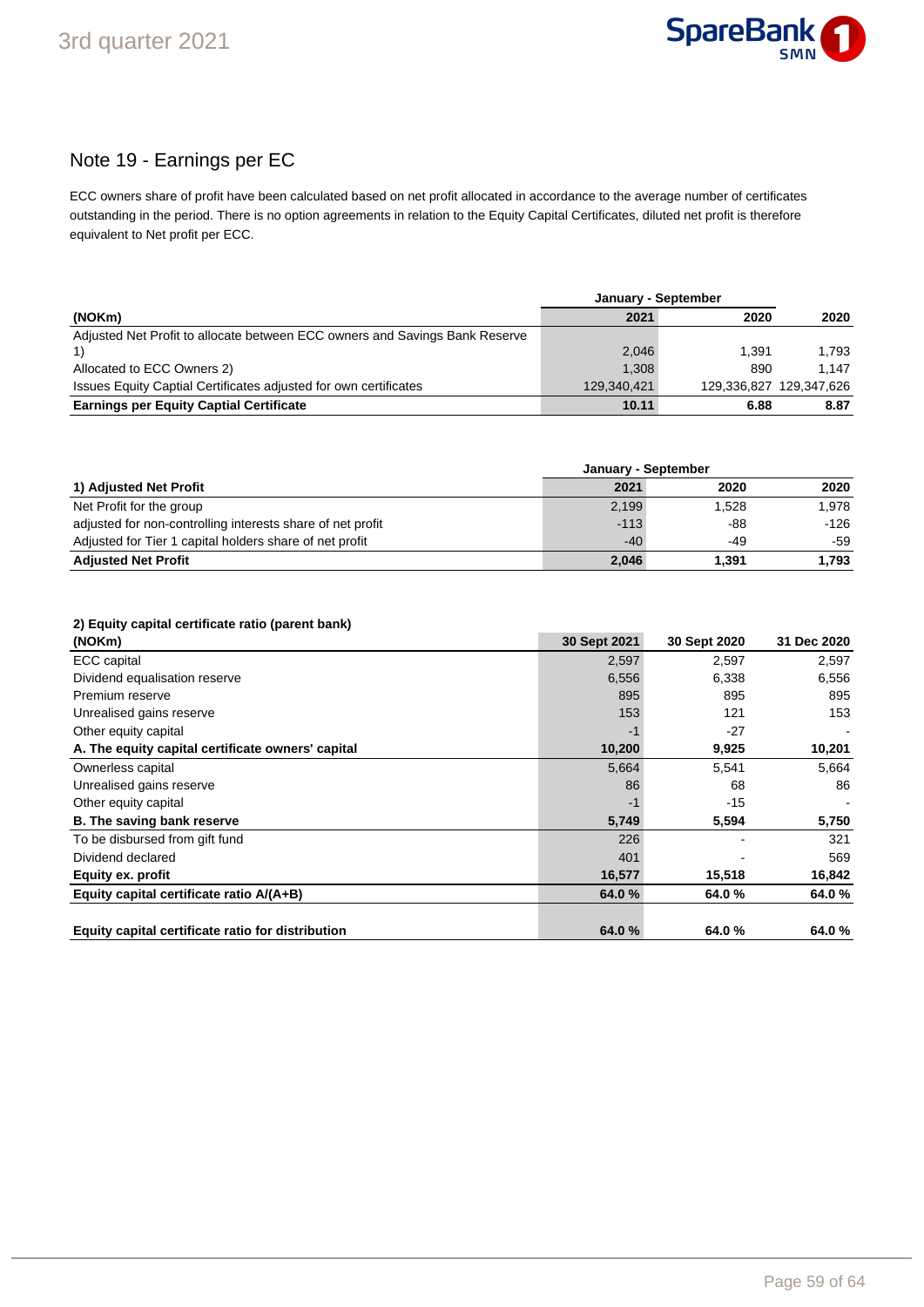## Note 19 - Earnings per EC

ECC owners share of profit have been calculated based on net profit allocated in accordance to the average number of certificates outstanding in the period. There is no option agreements in relation to the Equity Capital Certificates, diluted net profit is therefore equivalent to Net profit per ECC.

| | January - September | | |
|---|---|---|---|
| **(NOKm)** | **2021** | **2020** | **2020** |
| Adjusted Net Profit to allocate between ECC owners and Savings Bank Reserve 1) | 2,046 | 1,391 | 1,793 |
| Allocated to ECC Owners 2) | 1,308 | 890 | 1,147 |
| Issues Equity Captial Certificates adjusted for own certificates | 129,340,421 | 129,336,827 | 129,347,626 |
| **Earnings per Equity Captial Certificate** | **10.11** | **6.88** | **8.87** |

| | January - September | | |
|---|---|---|---|
| **1) Adjusted Net Profit** | **2021** | **2020** | **2020** |
| Net Profit for the group | 2,199 | 1,528 | 1,978 |
| adjusted for non-controlling interests share of net profit | -113 | -88 | -126 |
| Adjusted for Tier 1 capital holders share of net profit | -40 | -49 | -59 |
| **Adjusted Net Profit** | **2,046** | **1,391** | **1,793** |

**2) Equity capital certificate ratio (parent bank)**

| **(NOKm)** | **30 Sept 2021** | **30 Sept 2020** | **31 Dec 2020** |
|---|---|---|---|
| ECC capital | 2,597 | 2,597 | 2,597 |
| Dividend equalisation reserve | 6,556 | 6,338 | 6,556 |
| Premium reserve | 895 | 895 | 895 |
| Unrealised gains reserve | 153 | 121 | 153 |
| Other equity capital | -1 | -27 | - |
| **A. The equity capital certificate owners' capital** | **10,200** | **9,925** | **10,201** |
| Ownerless capital | 5,664 | 5,541 | 5,664 |
| Unrealised gains reserve | 86 | 68 | 86 |
| Other equity capital | -1 | -15 | - |
| **B. The saving bank reserve** | **5,749** | **5,594** | **5,750** |
| To be disbursed from gift fund | 226 | - | 321 |
| Dividend declared | 401 | - | 569 |
| **Equity ex. profit** | **16,577** | **15,518** | **16,842** |
| **Equity capital certificate ratio A/(A+B)** | **64.0 %** | **64.0 %** | **64.0 %** |
| | | | |
| **Equity capital certificate ratio for distribution** | **64.0 %** | **64.0 %** | **64.0 %** |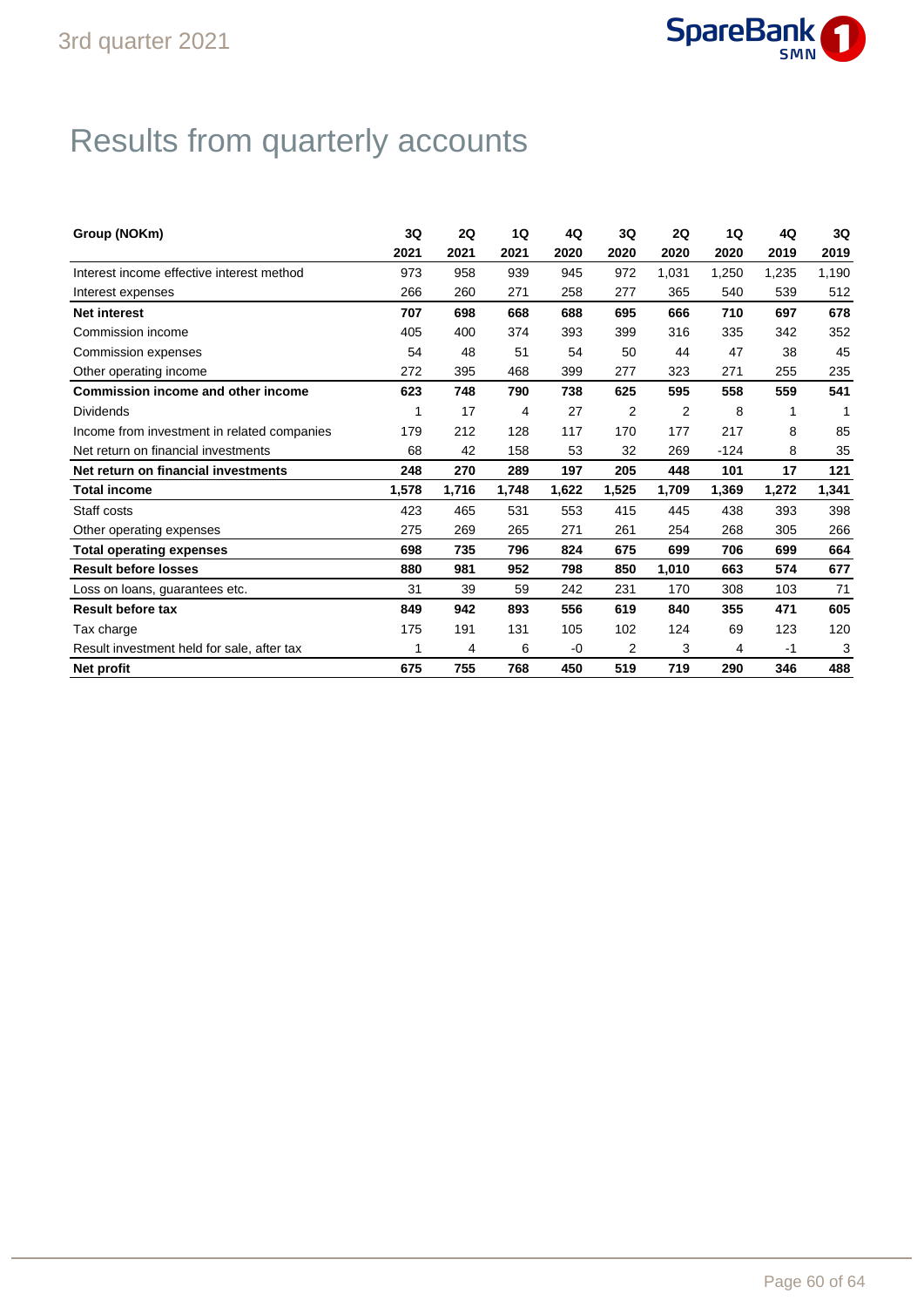# Results from quarterly accounts

| Group (NOKm) | 3Q 2021 | 2Q 2021 | 1Q 2021 | 4Q 2020 | 3Q 2020 | 2Q 2020 | 1Q 2020 | 4Q 2019 | 3Q 2019 |
|---|---|---|---|---|---|---|---|---|---|
| Interest income effective interest method | 973 | 958 | 939 | 945 | 972 | 1,031 | 1,250 | 1,235 | 1,190 |
| Interest expenses | 266 | 260 | 271 | 258 | 277 | 365 | 540 | 539 | 512 |
| **Net interest** | **707** | **698** | **668** | **688** | **695** | **666** | **710** | **697** | **678** |
| Commission income | 405 | 400 | 374 | 393 | 399 | 316 | 335 | 342 | 352 |
| Commission expenses | 54 | 48 | 51 | 54 | 50 | 44 | 47 | 38 | 45 |
| Other operating income | 272 | 395 | 468 | 399 | 277 | 323 | 271 | 255 | 235 |
| **Commission income and other income** | **623** | **748** | **790** | **738** | **625** | **595** | **558** | **559** | **541** |
| Dividends | 1 | 17 | 4 | 27 | 2 | 2 | 8 | 1 | 1 |
| Income from investment in related companies | 179 | 212 | 128 | 117 | 170 | 177 | 217 | 8 | 85 |
| Net return on financial investments | 68 | 42 | 158 | 53 | 32 | 269 | -124 | 8 | 35 |
| **Net return on financial investments** | **248** | **270** | **289** | **197** | **205** | **448** | **101** | **17** | **121** |
| **Total income** | **1,578** | **1,716** | **1,748** | **1,622** | **1,525** | **1,709** | **1,369** | **1,272** | **1,341** |
| Staff costs | 423 | 465 | 531 | 553 | 415 | 445 | 438 | 393 | 398 |
| Other operating expenses | 275 | 269 | 265 | 271 | 261 | 254 | 268 | 305 | 266 |
| **Total operating expenses** | **698** | **735** | **796** | **824** | **675** | **699** | **706** | **699** | **664** |
| **Result before losses** | **880** | **981** | **952** | **798** | **850** | **1,010** | **663** | **574** | **677** |
| Loss on loans, guarantees etc. | 31 | 39 | 59 | 242 | 231 | 170 | 308 | 103 | 71 |
| **Result before tax** | **849** | **942** | **893** | **556** | **619** | **840** | **355** | **471** | **605** |
| Tax charge | 175 | 191 | 131 | 105 | 102 | 124 | 69 | 123 | 120 |
| Result investment held for sale, after tax | 1 | 4 | 6 | -0 | 2 | 3 | 4 | -1 | 3 |
| **Net profit** | **675** | **755** | **768** | **450** | **519** | **719** | **290** | **346** | **488** |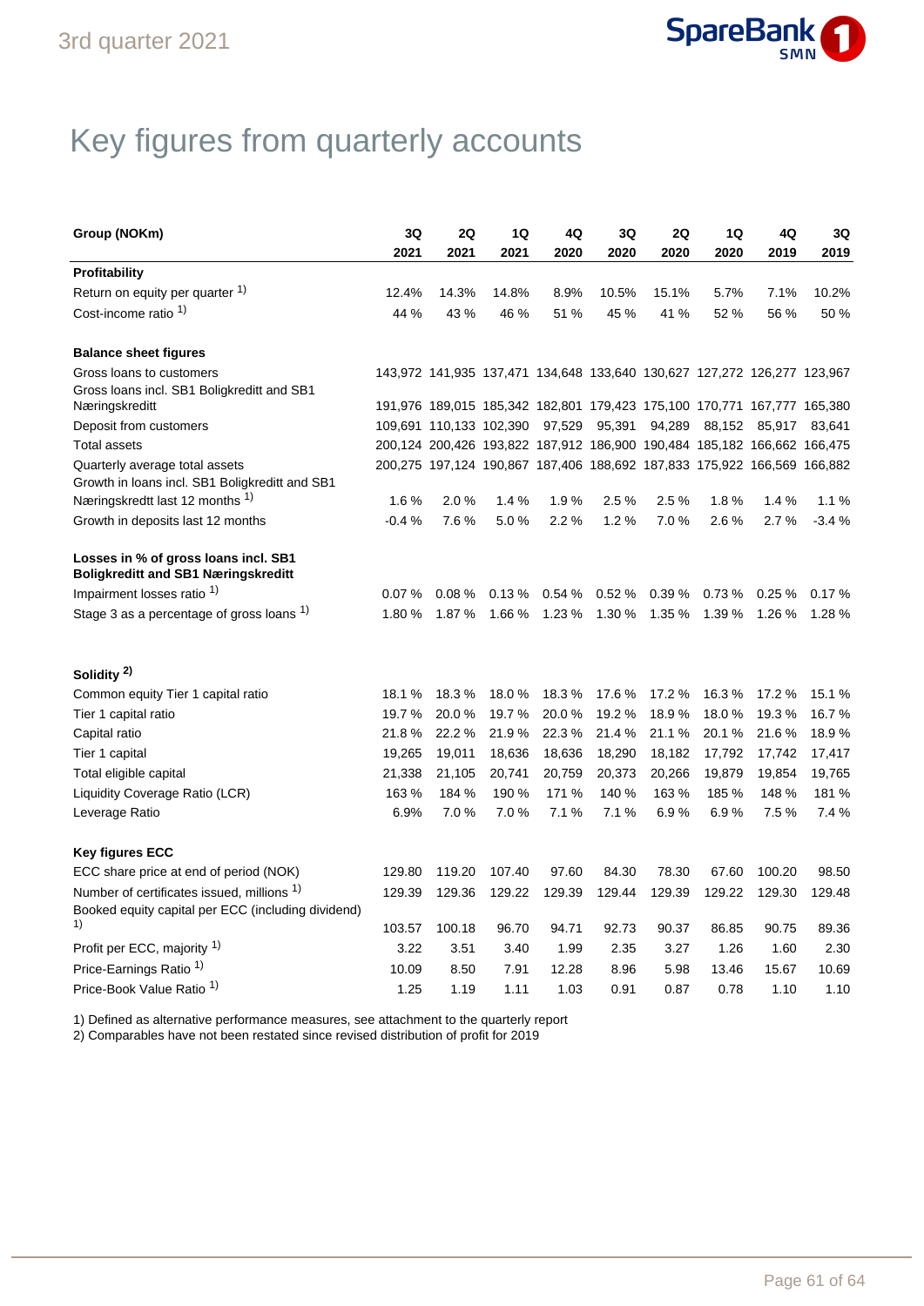# Key figures from quarterly accounts

| Group (NOKm) | 3Q 2021 | 2Q 2021 | 1Q 2021 | 4Q 2020 | 3Q 2020 | 2Q 2020 | 1Q 2020 | 4Q 2019 | 3Q 2019 |
|---|---|---|---|---|---|---|---|---|---|
| **Profitability** | | | | | | | | | |
| Return on equity per quarter [1] | 12.4% | 14.3% | 14.8% | 8.9% | 10.5% | 15.1% | 5.7% | 7.1% | 10.2% |
| Cost-income ratio [1] | 44 % | 43 % | 46 % | 51 % | 45 % | 41 % | 52 % | 56 % | 50 % |
| **Balance sheet figures** | | | | | | | | | |
| Gross loans to customers | 143,972 | 141,935 | 137,471 | 134,648 | 133,640 | 130,627 | 127,272 | 126,277 | 123,967 |
| Gross loans incl. SB1 Boligkreditt and SB1 Næringskreditt | 191,976 | 189,015 | 185,342 | 182,801 | 179,423 | 175,100 | 170,771 | 167,777 | 165,380 |
| Deposit from customers | 109,691 | 110,133 | 102,390 | 97,529 | 95,391 | 94,289 | 88,152 | 85,917 | 83,641 |
| Total assets | 200,124 | 200,426 | 193,822 | 187,912 | 186,900 | 190,484 | 185,182 | 166,662 | 166,475 |
| Quarterly average total assets | 200,275 | 197,124 | 190,867 | 187,406 | 188,692 | 187,833 | 175,922 | 166,569 | 166,882 |
| Growth in loans incl. SB1 Boligkreditt and SB1 Næringskredtt last 12 months [1] | 1.6 % | 2.0 % | 1.4 % | 1.9 % | 2.5 % | 2.5 % | 1.8 % | 1.4 % | 1.1 % |
| Growth in deposits last 12 months | -0.4 % | 7.6 % | 5.0 % | 2.2 % | 1.2 % | 7.0 % | 2.6 % | 2.7 % | -3.4 % |
| **Losses in % of gross loans incl. SB1 Boligkreditt and SB1 Næringskreditt** | | | | | | | | | |
| Impairment losses ratio [1] | 0.07 % | 0.08 % | 0.13 % | 0.54 % | 0.52 % | 0.39 % | 0.73 % | 0.25 % | 0.17 % |
| Stage 3 as a percentage of gross loans [1] | 1.80 % | 1.87 % | 1.66 % | 1.23 % | 1.30 % | 1.35 % | 1.39 % | 1.26 % | 1.28 % |
| **Solidity [2]** | | | | | | | | | |
| Common equity Tier 1 capital ratio | 18.1 % | 18.3 % | 18.0 % | 18.3 % | 17.6 % | 17.2 % | 16.3 % | 17.2 % | 15.1 % |
| Tier 1 capital ratio | 19.7 % | 20.0 % | 19.7 % | 20.0 % | 19.2 % | 18.9 % | 18.0 % | 19.3 % | 16.7 % |
| Capital ratio | 21.8 % | 22.2 % | 21.9 % | 22.3 % | 21.4 % | 21.1 % | 20.1 % | 21.6 % | 18.9 % |
| Tier 1 capital | 19,265 | 19,011 | 18,636 | 18,636 | 18,290 | 18,182 | 17,792 | 17,742 | 17,417 |
| Total eligible capital | 21,338 | 21,105 | 20,741 | 20,759 | 20,373 | 20,266 | 19,879 | 19,854 | 19,765 |
| Liquidity Coverage Ratio (LCR) | 163 % | 184 % | 190 % | 171 % | 140 % | 163 % | 185 % | 148 % | 181 % |
| Leverage Ratio | 6.9% | 7.0 % | 7.0 % | 7.1 % | 7.1 % | 6.9 % | 6.9 % | 7.5 % | 7.4 % |
| **Key figures ECC** | | | | | | | | | |
| ECC share price at end of period (NOK) | 129.80 | 119.20 | 107.40 | 97.60 | 84.30 | 78.30 | 67.60 | 100.20 | 98.50 |
| Number of certificates issued, millions [1] | 129.39 | 129.36 | 129.22 | 129.39 | 129.44 | 129.39 | 129.22 | 129.30 | 129.48 |
| Booked equity capital per ECC (including dividend) [1] | 103.57 | 100.18 | 96.70 | 94.71 | 92.73 | 90.37 | 86.85 | 90.75 | 89.36 |
| Profit per ECC, majority [1] | 3.22 | 3.51 | 3.40 | 1.99 | 2.35 | 3.27 | 1.26 | 1.60 | 2.30 |
| Price-Earnings Ratio [1] | 10.09 | 8.50 | 7.91 | 12.28 | 8.96 | 5.98 | 13.46 | 15.67 | 10.69 |
| Price-Book Value Ratio [1] | 1.25 | 1.19 | 1.11 | 1.03 | 0.91 | 0.87 | 0.78 | 1.10 | 1.10 |

1) Defined as alternative performance measures, see attachment to the quarterly report
2) Comparables have not been restated since revised distribution of profit for 2019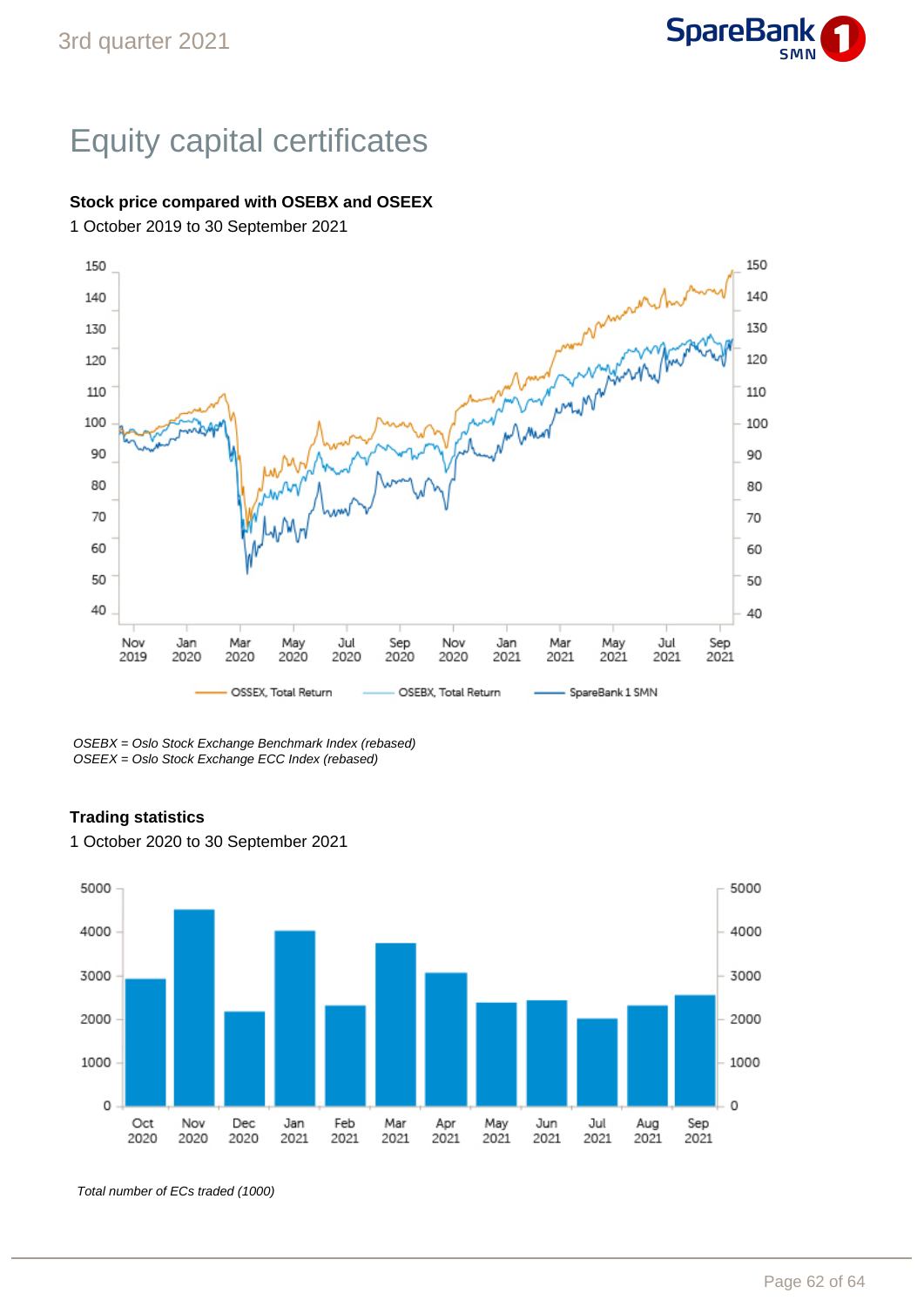# Equity capital certificates

**Stock price compared with OSEBX and OSEEX**

1 October 2019 to 30 September 2021

*OSEBX = Oslo Stock Exchange Benchmark Index (rebased)*
*OSEEX = Oslo Stock Exchange ECC Index (rebased)*

**Trading statistics**

1 October 2020 to 30 September 2021

*Total number of ECs traded (1000)*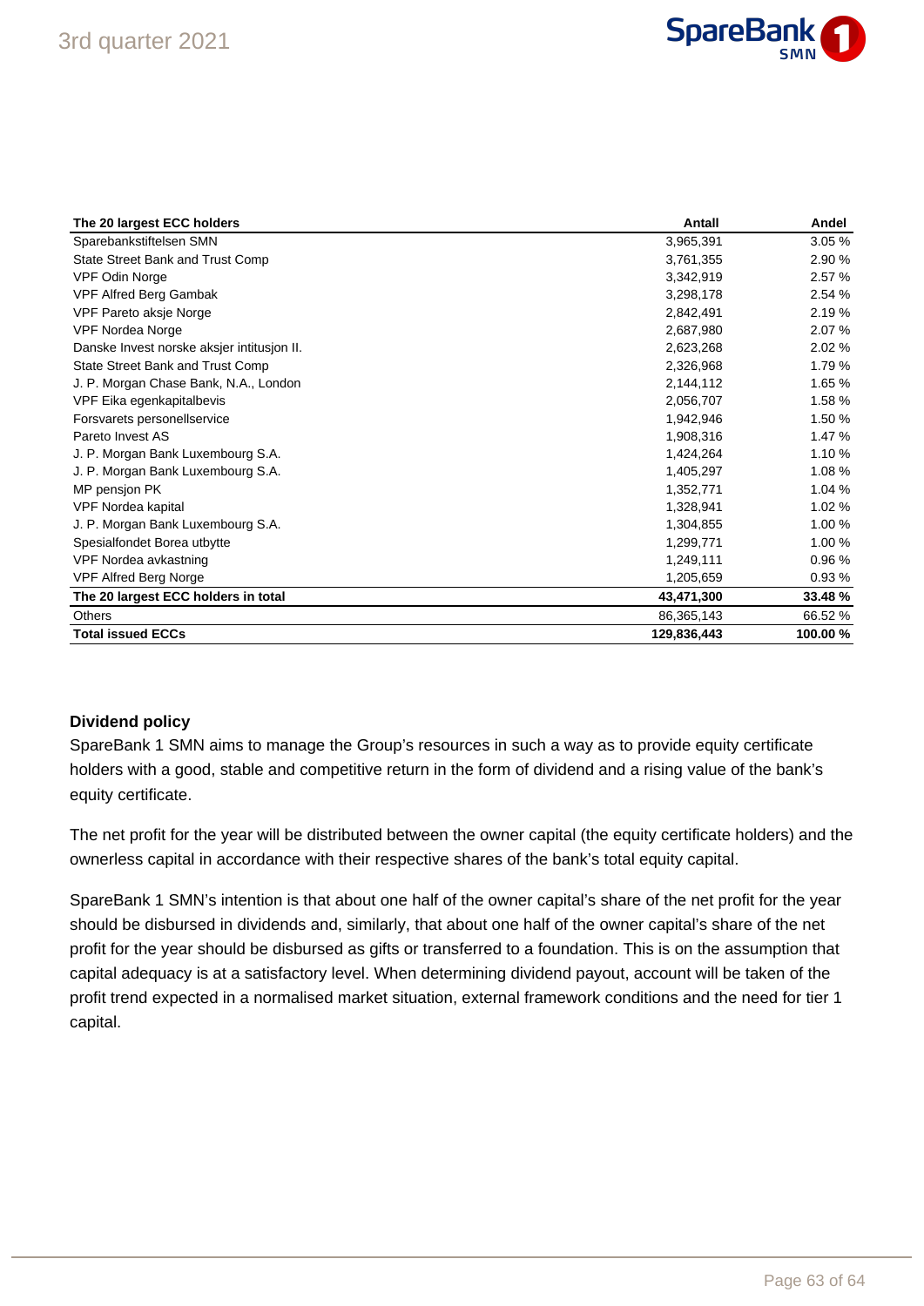| The 20 largest ECC holders | Antall | Andel |
|---|---|---|
| Sparebankstiftelsen SMN | 3,965,391 | 3.05 % |
| State Street Bank and Trust Comp | 3,761,355 | 2.90 % |
| VPF Odin Norge | 3,342,919 | 2.57 % |
| VPF Alfred Berg Gambak | 3,298,178 | 2.54 % |
| VPF Pareto aksje Norge | 2,842,491 | 2.19 % |
| VPF Nordea Norge | 2,687,980 | 2.07 % |
| Danske Invest norske aksjer intitusjon II. | 2,623,268 | 2.02 % |
| State Street Bank and Trust Comp | 2,326,968 | 1.79 % |
| J. P. Morgan Chase Bank, N.A., London | 2,144,112 | 1.65 % |
| VPF Eika egenkapitalbevis | 2,056,707 | 1.58 % |
| Forsvarets personellservice | 1,942,946 | 1.50 % |
| Pareto Invest AS | 1,908,316 | 1.47 % |
| J. P. Morgan Bank Luxembourg S.A. | 1,424,264 | 1.10 % |
| J. P. Morgan Bank Luxembourg S.A. | 1,405,297 | 1.08 % |
| MP pensjon PK | 1,352,771 | 1.04 % |
| VPF Nordea kapital | 1,328,941 | 1.02 % |
| J. P. Morgan Bank Luxembourg S.A. | 1,304,855 | 1.00 % |
| Spesialfondet Borea utbytte | 1,299,771 | 1.00 % |
| VPF Nordea avkastning | 1,249,111 | 0.96 % |
| VPF Alfred Berg Norge | 1,205,659 | 0.93 % |
| **The 20 largest ECC holders in total** | **43,471,300** | **33.48 %** |
| Others | 86,365,143 | 66.52 % |
| **Total issued ECCs** | **129,836,443** | **100.00 %** |

**Dividend policy**

SpareBank 1 SMN aims to manage the Group's resources in such a way as to provide equity certificate holders with a good, stable and competitive return in the form of dividend and a rising value of the bank's equity certificate.

The net profit for the year will be distributed between the owner capital (the equity certificate holders) and the ownerless capital in accordance with their respective shares of the bank's total equity capital.

SpareBank 1 SMN's intention is that about one half of the owner capital's share of the net profit for the year should be disbursed in dividends and, similarly, that about one half of the owner capital's share of the net profit for the year should be disbursed as gifts or transferred to a foundation. This is on the assumption that capital adequacy is at a satisfactory level. When determining dividend payout, account will be taken of the profit trend expected in a normalised market situation, external framework conditions and the need for tier 1 capital.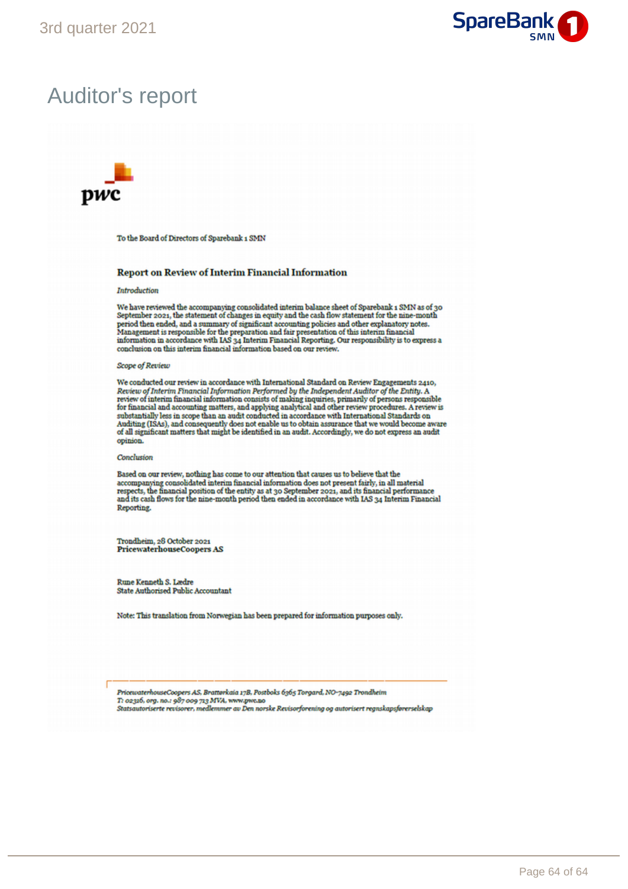# Auditor's report

pwc

To the Board of Directors of Sparebank 1 SMN

## Report on Review of Interim Financial Information

*Introduction*

We have reviewed the accompanying consolidated interim balance sheet of Sparebank 1 SMN as of 30 September 2021, the statement of changes in equity and the cash flow statement for the nine-month period then ended, and a summary of significant accounting policies and other explanatory notes. Management is responsible for the preparation and fair presentation of this interim financial information in accordance with IAS 34 Interim Financial Reporting. Our responsibility is to express a conclusion on this interim financial information based on our review.

*Scope of Review*

We conducted our review in accordance with International Standard on Review Engagements 2410, *Review of Interim Financial Information Performed by the Independent Auditor of the Entity*. A review of interim financial information consists of making inquiries, primarily of persons responsible for financial and accounting matters, and applying analytical and other review procedures. A review is substantially less in scope than an audit conducted in accordance with International Standards on Auditing (ISAs), and consequently does not enable us to obtain assurance that we would become aware of all significant matters that might be identified in an audit. Accordingly, we do not express an audit opinion.

*Conclusion*

Based on our review, nothing has come to our attention that causes us to believe that the accompanying consolidated interim financial information does not present fairly, in all material respects, the financial position of the entity as at 30 September 2021, and its financial performance and its cash flows for the nine-month period then ended in accordance with IAS 34 Interim Financial Reporting.

Trondheim, 28 October 2021
**PricewaterhouseCoopers AS**

Rune Kenneth S. Lædre
State Authorised Public Accountant

Note: This translation from Norwegian has been prepared for information purposes only.

*PricewaterhouseCoopers AS, Brattørkaia 17B, Postboks 6365 Torgard, NO-7492 Trondheim*
*T: 02316, org. no.: 987 009 713 MVA, www.pwc.no*
*Statsautoriserte revisorer, medlemmer av Den norske Revisorforening og autorisert regnskapsførerselskap*